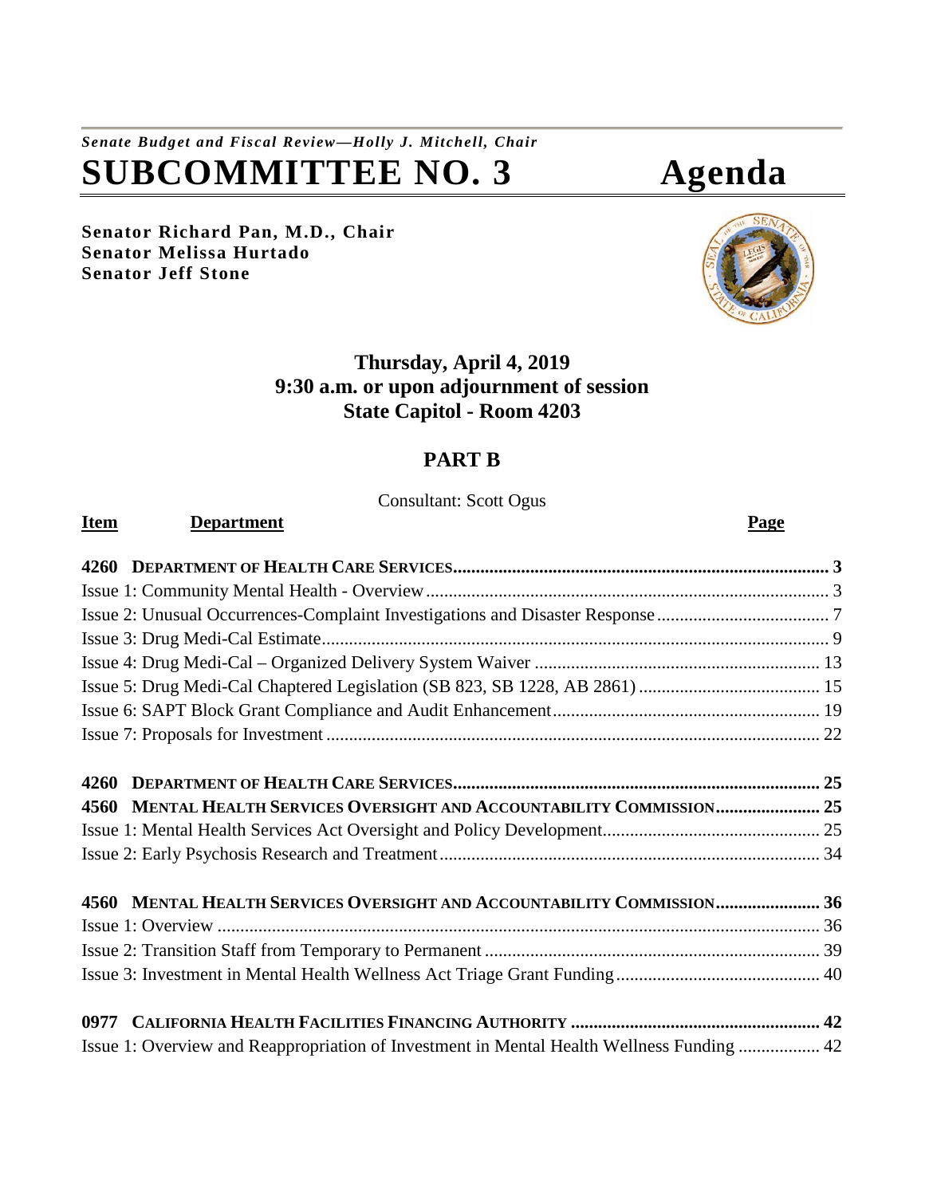*Senate Budget and Fiscal Review—Holly J. Mitchell, Chair*

# SUBCOMMITTEE NO. 3 Agenda

**Senator Richard Pan, M.D., Chair**
**Senator Melissa Hurtado**
**Senator Jeff Stone**

**Thursday, April 4, 2019**
**9:30 a.m. or upon adjournment of session**
**State Capitol - Room 4203**

## PART B

Consultant: Scott Ogus

| Item | Department | Page |
|---|---|---|
| **4260** | **DEPARTMENT OF HEALTH CARE SERVICES** | **3** |
| | Issue 1: Community Mental Health - Overview | 3 |
| | Issue 2: Unusual Occurrences-Complaint Investigations and Disaster Response | 7 |
| | Issue 3: Drug Medi-Cal Estimate | 9 |
| | Issue 4: Drug Medi-Cal – Organized Delivery System Waiver | 13 |
| | Issue 5: Drug Medi-Cal Chaptered Legislation (SB 823, SB 1228, AB 2861) | 15 |
| | Issue 6: SAPT Block Grant Compliance and Audit Enhancement | 19 |
| | Issue 7: Proposals for Investment | 22 |
| **4260** | **DEPARTMENT OF HEALTH CARE SERVICES** | **25** |
| **4560** | **MENTAL HEALTH SERVICES OVERSIGHT AND ACCOUNTABILITY COMMISSION** | **25** |
| | Issue 1: Mental Health Services Act Oversight and Policy Development | 25 |
| | Issue 2: Early Psychosis Research and Treatment | 34 |
| **4560** | **MENTAL HEALTH SERVICES OVERSIGHT AND ACCOUNTABILITY COMMISSION** | **36** |
| | Issue 1: Overview | 36 |
| | Issue 2: Transition Staff from Temporary to Permanent | 39 |
| | Issue 3: Investment in Mental Health Wellness Act Triage Grant Funding | 40 |
| **0977** | **CALIFORNIA HEALTH FACILITIES FINANCING AUTHORITY** | **42** |
| | Issue 1: Overview and Reappropriation of Investment in Mental Health Wellness Funding | 42 |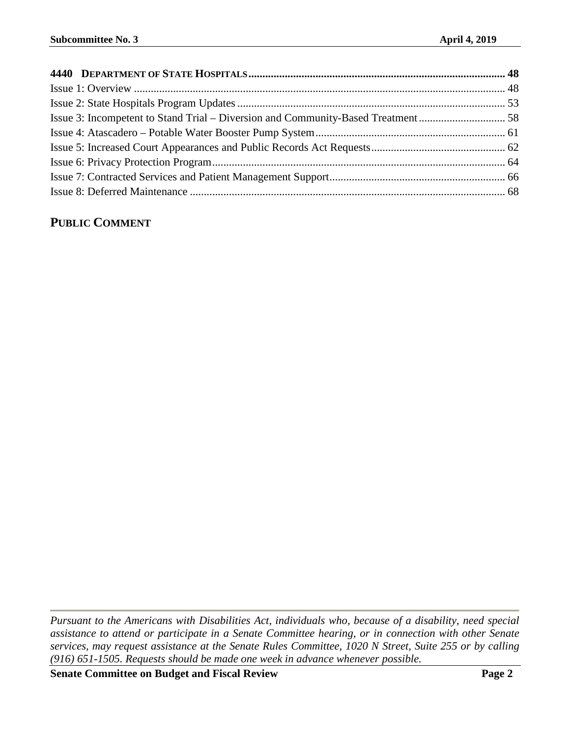**4440 DEPARTMENT OF STATE HOSPITALS** ........................................................................................... **48**

Issue 1: Overview ......................................................................................................................... 48

Issue 2: State Hospitals Program Updates ................................................................................... 53

Issue 3: Incompetent to Stand Trial – Diversion and Community-Based Treatment ............................... 58

Issue 4: Atascadero – Potable Water Booster Pump System ....................................................... 61

Issue 5: Increased Court Appearances and Public Records Act Requests ................................... 62

Issue 6: Privacy Protection Program ............................................................................................ 64

Issue 7: Contracted Services and Patient Management Support .................................................. 66

Issue 8: Deferred Maintenance .................................................................................................... 68

## PUBLIC COMMENT

*Pursuant to the Americans with Disabilities Act, individuals who, because of a disability, need special assistance to attend or participate in a Senate Committee hearing, or in connection with other Senate services, may request assistance at the Senate Rules Committee, 1020 N Street, Suite 255 or by calling (916) 651-1505. Requests should be made one week in advance whenever possible.*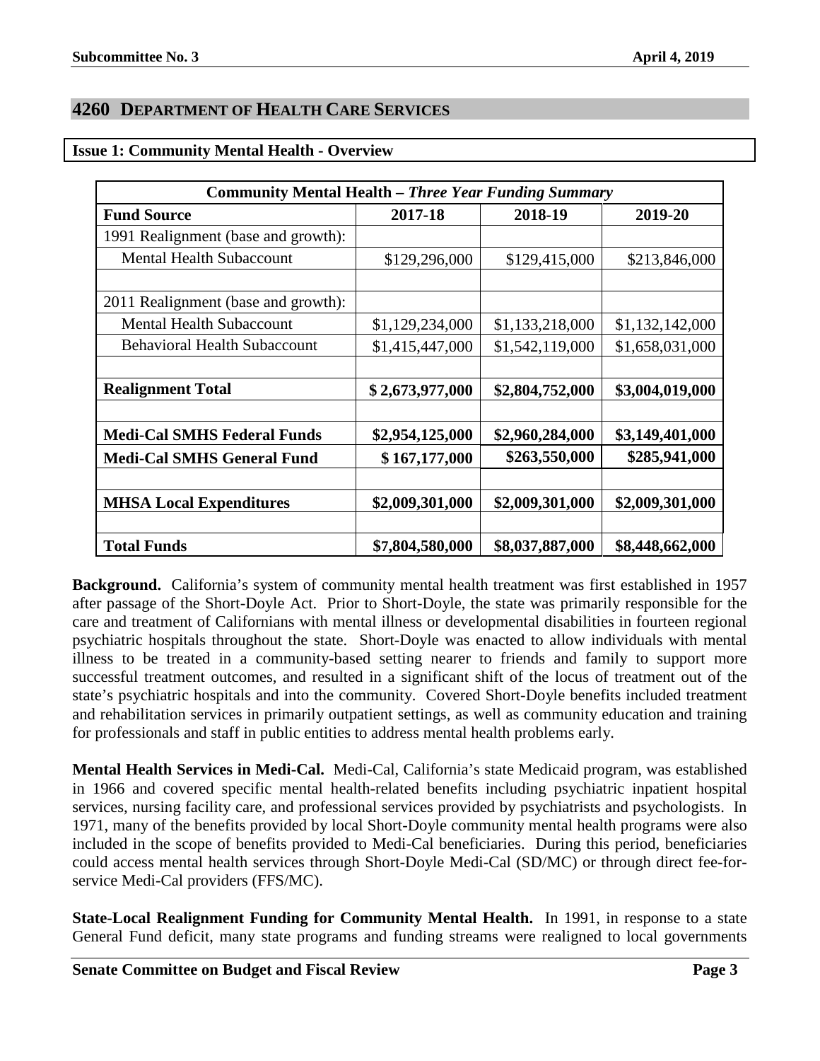## 4260 DEPARTMENT OF HEALTH CARE SERVICES

**Issue 1: Community Mental Health - Overview**

| **Community Mental Health – *Three Year Funding Summary*** | | | |
|---|---|---|---|
| **Fund Source** | **2017-18** | **2018-19** | **2019-20** |
| 1991 Realignment (base and growth): | | | |
| Mental Health Subaccount | $129,296,000 | $129,415,000 | $213,846,000 |
| | | | |
| 2011 Realignment (base and growth): | | | |
| Mental Health Subaccount | $1,129,234,000 | $1,133,218,000 | $1,132,142,000 |
| Behavioral Health Subaccount | $1,415,447,000 | $1,542,119,000 | $1,658,031,000 |
| | | | |
| **Realignment Total** | **$ 2,673,977,000** | **$2,804,752,000** | **$3,004,019,000** |
| | | | |
| **Medi-Cal SMHS Federal Funds** | **$2,954,125,000** | **$2,960,284,000** | **$3,149,401,000** |
| **Medi-Cal SMHS General Fund** | **$ 167,177,000** | **$263,550,000** | **$285,941,000** |
| | | | |
| **MHSA Local Expenditures** | **$2,009,301,000** | **$2,009,301,000** | **$2,009,301,000** |
| | | | |
| **Total Funds** | **$7,804,580,000** | **$8,037,887,000** | **$8,448,662,000** |

**Background.** California's system of community mental health treatment was first established in 1957 after passage of the Short-Doyle Act. Prior to Short-Doyle, the state was primarily responsible for the care and treatment of Californians with mental illness or developmental disabilities in fourteen regional psychiatric hospitals throughout the state. Short-Doyle was enacted to allow individuals with mental illness to be treated in a community-based setting nearer to friends and family to support more successful treatment outcomes, and resulted in a significant shift of the locus of treatment out of the state's psychiatric hospitals and into the community. Covered Short-Doyle benefits included treatment and rehabilitation services in primarily outpatient settings, as well as community education and training for professionals and staff in public entities to address mental health problems early.

**Mental Health Services in Medi-Cal.** Medi-Cal, California's state Medicaid program, was established in 1966 and covered specific mental health-related benefits including psychiatric inpatient hospital services, nursing facility care, and professional services provided by psychiatrists and psychologists. In 1971, many of the benefits provided by local Short-Doyle community mental health programs were also included in the scope of benefits provided to Medi-Cal beneficiaries. During this period, beneficiaries could access mental health services through Short-Doyle Medi-Cal (SD/MC) or through direct fee-for-service Medi-Cal providers (FFS/MC).

**State-Local Realignment Funding for Community Mental Health.** In 1991, in response to a state General Fund deficit, many state programs and funding streams were realigned to local governments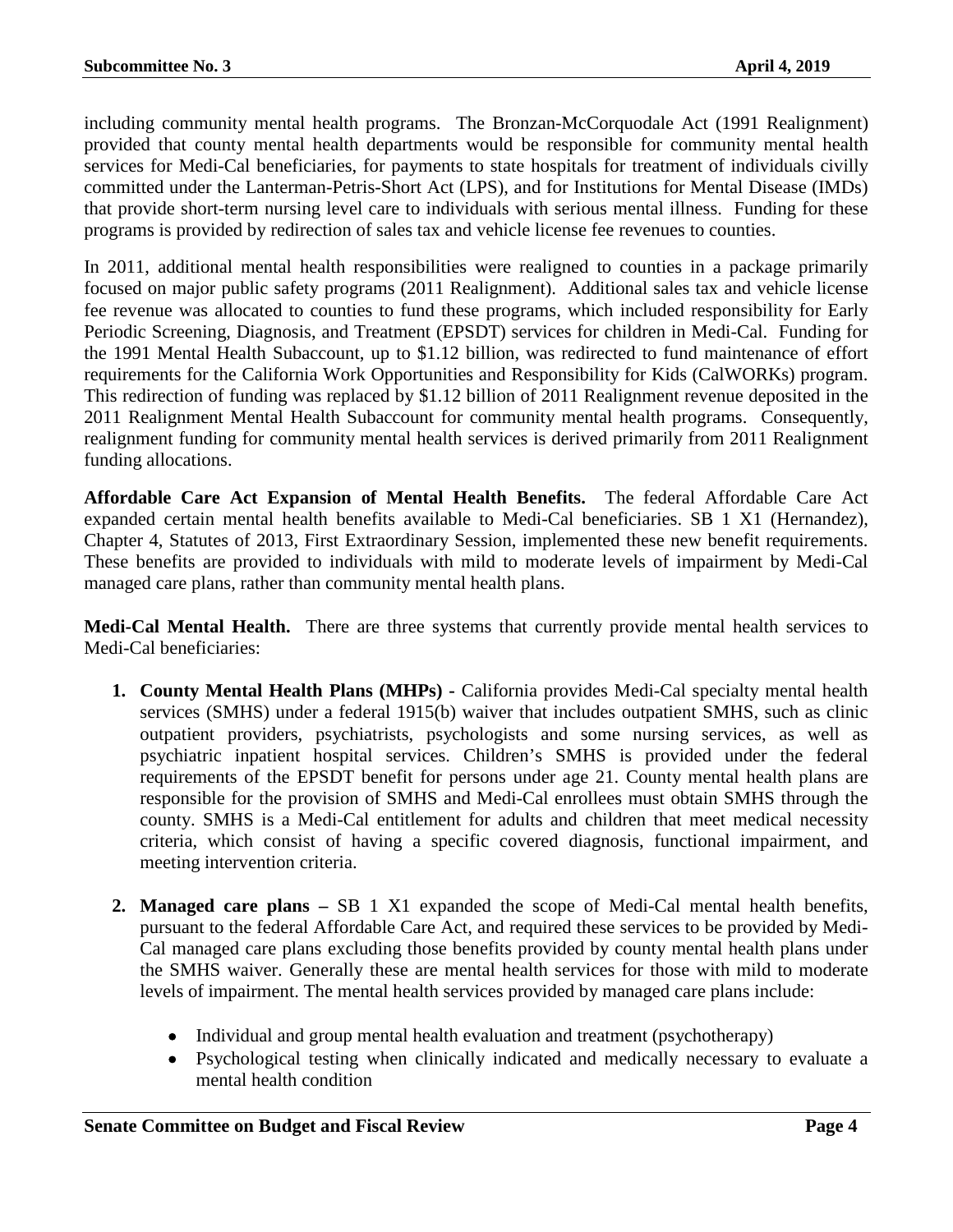including community mental health programs. The Bronzan-McCorquodale Act (1991 Realignment) provided that county mental health departments would be responsible for community mental health services for Medi-Cal beneficiaries, for payments to state hospitals for treatment of individuals civilly committed under the Lanterman-Petris-Short Act (LPS), and for Institutions for Mental Disease (IMDs) that provide short-term nursing level care to individuals with serious mental illness. Funding for these programs is provided by redirection of sales tax and vehicle license fee revenues to counties.

In 2011, additional mental health responsibilities were realigned to counties in a package primarily focused on major public safety programs (2011 Realignment). Additional sales tax and vehicle license fee revenue was allocated to counties to fund these programs, which included responsibility for Early Periodic Screening, Diagnosis, and Treatment (EPSDT) services for children in Medi-Cal. Funding for the 1991 Mental Health Subaccount, up to $1.12 billion, was redirected to fund maintenance of effort requirements for the California Work Opportunities and Responsibility for Kids (CalWORKs) program. This redirection of funding was replaced by $1.12 billion of 2011 Realignment revenue deposited in the 2011 Realignment Mental Health Subaccount for community mental health programs. Consequently, realignment funding for community mental health services is derived primarily from 2011 Realignment funding allocations.

**Affordable Care Act Expansion of Mental Health Benefits.** The federal Affordable Care Act expanded certain mental health benefits available to Medi-Cal beneficiaries. SB 1 X1 (Hernandez), Chapter 4, Statutes of 2013, First Extraordinary Session, implemented these new benefit requirements. These benefits are provided to individuals with mild to moderate levels of impairment by Medi-Cal managed care plans, rather than community mental health plans.

**Medi-Cal Mental Health.** There are three systems that currently provide mental health services to Medi-Cal beneficiaries:

1. **County Mental Health Plans (MHPs)** - California provides Medi-Cal specialty mental health services (SMHS) under a federal 1915(b) waiver that includes outpatient SMHS, such as clinic outpatient providers, psychiatrists, psychologists and some nursing services, as well as psychiatric inpatient hospital services. Children's SMHS is provided under the federal requirements of the EPSDT benefit for persons under age 21. County mental health plans are responsible for the provision of SMHS and Medi-Cal enrollees must obtain SMHS through the county. SMHS is a Medi-Cal entitlement for adults and children that meet medical necessity criteria, which consist of having a specific covered diagnosis, functional impairment, and meeting intervention criteria.

2. **Managed care plans –** SB 1 X1 expanded the scope of Medi-Cal mental health benefits, pursuant to the federal Affordable Care Act, and required these services to be provided by Medi-Cal managed care plans excluding those benefits provided by county mental health plans under the SMHS waiver. Generally these are mental health services for those with mild to moderate levels of impairment. The mental health services provided by managed care plans include:

   - Individual and group mental health evaluation and treatment (psychotherapy)
   - Psychological testing when clinically indicated and medically necessary to evaluate a mental health condition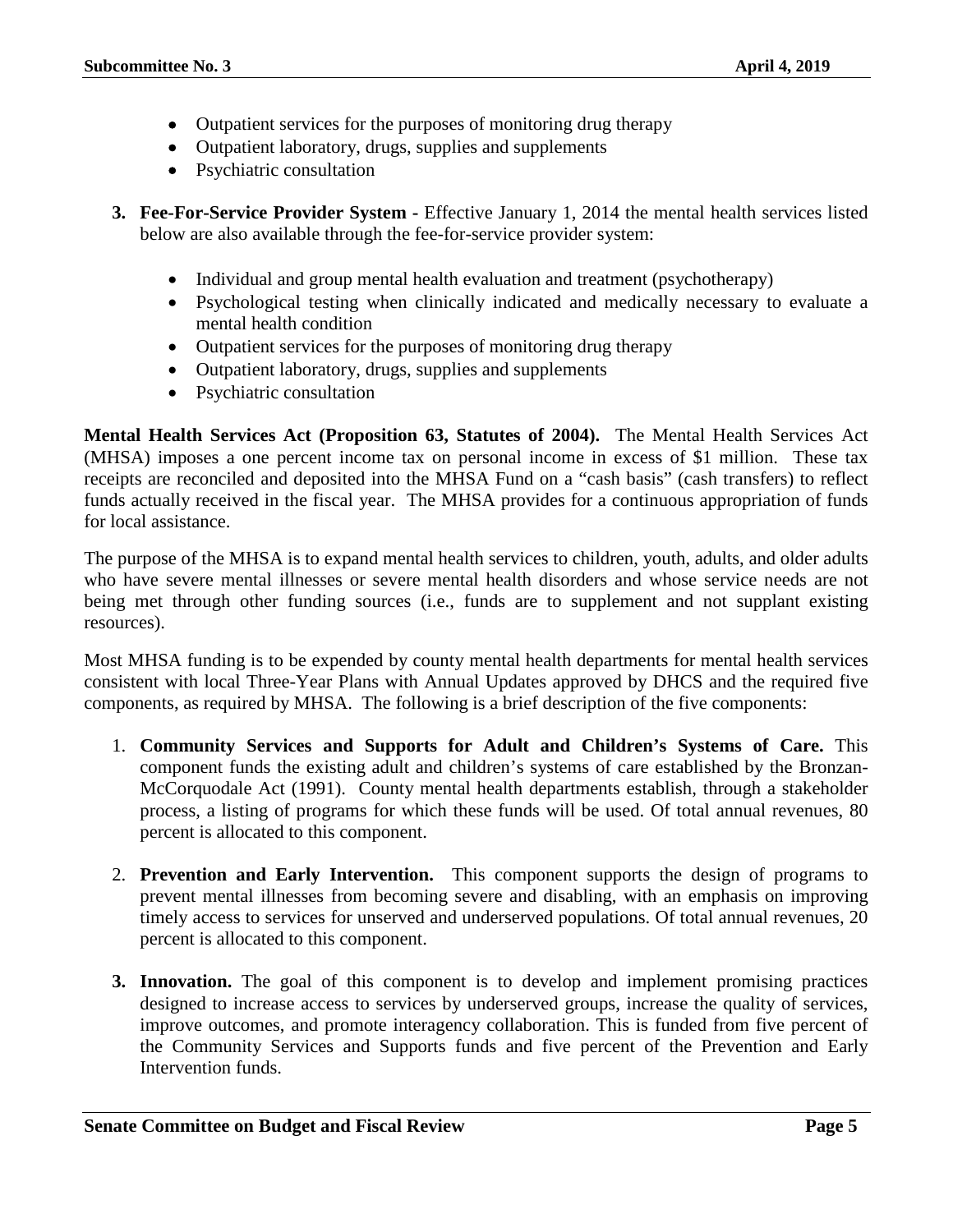- Outpatient services for the purposes of monitoring drug therapy
- Outpatient laboratory, drugs, supplies and supplements
- Psychiatric consultation

3. **Fee-For-Service Provider System** - Effective January 1, 2014 the mental health services listed below are also available through the fee-for-service provider system:

    - Individual and group mental health evaluation and treatment (psychotherapy)
    - Psychological testing when clinically indicated and medically necessary to evaluate a mental health condition
    - Outpatient services for the purposes of monitoring drug therapy
    - Outpatient laboratory, drugs, supplies and supplements
    - Psychiatric consultation

**Mental Health Services Act (Proposition 63, Statutes of 2004).** The Mental Health Services Act (MHSA) imposes a one percent income tax on personal income in excess of $1 million. These tax receipts are reconciled and deposited into the MHSA Fund on a "cash basis" (cash transfers) to reflect funds actually received in the fiscal year. The MHSA provides for a continuous appropriation of funds for local assistance.

The purpose of the MHSA is to expand mental health services to children, youth, adults, and older adults who have severe mental illnesses or severe mental health disorders and whose service needs are not being met through other funding sources (i.e., funds are to supplement and not supplant existing resources).

Most MHSA funding is to be expended by county mental health departments for mental health services consistent with local Three-Year Plans with Annual Updates approved by DHCS and the required five components, as required by MHSA. The following is a brief description of the five components:

1. **Community Services and Supports for Adult and Children's Systems of Care.** This component funds the existing adult and children's systems of care established by the Bronzan-McCorquodale Act (1991). County mental health departments establish, through a stakeholder process, a listing of programs for which these funds will be used. Of total annual revenues, 80 percent is allocated to this component.

2. **Prevention and Early Intervention.** This component supports the design of programs to prevent mental illnesses from becoming severe and disabling, with an emphasis on improving timely access to services for unserved and underserved populations. Of total annual revenues, 20 percent is allocated to this component.

3. **Innovation.** The goal of this component is to develop and implement promising practices designed to increase access to services by underserved groups, increase the quality of services, improve outcomes, and promote interagency collaboration. This is funded from five percent of the Community Services and Supports funds and five percent of the Prevention and Early Intervention funds.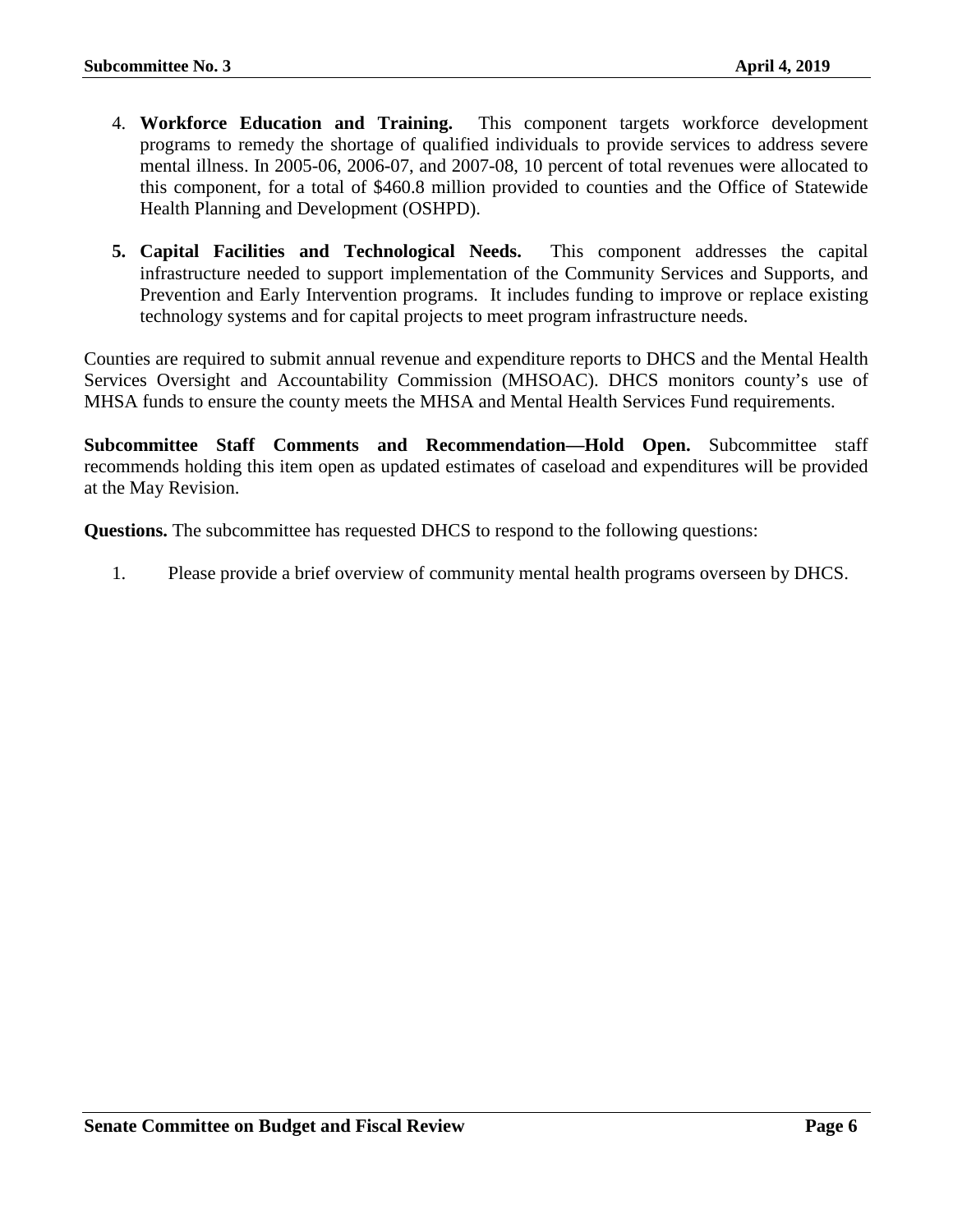4. **Workforce Education and Training.** This component targets workforce development programs to remedy the shortage of qualified individuals to provide services to address severe mental illness. In 2005-06, 2006-07, and 2007-08, 10 percent of total revenues were allocated to this component, for a total of $460.8 million provided to counties and the Office of Statewide Health Planning and Development (OSHPD).

5. **Capital Facilities and Technological Needs.** This component addresses the capital infrastructure needed to support implementation of the Community Services and Supports, and Prevention and Early Intervention programs. It includes funding to improve or replace existing technology systems and for capital projects to meet program infrastructure needs.

Counties are required to submit annual revenue and expenditure reports to DHCS and the Mental Health Services Oversight and Accountability Commission (MHSOAC). DHCS monitors county's use of MHSA funds to ensure the county meets the MHSA and Mental Health Services Fund requirements.

**Subcommittee Staff Comments and Recommendation—Hold Open.** Subcommittee staff recommends holding this item open as updated estimates of caseload and expenditures will be provided at the May Revision.

**Questions.** The subcommittee has requested DHCS to respond to the following questions:

1. Please provide a brief overview of community mental health programs overseen by DHCS.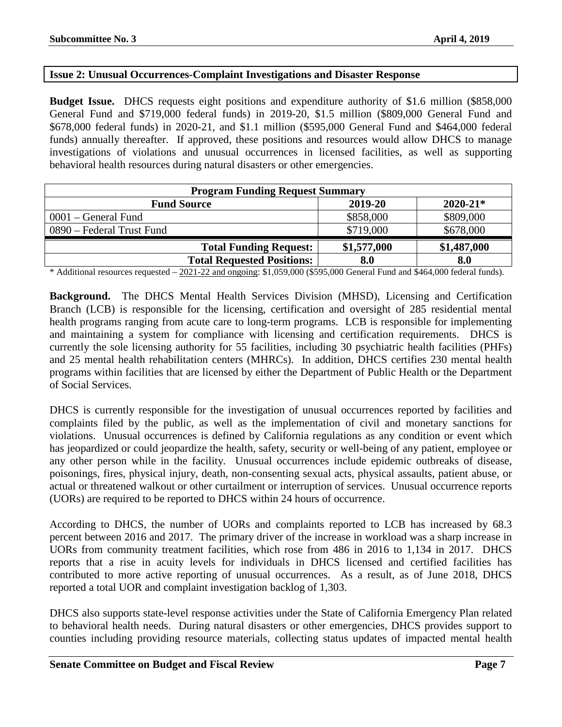**Issue 2: Unusual Occurrences-Complaint Investigations and Disaster Response**

**Budget Issue.** DHCS requests eight positions and expenditure authority of $1.6 million ($858,000 General Fund and $719,000 federal funds) in 2019-20, $1.5 million ($809,000 General Fund and $678,000 federal funds) in 2020-21, and $1.1 million ($595,000 General Fund and $464,000 federal funds) annually thereafter. If approved, these positions and resources would allow DHCS to manage investigations of violations and unusual occurrences in licensed facilities, as well as supporting behavioral health resources during natural disasters or other emergencies.

| Program Funding Request Summary | | |
|---|---|---|
| **Fund Source** | **2019-20** | **2020-21*** |
| 0001 – General Fund | $858,000 | $809,000 |
| 0890 – Federal Trust Fund | $719,000 | $678,000 |
| **Total Funding Request:** | **$1,577,000** | **$1,487,000** |
| **Total Requested Positions:** | **8.0** | **8.0** |

* Additional resources requested – 2021-22 and ongoing: $1,059,000 ($595,000 General Fund and $464,000 federal funds).

**Background.** The DHCS Mental Health Services Division (MHSD), Licensing and Certification Branch (LCB) is responsible for the licensing, certification and oversight of 285 residential mental health programs ranging from acute care to long-term programs. LCB is responsible for implementing and maintaining a system for compliance with licensing and certification requirements. DHCS is currently the sole licensing authority for 55 facilities, including 30 psychiatric health facilities (PHFs) and 25 mental health rehabilitation centers (MHRCs). In addition, DHCS certifies 230 mental health programs within facilities that are licensed by either the Department of Public Health or the Department of Social Services.

DHCS is currently responsible for the investigation of unusual occurrences reported by facilities and complaints filed by the public, as well as the implementation of civil and monetary sanctions for violations. Unusual occurrences is defined by California regulations as any condition or event which has jeopardized or could jeopardize the health, safety, security or well-being of any patient, employee or any other person while in the facility. Unusual occurrences include epidemic outbreaks of disease, poisonings, fires, physical injury, death, non-consenting sexual acts, physical assaults, patient abuse, or actual or threatened walkout or other curtailment or interruption of services. Unusual occurrence reports (UORs) are required to be reported to DHCS within 24 hours of occurrence.

According to DHCS, the number of UORs and complaints reported to LCB has increased by 68.3 percent between 2016 and 2017. The primary driver of the increase in workload was a sharp increase in UORs from community treatment facilities, which rose from 486 in 2016 to 1,134 in 2017. DHCS reports that a rise in acuity levels for individuals in DHCS licensed and certified facilities has contributed to more active reporting of unusual occurrences. As a result, as of June 2018, DHCS reported a total UOR and complaint investigation backlog of 1,303.

DHCS also supports state-level response activities under the State of California Emergency Plan related to behavioral health needs. During natural disasters or other emergencies, DHCS provides support to counties including providing resource materials, collecting status updates of impacted mental health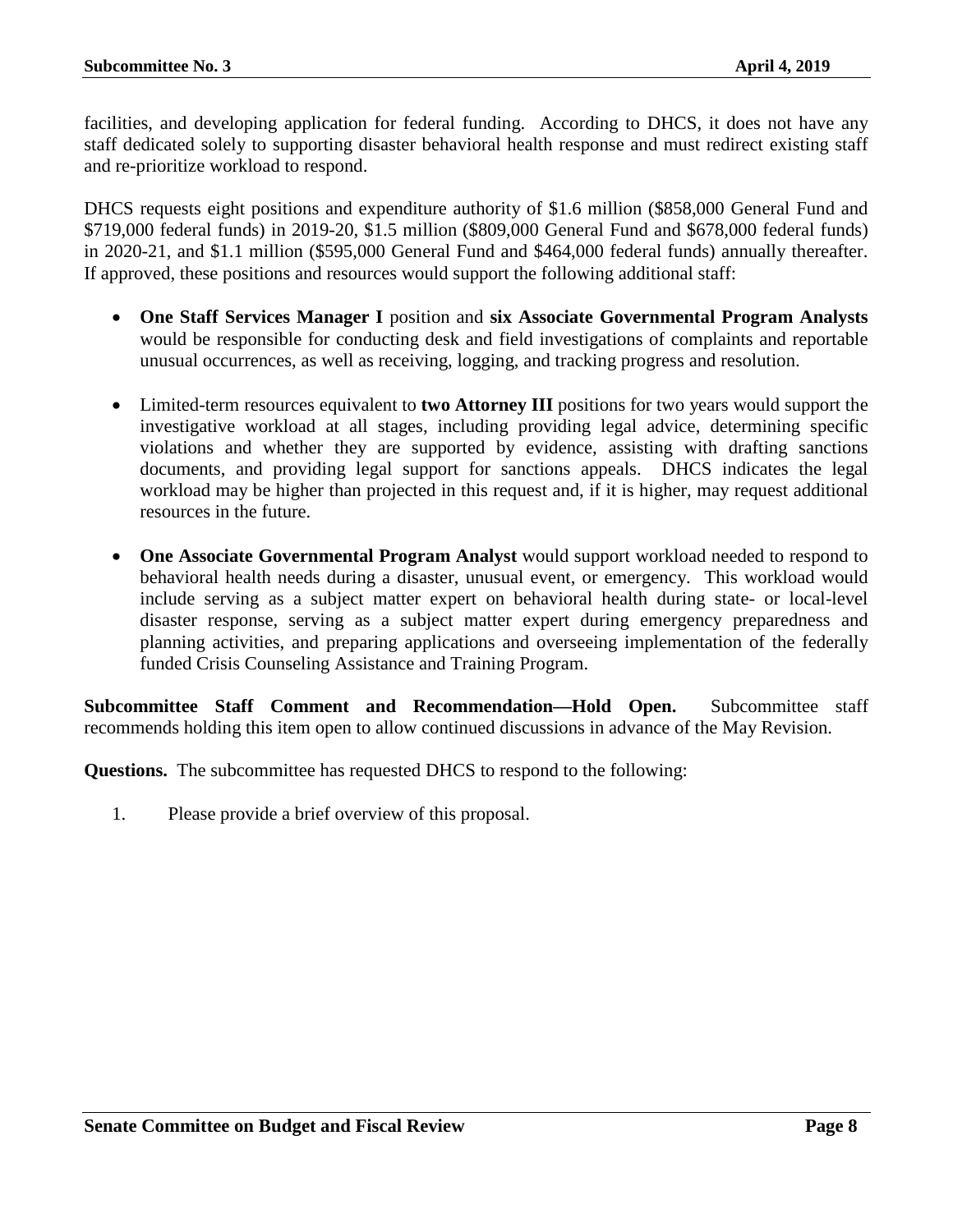facilities, and developing application for federal funding. According to DHCS, it does not have any staff dedicated solely to supporting disaster behavioral health response and must redirect existing staff and re-prioritize workload to respond.

DHCS requests eight positions and expenditure authority of $1.6 million ($858,000 General Fund and $719,000 federal funds) in 2019-20, $1.5 million ($809,000 General Fund and $678,000 federal funds) in 2020-21, and $1.1 million ($595,000 General Fund and $464,000 federal funds) annually thereafter. If approved, these positions and resources would support the following additional staff:

- **One Staff Services Manager I** position and **six Associate Governmental Program Analysts** would be responsible for conducting desk and field investigations of complaints and reportable unusual occurrences, as well as receiving, logging, and tracking progress and resolution.
- Limited-term resources equivalent to **two Attorney III** positions for two years would support the investigative workload at all stages, including providing legal advice, determining specific violations and whether they are supported by evidence, assisting with drafting sanctions documents, and providing legal support for sanctions appeals. DHCS indicates the legal workload may be higher than projected in this request and, if it is higher, may request additional resources in the future.
- **One Associate Governmental Program Analyst** would support workload needed to respond to behavioral health needs during a disaster, unusual event, or emergency. This workload would include serving as a subject matter expert on behavioral health during state- or local-level disaster response, serving as a subject matter expert during emergency preparedness and planning activities, and preparing applications and overseeing implementation of the federally funded Crisis Counseling Assistance and Training Program.

**Subcommittee Staff Comment and Recommendation—Hold Open.** Subcommittee staff recommends holding this item open to allow continued discussions in advance of the May Revision.

**Questions.** The subcommittee has requested DHCS to respond to the following:

1. Please provide a brief overview of this proposal.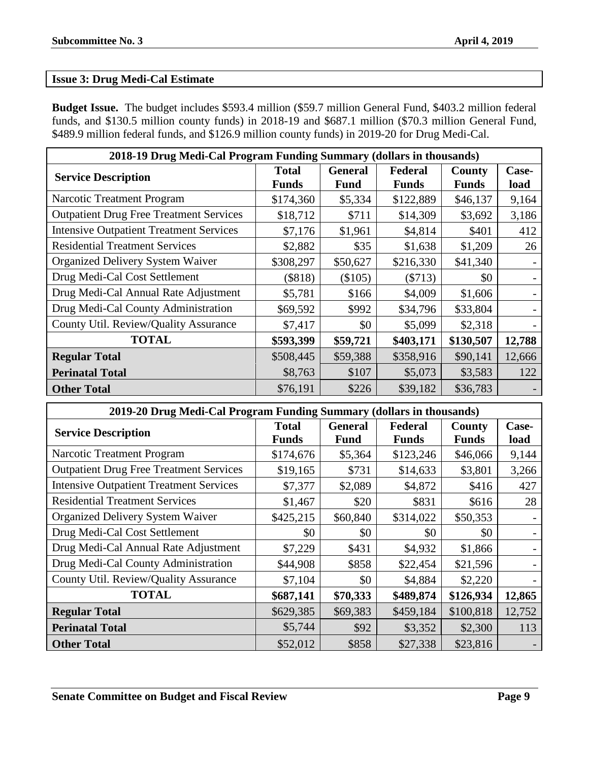## Issue 3: Drug Medi-Cal Estimate

**Budget Issue.** The budget includes $593.4 million ($59.7 million General Fund, $403.2 million federal funds, and $130.5 million county funds) in 2018-19 and $687.1 million ($70.3 million General Fund, $489.9 million federal funds, and $126.9 million county funds) in 2019-20 for Drug Medi-Cal.

| 2018-19 Drug Medi-Cal Program Funding Summary (dollars in thousands) | | | | | |
|---|---|---|---|---|---|
| **Service Description** | **Total Funds** | **General Fund** | **Federal Funds** | **County Funds** | **Case-load** |
| Narcotic Treatment Program | $174,360 | $5,334 | $122,889 | $46,137 | 9,164 |
| Outpatient Drug Free Treatment Services | $18,712 | $711 | $14,309 | $3,692 | 3,186 |
| Intensive Outpatient Treatment Services | $7,176 | $1,961 | $4,814 | $401 | 412 |
| Residential Treatment Services | $2,882 | $35 | $1,638 | $1,209 | 26 |
| Organized Delivery System Waiver | $308,297 | $50,627 | $216,330 | $41,340 | - |
| Drug Medi-Cal Cost Settlement | ($818) | ($105) | ($713) | $0 | - |
| Drug Medi-Cal Annual Rate Adjustment | $5,781 | $166 | $4,009 | $1,606 | - |
| Drug Medi-Cal County Administration | $69,592 | $992 | $34,796 | $33,804 | - |
| County Util. Review/Quality Assurance | $7,417 | $0 | $5,099 | $2,318 | - |
| **TOTAL** | **$593,399** | **$59,721** | **$403,171** | **$130,507** | **12,788** |
| **Regular Total** | $508,445 | $59,388 | $358,916 | $90,141 | 12,666 |
| **Perinatal Total** | $8,763 | $107 | $5,073 | $3,583 | 122 |
| **Other Total** | $76,191 | $226 | $39,182 | $36,783 | - |

| 2019-20 Drug Medi-Cal Program Funding Summary (dollars in thousands) | | | | | |
|---|---|---|---|---|---|
| **Service Description** | **Total Funds** | **General Fund** | **Federal Funds** | **County Funds** | **Case-load** |
| Narcotic Treatment Program | $174,676 | $5,364 | $123,246 | $46,066 | 9,144 |
| Outpatient Drug Free Treatment Services | $19,165 | $731 | $14,633 | $3,801 | 3,266 |
| Intensive Outpatient Treatment Services | $7,377 | $2,089 | $4,872 | $416 | 427 |
| Residential Treatment Services | $1,467 | $20 | $831 | $616 | 28 |
| Organized Delivery System Waiver | $425,215 | $60,840 | $314,022 | $50,353 | - |
| Drug Medi-Cal Cost Settlement | $0 | $0 | $0 | $0 | - |
| Drug Medi-Cal Annual Rate Adjustment | $7,229 | $431 | $4,932 | $1,866 | - |
| Drug Medi-Cal County Administration | $44,908 | $858 | $22,454 | $21,596 | - |
| County Util. Review/Quality Assurance | $7,104 | $0 | $4,884 | $2,220 | - |
| **TOTAL** | **$687,141** | **$70,333** | **$489,874** | **$126,934** | **12,865** |
| **Regular Total** | $629,385 | $69,383 | $459,184 | $100,818 | 12,752 |
| **Perinatal Total** | $5,744 | $92 | $3,352 | $2,300 | 113 |
| **Other Total** | $52,012 | $858 | $27,338 | $23,816 | - |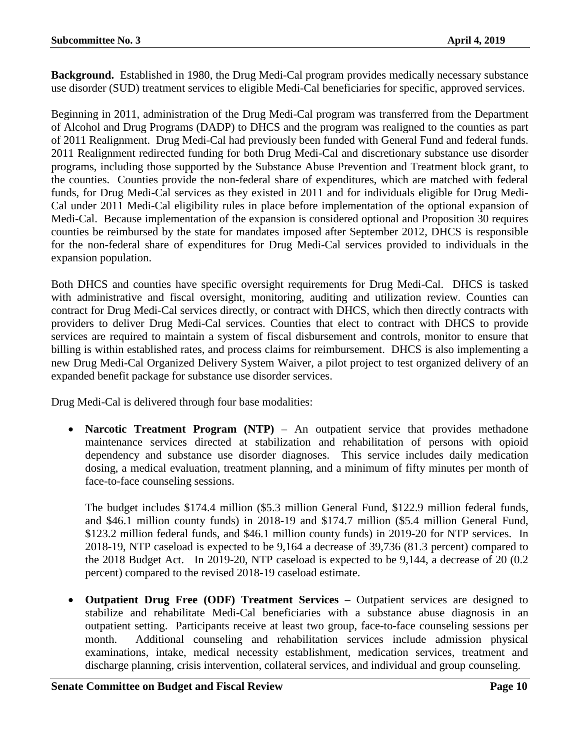**Background.** Established in 1980, the Drug Medi-Cal program provides medically necessary substance use disorder (SUD) treatment services to eligible Medi-Cal beneficiaries for specific, approved services.

Beginning in 2011, administration of the Drug Medi-Cal program was transferred from the Department of Alcohol and Drug Programs (DADP) to DHCS and the program was realigned to the counties as part of 2011 Realignment. Drug Medi-Cal had previously been funded with General Fund and federal funds. 2011 Realignment redirected funding for both Drug Medi-Cal and discretionary substance use disorder programs, including those supported by the Substance Abuse Prevention and Treatment block grant, to the counties. Counties provide the non-federal share of expenditures, which are matched with federal funds, for Drug Medi-Cal services as they existed in 2011 and for individuals eligible for Drug Medi-Cal under 2011 Medi-Cal eligibility rules in place before implementation of the optional expansion of Medi-Cal. Because implementation of the expansion is considered optional and Proposition 30 requires counties be reimbursed by the state for mandates imposed after September 2012, DHCS is responsible for the non-federal share of expenditures for Drug Medi-Cal services provided to individuals in the expansion population.

Both DHCS and counties have specific oversight requirements for Drug Medi-Cal. DHCS is tasked with administrative and fiscal oversight, monitoring, auditing and utilization review. Counties can contract for Drug Medi-Cal services directly, or contract with DHCS, which then directly contracts with providers to deliver Drug Medi-Cal services. Counties that elect to contract with DHCS to provide services are required to maintain a system of fiscal disbursement and controls, monitor to ensure that billing is within established rates, and process claims for reimbursement. DHCS is also implementing a new Drug Medi-Cal Organized Delivery System Waiver, a pilot project to test organized delivery of an expanded benefit package for substance use disorder services.

Drug Medi-Cal is delivered through four base modalities:

- **Narcotic Treatment Program (NTP)** – An outpatient service that provides methadone maintenance services directed at stabilization and rehabilitation of persons with opioid dependency and substance use disorder diagnoses. This service includes daily medication dosing, a medical evaluation, treatment planning, and a minimum of fifty minutes per month of face-to-face counseling sessions.

  The budget includes $174.4 million ($5.3 million General Fund, $122.9 million federal funds, and $46.1 million county funds) in 2018-19 and $174.7 million ($5.4 million General Fund, $123.2 million federal funds, and $46.1 million county funds) in 2019-20 for NTP services. In 2018-19, NTP caseload is expected to be 9,164 a decrease of 39,736 (81.3 percent) compared to the 2018 Budget Act. In 2019-20, NTP caseload is expected to be 9,144, a decrease of 20 (0.2 percent) compared to the revised 2018-19 caseload estimate.

- **Outpatient Drug Free (ODF) Treatment Services** – Outpatient services are designed to stabilize and rehabilitate Medi-Cal beneficiaries with a substance abuse diagnosis in an outpatient setting. Participants receive at least two group, face-to-face counseling sessions per month. Additional counseling and rehabilitation services include admission physical examinations, intake, medical necessity establishment, medication services, treatment and discharge planning, crisis intervention, collateral services, and individual and group counseling.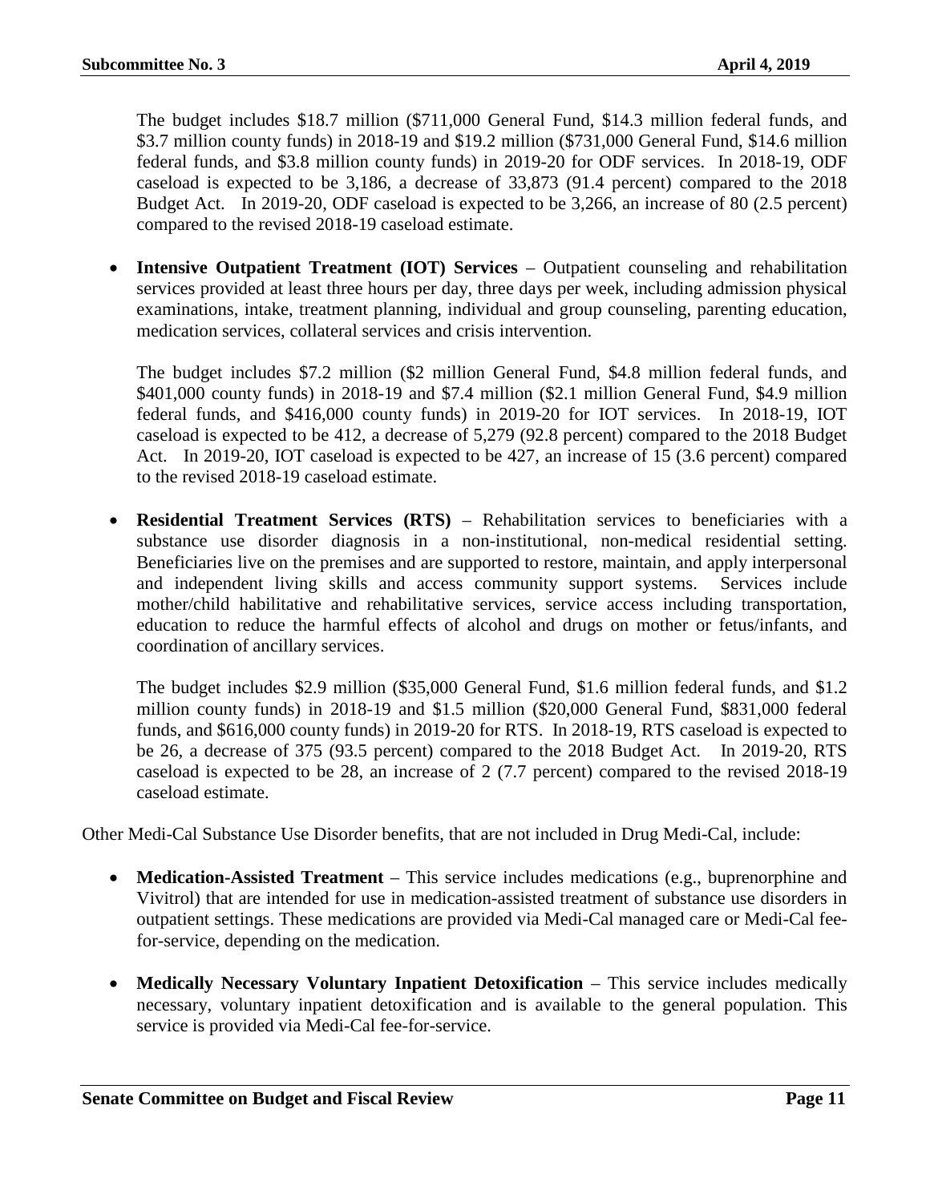The budget includes \$18.7 million (\$711,000 General Fund, \$14.3 million federal funds, and \$3.7 million county funds) in 2018-19 and \$19.2 million (\$731,000 General Fund, \$14.6 million federal funds, and \$3.8 million county funds) in 2019-20 for ODF services. In 2018-19, ODF caseload is expected to be 3,186, a decrease of 33,873 (91.4 percent) compared to the 2018 Budget Act. In 2019-20, ODF caseload is expected to be 3,266, an increase of 80 (2.5 percent) compared to the revised 2018-19 caseload estimate.

- **Intensive Outpatient Treatment (IOT) Services** – Outpatient counseling and rehabilitation services provided at least three hours per day, three days per week, including admission physical examinations, intake, treatment planning, individual and group counseling, parenting education, medication services, collateral services and crisis intervention.

  The budget includes \$7.2 million (\$2 million General Fund, \$4.8 million federal funds, and \$401,000 county funds) in 2018-19 and \$7.4 million (\$2.1 million General Fund, \$4.9 million federal funds, and \$416,000 county funds) in 2019-20 for IOT services. In 2018-19, IOT caseload is expected to be 412, a decrease of 5,279 (92.8 percent) compared to the 2018 Budget Act. In 2019-20, IOT caseload is expected to be 427, an increase of 15 (3.6 percent) compared to the revised 2018-19 caseload estimate.

- **Residential Treatment Services (RTS)** – Rehabilitation services to beneficiaries with a substance use disorder diagnosis in a non-institutional, non-medical residential setting. Beneficiaries live on the premises and are supported to restore, maintain, and apply interpersonal and independent living skills and access community support systems. Services include mother/child habilitative and rehabilitative services, service access including transportation, education to reduce the harmful effects of alcohol and drugs on mother or fetus/infants, and coordination of ancillary services.

  The budget includes \$2.9 million (\$35,000 General Fund, \$1.6 million federal funds, and \$1.2 million county funds) in 2018-19 and \$1.5 million (\$20,000 General Fund, \$831,000 federal funds, and \$616,000 county funds) in 2019-20 for RTS. In 2018-19, RTS caseload is expected to be 26, a decrease of 375 (93.5 percent) compared to the 2018 Budget Act. In 2019-20, RTS caseload is expected to be 28, an increase of 2 (7.7 percent) compared to the revised 2018-19 caseload estimate.

Other Medi-Cal Substance Use Disorder benefits, that are not included in Drug Medi-Cal, include:

- **Medication-Assisted Treatment** – This service includes medications (e.g., buprenorphine and Vivitrol) that are intended for use in medication-assisted treatment of substance use disorders in outpatient settings. These medications are provided via Medi-Cal managed care or Medi-Cal fee-for-service, depending on the medication.

- **Medically Necessary Voluntary Inpatient Detoxification** – This service includes medically necessary, voluntary inpatient detoxification and is available to the general population. This service is provided via Medi-Cal fee-for-service.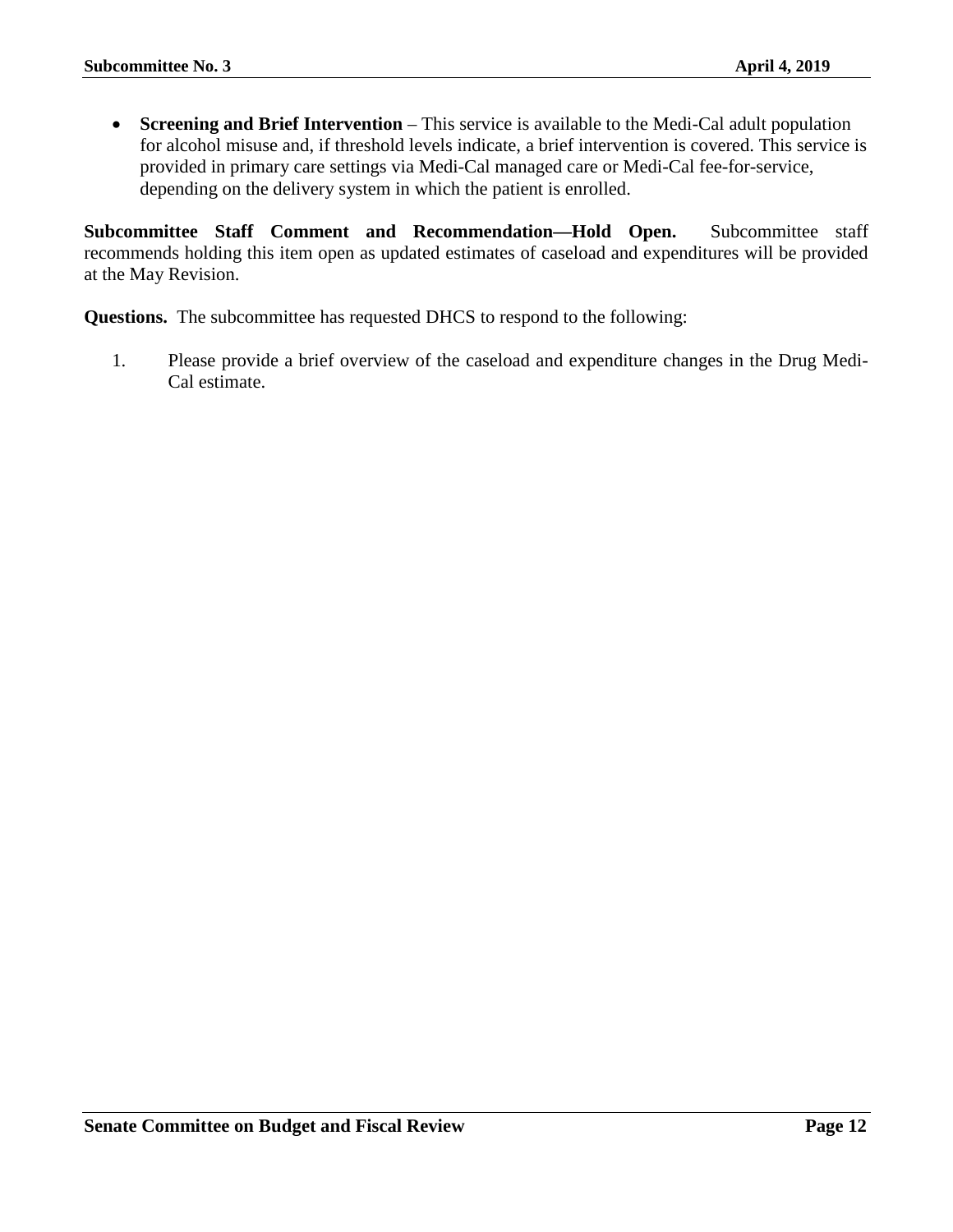- **Screening and Brief Intervention** – This service is available to the Medi-Cal adult population for alcohol misuse and, if threshold levels indicate, a brief intervention is covered. This service is provided in primary care settings via Medi-Cal managed care or Medi-Cal fee-for-service, depending on the delivery system in which the patient is enrolled.

**Subcommittee Staff Comment and Recommendation—Hold Open.** Subcommittee staff recommends holding this item open as updated estimates of caseload and expenditures will be provided at the May Revision.

**Questions.** The subcommittee has requested DHCS to respond to the following:

1. Please provide a brief overview of the caseload and expenditure changes in the Drug Medi-Cal estimate.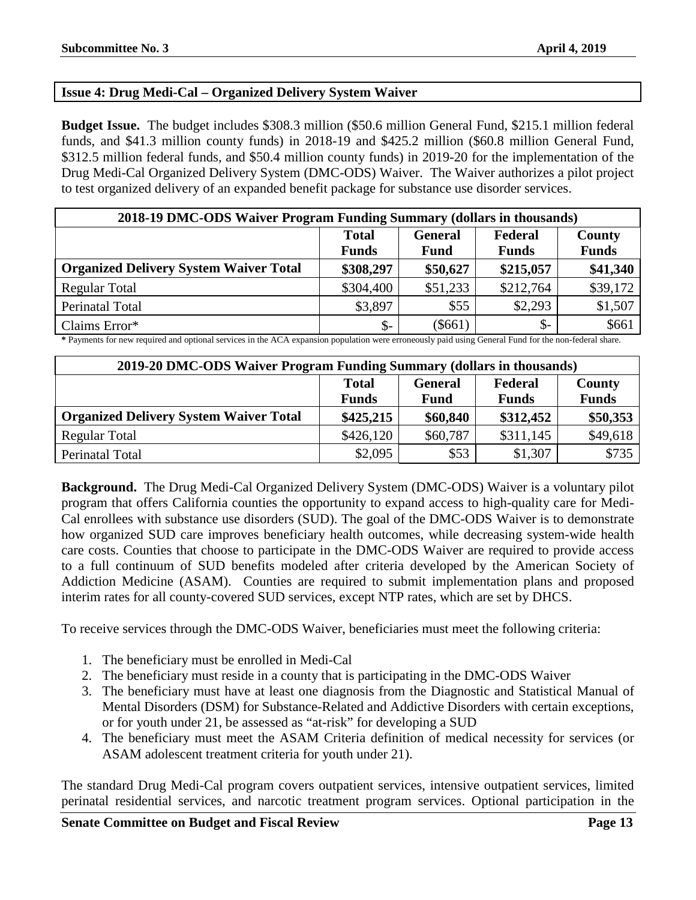## Issue 4: Drug Medi-Cal – Organized Delivery System Waiver

**Budget Issue.** The budget includes $308.3 million ($50.6 million General Fund, $215.1 million federal funds, and $41.3 million county funds) in 2018-19 and $425.2 million ($60.8 million General Fund, $312.5 million federal funds, and $50.4 million county funds) in 2019-20 for the implementation of the Drug Medi-Cal Organized Delivery System (DMC-ODS) Waiver. The Waiver authorizes a pilot project to test organized delivery of an expanded benefit package for substance use disorder services.

| 2018-19 DMC-ODS Waiver Program Funding Summary (dollars in thousands) | | | | |
|---|---|---|---|---|
| | Total Funds | General Fund | Federal Funds | County Funds |
| **Organized Delivery System Waiver Total** | **$308,297** | **$50,627** | **$215,057** | **$41,340** |
| Regular Total | $304,400 | $51,233 | $212,764 | $39,172 |
| Perinatal Total | $3,897 | $55 | $2,293 | $1,507 |
| Claims Error* | $- | ($661) | $- | $661 |

**\*** Payments for new required and optional services in the ACA expansion population were erroneously paid using General Fund for the non-federal share.

| 2019-20 DMC-ODS Waiver Program Funding Summary (dollars in thousands) | | | | |
|---|---|---|---|---|
| | Total Funds | General Fund | Federal Funds | County Funds |
| **Organized Delivery System Waiver Total** | **$425,215** | **$60,840** | **$312,452** | **$50,353** |
| Regular Total | $426,120 | $60,787 | $311,145 | $49,618 |
| Perinatal Total | $2,095 | $53 | $1,307 | $735 |

**Background.** The Drug Medi-Cal Organized Delivery System (DMC-ODS) Waiver is a voluntary pilot program that offers California counties the opportunity to expand access to high-quality care for Medi-Cal enrollees with substance use disorders (SUD). The goal of the DMC-ODS Waiver is to demonstrate how organized SUD care improves beneficiary health outcomes, while decreasing system-wide health care costs. Counties that choose to participate in the DMC-ODS Waiver are required to provide access to a full continuum of SUD benefits modeled after criteria developed by the American Society of Addiction Medicine (ASAM). Counties are required to submit implementation plans and proposed interim rates for all county-covered SUD services, except NTP rates, which are set by DHCS.

To receive services through the DMC-ODS Waiver, beneficiaries must meet the following criteria:

1. The beneficiary must be enrolled in Medi-Cal
2. The beneficiary must reside in a county that is participating in the DMC-ODS Waiver
3. The beneficiary must have at least one diagnosis from the Diagnostic and Statistical Manual of Mental Disorders (DSM) for Substance-Related and Addictive Disorders with certain exceptions, or for youth under 21, be assessed as "at-risk" for developing a SUD
4. The beneficiary must meet the ASAM Criteria definition of medical necessity for services (or ASAM adolescent treatment criteria for youth under 21).

The standard Drug Medi-Cal program covers outpatient services, intensive outpatient services, limited perinatal residential services, and narcotic treatment program services. Optional participation in the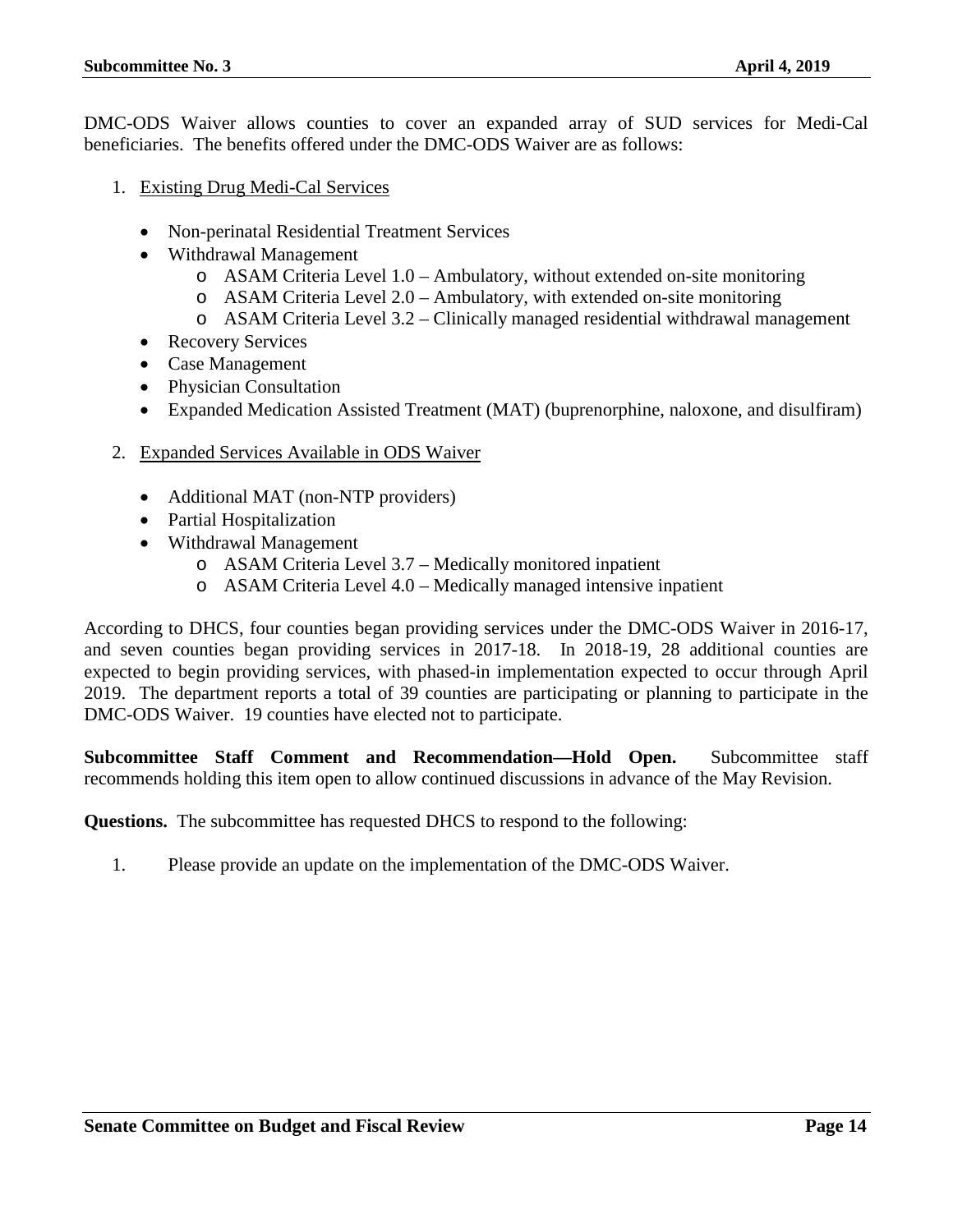DMC-ODS Waiver allows counties to cover an expanded array of SUD services for Medi-Cal beneficiaries. The benefits offered under the DMC-ODS Waiver are as follows:

1. <u>Existing Drug Medi-Cal Services</u>

   - Non-perinatal Residential Treatment Services
   - Withdrawal Management
     - ASAM Criteria Level 1.0 – Ambulatory, without extended on-site monitoring
     - ASAM Criteria Level 2.0 – Ambulatory, with extended on-site monitoring
     - ASAM Criteria Level 3.2 – Clinically managed residential withdrawal management
   - Recovery Services
   - Case Management
   - Physician Consultation
   - Expanded Medication Assisted Treatment (MAT) (buprenorphine, naloxone, and disulfiram)

2. <u>Expanded Services Available in ODS Waiver</u>

   - Additional MAT (non-NTP providers)
   - Partial Hospitalization
   - Withdrawal Management
     - ASAM Criteria Level 3.7 – Medically monitored inpatient
     - ASAM Criteria Level 4.0 – Medically managed intensive inpatient

According to DHCS, four counties began providing services under the DMC-ODS Waiver in 2016-17, and seven counties began providing services in 2017-18. In 2018-19, 28 additional counties are expected to begin providing services, with phased-in implementation expected to occur through April 2019. The department reports a total of 39 counties are participating or planning to participate in the DMC-ODS Waiver. 19 counties have elected not to participate.

**Subcommittee Staff Comment and Recommendation—Hold Open.** Subcommittee staff recommends holding this item open to allow continued discussions in advance of the May Revision.

**Questions.** The subcommittee has requested DHCS to respond to the following:

1. Please provide an update on the implementation of the DMC-ODS Waiver.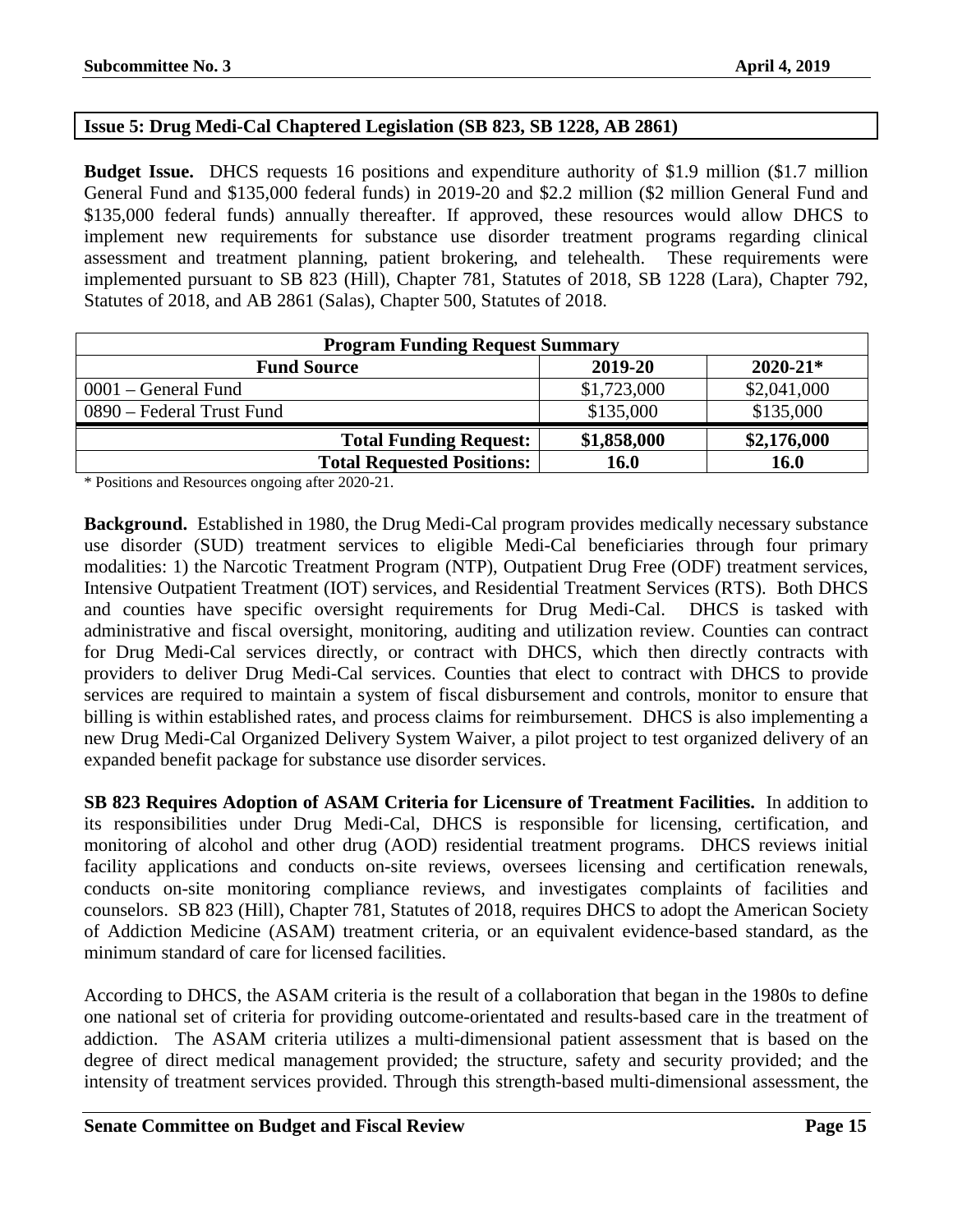**Issue 5: Drug Medi-Cal Chaptered Legislation (SB 823, SB 1228, AB 2861)**

**Budget Issue.** DHCS requests 16 positions and expenditure authority of $1.9 million ($1.7 million General Fund and $135,000 federal funds) in 2019-20 and $2.2 million ($2 million General Fund and $135,000 federal funds) annually thereafter. If approved, these resources would allow DHCS to implement new requirements for substance use disorder treatment programs regarding clinical assessment and treatment planning, patient brokering, and telehealth. These requirements were implemented pursuant to SB 823 (Hill), Chapter 781, Statutes of 2018, SB 1228 (Lara), Chapter 792, Statutes of 2018, and AB 2861 (Salas), Chapter 500, Statutes of 2018.

| Program Funding Request Summary | | |
|---|---|---|
| **Fund Source** | **2019-20** | **2020-21*** |
| 0001 – General Fund | $1,723,000 | $2,041,000 |
| 0890 – Federal Trust Fund | $135,000 | $135,000 |
| **Total Funding Request:** | **$1,858,000** | **$2,176,000** |
| **Total Requested Positions:** | **16.0** | **16.0** |

* Positions and Resources ongoing after 2020-21.

**Background.** Established in 1980, the Drug Medi-Cal program provides medically necessary substance use disorder (SUD) treatment services to eligible Medi-Cal beneficiaries through four primary modalities: 1) the Narcotic Treatment Program (NTP), Outpatient Drug Free (ODF) treatment services, Intensive Outpatient Treatment (IOT) services, and Residential Treatment Services (RTS). Both DHCS and counties have specific oversight requirements for Drug Medi-Cal. DHCS is tasked with administrative and fiscal oversight, monitoring, auditing and utilization review. Counties can contract for Drug Medi-Cal services directly, or contract with DHCS, which then directly contracts with providers to deliver Drug Medi-Cal services. Counties that elect to contract with DHCS to provide services are required to maintain a system of fiscal disbursement and controls, monitor to ensure that billing is within established rates, and process claims for reimbursement. DHCS is also implementing a new Drug Medi-Cal Organized Delivery System Waiver, a pilot project to test organized delivery of an expanded benefit package for substance use disorder services.

**SB 823 Requires Adoption of ASAM Criteria for Licensure of Treatment Facilities.** In addition to its responsibilities under Drug Medi-Cal, DHCS is responsible for licensing, certification, and monitoring of alcohol and other drug (AOD) residential treatment programs. DHCS reviews initial facility applications and conducts on-site reviews, oversees licensing and certification renewals, conducts on-site monitoring compliance reviews, and investigates complaints of facilities and counselors. SB 823 (Hill), Chapter 781, Statutes of 2018, requires DHCS to adopt the American Society of Addiction Medicine (ASAM) treatment criteria, or an equivalent evidence-based standard, as the minimum standard of care for licensed facilities.

According to DHCS, the ASAM criteria is the result of a collaboration that began in the 1980s to define one national set of criteria for providing outcome-orientated and results-based care in the treatment of addiction. The ASAM criteria utilizes a multi-dimensional patient assessment that is based on the degree of direct medical management provided; the structure, safety and security provided; and the intensity of treatment services provided. Through this strength-based multi-dimensional assessment, the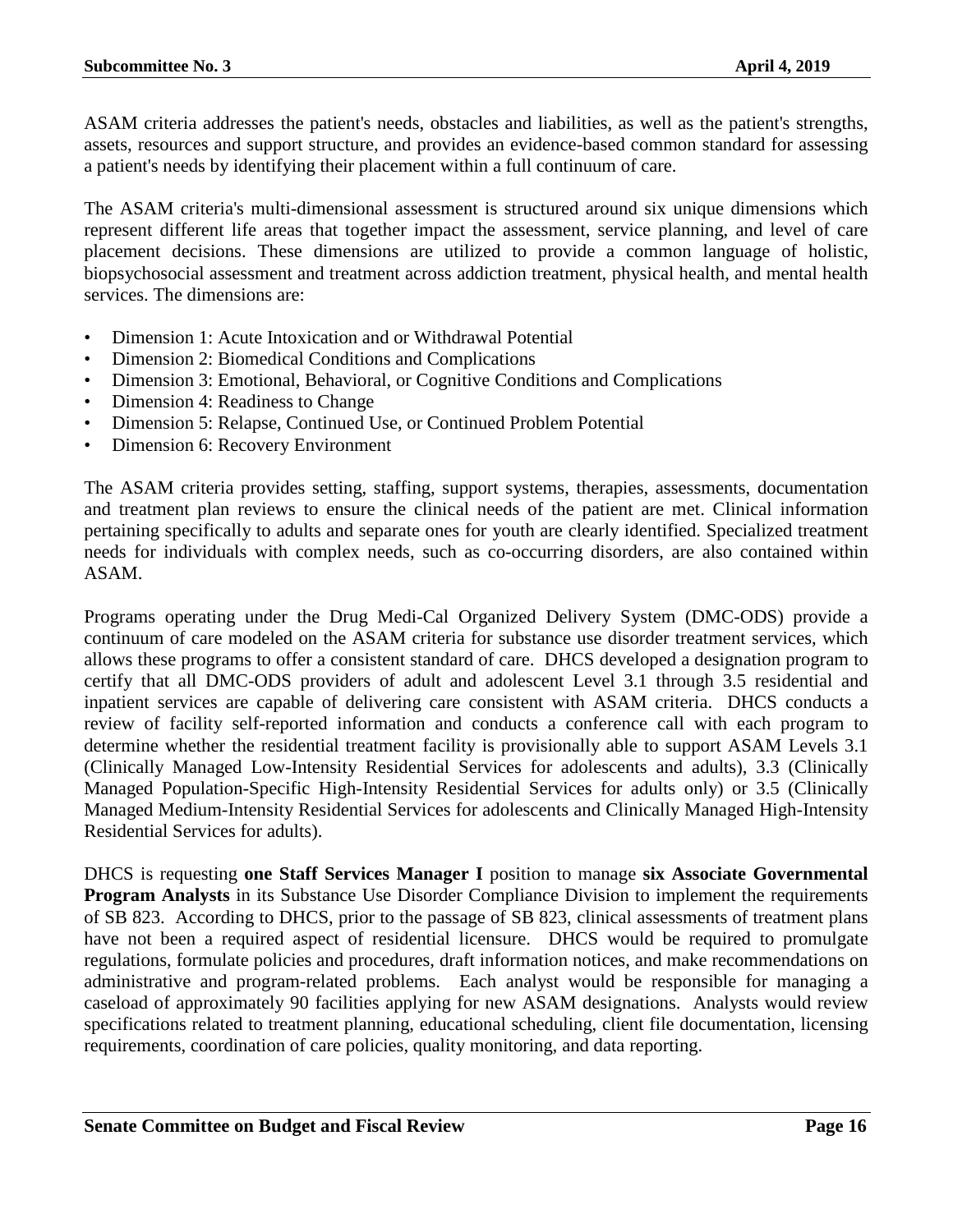ASAM criteria addresses the patient's needs, obstacles and liabilities, as well as the patient's strengths, assets, resources and support structure, and provides an evidence-based common standard for assessing a patient's needs by identifying their placement within a full continuum of care.

The ASAM criteria's multi-dimensional assessment is structured around six unique dimensions which represent different life areas that together impact the assessment, service planning, and level of care placement decisions. These dimensions are utilized to provide a common language of holistic, biopsychosocial assessment and treatment across addiction treatment, physical health, and mental health services. The dimensions are:

- Dimension 1: Acute Intoxication and or Withdrawal Potential
- Dimension 2: Biomedical Conditions and Complications
- Dimension 3: Emotional, Behavioral, or Cognitive Conditions and Complications
- Dimension 4: Readiness to Change
- Dimension 5: Relapse, Continued Use, or Continued Problem Potential
- Dimension 6: Recovery Environment

The ASAM criteria provides setting, staffing, support systems, therapies, assessments, documentation and treatment plan reviews to ensure the clinical needs of the patient are met. Clinical information pertaining specifically to adults and separate ones for youth are clearly identified. Specialized treatment needs for individuals with complex needs, such as co-occurring disorders, are also contained within ASAM.

Programs operating under the Drug Medi-Cal Organized Delivery System (DMC-ODS) provide a continuum of care modeled on the ASAM criteria for substance use disorder treatment services, which allows these programs to offer a consistent standard of care. DHCS developed a designation program to certify that all DMC-ODS providers of adult and adolescent Level 3.1 through 3.5 residential and inpatient services are capable of delivering care consistent with ASAM criteria. DHCS conducts a review of facility self-reported information and conducts a conference call with each program to determine whether the residential treatment facility is provisionally able to support ASAM Levels 3.1 (Clinically Managed Low-Intensity Residential Services for adolescents and adults), 3.3 (Clinically Managed Population-Specific High-Intensity Residential Services for adults only) or 3.5 (Clinically Managed Medium-Intensity Residential Services for adolescents and Clinically Managed High-Intensity Residential Services for adults).

DHCS is requesting **one Staff Services Manager I** position to manage **six Associate Governmental Program Analysts** in its Substance Use Disorder Compliance Division to implement the requirements of SB 823. According to DHCS, prior to the passage of SB 823, clinical assessments of treatment plans have not been a required aspect of residential licensure. DHCS would be required to promulgate regulations, formulate policies and procedures, draft information notices, and make recommendations on administrative and program-related problems. Each analyst would be responsible for managing a caseload of approximately 90 facilities applying for new ASAM designations. Analysts would review specifications related to treatment planning, educational scheduling, client file documentation, licensing requirements, coordination of care policies, quality monitoring, and data reporting.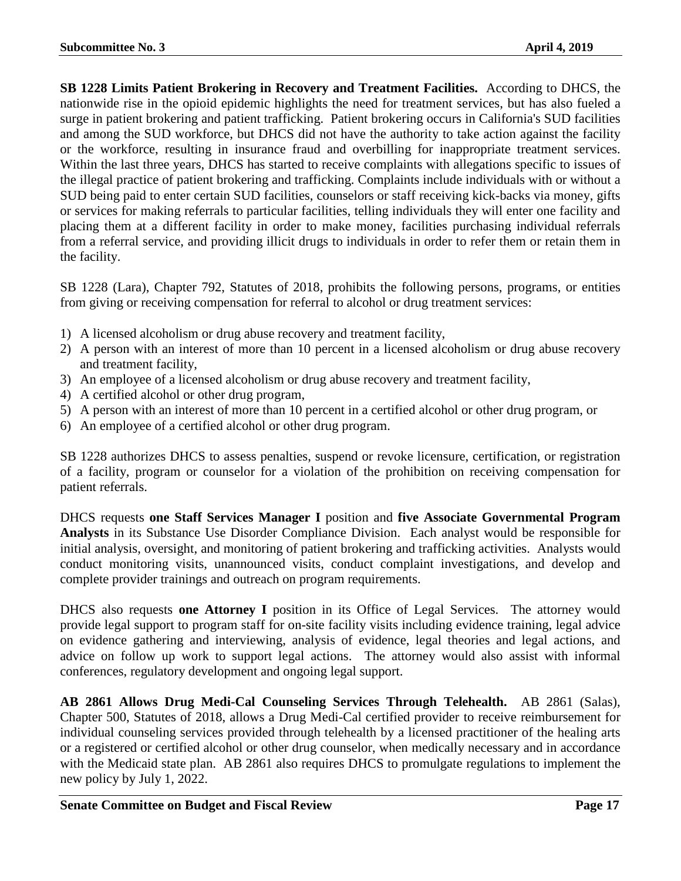**SB 1228 Limits Patient Brokering in Recovery and Treatment Facilities.** According to DHCS, the nationwide rise in the opioid epidemic highlights the need for treatment services, but has also fueled a surge in patient brokering and patient trafficking. Patient brokering occurs in California's SUD facilities and among the SUD workforce, but DHCS did not have the authority to take action against the facility or the workforce, resulting in insurance fraud and overbilling for inappropriate treatment services. Within the last three years, DHCS has started to receive complaints with allegations specific to issues of the illegal practice of patient brokering and trafficking. Complaints include individuals with or without a SUD being paid to enter certain SUD facilities, counselors or staff receiving kick-backs via money, gifts or services for making referrals to particular facilities, telling individuals they will enter one facility and placing them at a different facility in order to make money, facilities purchasing individual referrals from a referral service, and providing illicit drugs to individuals in order to refer them or retain them in the facility.

SB 1228 (Lara), Chapter 792, Statutes of 2018, prohibits the following persons, programs, or entities from giving or receiving compensation for referral to alcohol or drug treatment services:

1) A licensed alcoholism or drug abuse recovery and treatment facility,
2) A person with an interest of more than 10 percent in a licensed alcoholism or drug abuse recovery and treatment facility,
3) An employee of a licensed alcoholism or drug abuse recovery and treatment facility,
4) A certified alcohol or other drug program,
5) A person with an interest of more than 10 percent in a certified alcohol or other drug program, or
6) An employee of a certified alcohol or other drug program.

SB 1228 authorizes DHCS to assess penalties, suspend or revoke licensure, certification, or registration of a facility, program or counselor for a violation of the prohibition on receiving compensation for patient referrals.

DHCS requests **one Staff Services Manager I** position and **five Associate Governmental Program Analysts** in its Substance Use Disorder Compliance Division. Each analyst would be responsible for initial analysis, oversight, and monitoring of patient brokering and trafficking activities. Analysts would conduct monitoring visits, unannounced visits, conduct complaint investigations, and develop and complete provider trainings and outreach on program requirements.

DHCS also requests **one Attorney I** position in its Office of Legal Services. The attorney would provide legal support to program staff for on-site facility visits including evidence training, legal advice on evidence gathering and interviewing, analysis of evidence, legal theories and legal actions, and advice on follow up work to support legal actions. The attorney would also assist with informal conferences, regulatory development and ongoing legal support.

**AB 2861 Allows Drug Medi-Cal Counseling Services Through Telehealth.** AB 2861 (Salas), Chapter 500, Statutes of 2018, allows a Drug Medi-Cal certified provider to receive reimbursement for individual counseling services provided through telehealth by a licensed practitioner of the healing arts or a registered or certified alcohol or other drug counselor, when medically necessary and in accordance with the Medicaid state plan. AB 2861 also requires DHCS to promulgate regulations to implement the new policy by July 1, 2022.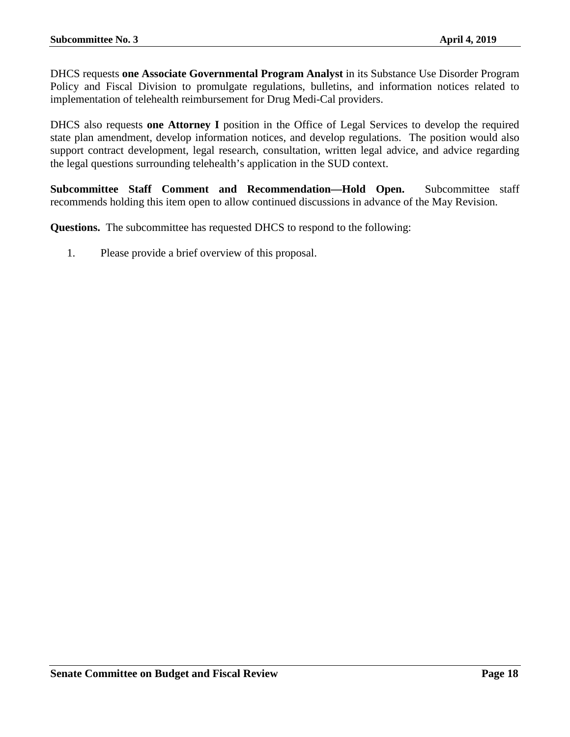DHCS requests **one Associate Governmental Program Analyst** in its Substance Use Disorder Program Policy and Fiscal Division to promulgate regulations, bulletins, and information notices related to implementation of telehealth reimbursement for Drug Medi-Cal providers.

DHCS also requests **one Attorney I** position in the Office of Legal Services to develop the required state plan amendment, develop information notices, and develop regulations. The position would also support contract development, legal research, consultation, written legal advice, and advice regarding the legal questions surrounding telehealth's application in the SUD context.

**Subcommittee Staff Comment and Recommendation—Hold Open.** Subcommittee staff recommends holding this item open to allow continued discussions in advance of the May Revision.

**Questions.** The subcommittee has requested DHCS to respond to the following:

1. Please provide a brief overview of this proposal.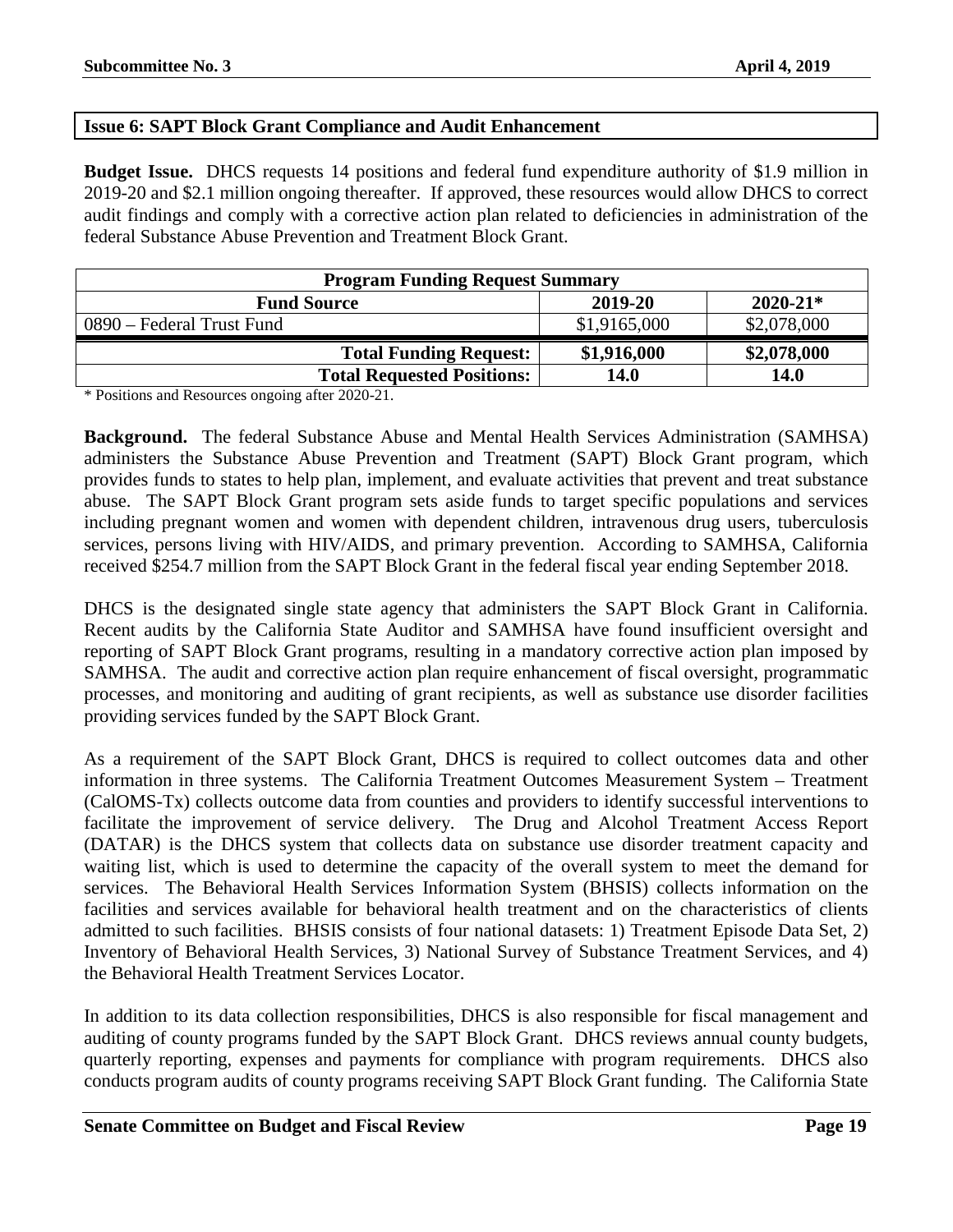## Issue 6: SAPT Block Grant Compliance and Audit Enhancement

**Budget Issue.** DHCS requests 14 positions and federal fund expenditure authority of $1.9 million in 2019-20 and $2.1 million ongoing thereafter. If approved, these resources would allow DHCS to correct audit findings and comply with a corrective action plan related to deficiencies in administration of the federal Substance Abuse Prevention and Treatment Block Grant.

| Program Funding Request Summary | | |
|---|---|---|
| **Fund Source** | **2019-20** | **2020-21*** |
| 0890 – Federal Trust Fund | $1,9165,000 | $2,078,000 |
| **Total Funding Request:** | **$1,916,000** | **$2,078,000** |
| **Total Requested Positions:** | **14.0** | **14.0** |

\* Positions and Resources ongoing after 2020-21.

**Background.** The federal Substance Abuse and Mental Health Services Administration (SAMHSA) administers the Substance Abuse Prevention and Treatment (SAPT) Block Grant program, which provides funds to states to help plan, implement, and evaluate activities that prevent and treat substance abuse. The SAPT Block Grant program sets aside funds to target specific populations and services including pregnant women and women with dependent children, intravenous drug users, tuberculosis services, persons living with HIV/AIDS, and primary prevention. According to SAMHSA, California received $254.7 million from the SAPT Block Grant in the federal fiscal year ending September 2018.

DHCS is the designated single state agency that administers the SAPT Block Grant in California. Recent audits by the California State Auditor and SAMHSA have found insufficient oversight and reporting of SAPT Block Grant programs, resulting in a mandatory corrective action plan imposed by SAMHSA. The audit and corrective action plan require enhancement of fiscal oversight, programmatic processes, and monitoring and auditing of grant recipients, as well as substance use disorder facilities providing services funded by the SAPT Block Grant.

As a requirement of the SAPT Block Grant, DHCS is required to collect outcomes data and other information in three systems. The California Treatment Outcomes Measurement System – Treatment (CalOMS-Tx) collects outcome data from counties and providers to identify successful interventions to facilitate the improvement of service delivery. The Drug and Alcohol Treatment Access Report (DATAR) is the DHCS system that collects data on substance use disorder treatment capacity and waiting list, which is used to determine the capacity of the overall system to meet the demand for services. The Behavioral Health Services Information System (BHSIS) collects information on the facilities and services available for behavioral health treatment and on the characteristics of clients admitted to such facilities. BHSIS consists of four national datasets: 1) Treatment Episode Data Set, 2) Inventory of Behavioral Health Services, 3) National Survey of Substance Treatment Services, and 4) the Behavioral Health Treatment Services Locator.

In addition to its data collection responsibilities, DHCS is also responsible for fiscal management and auditing of county programs funded by the SAPT Block Grant. DHCS reviews annual county budgets, quarterly reporting, expenses and payments for compliance with program requirements. DHCS also conducts program audits of county programs receiving SAPT Block Grant funding. The California State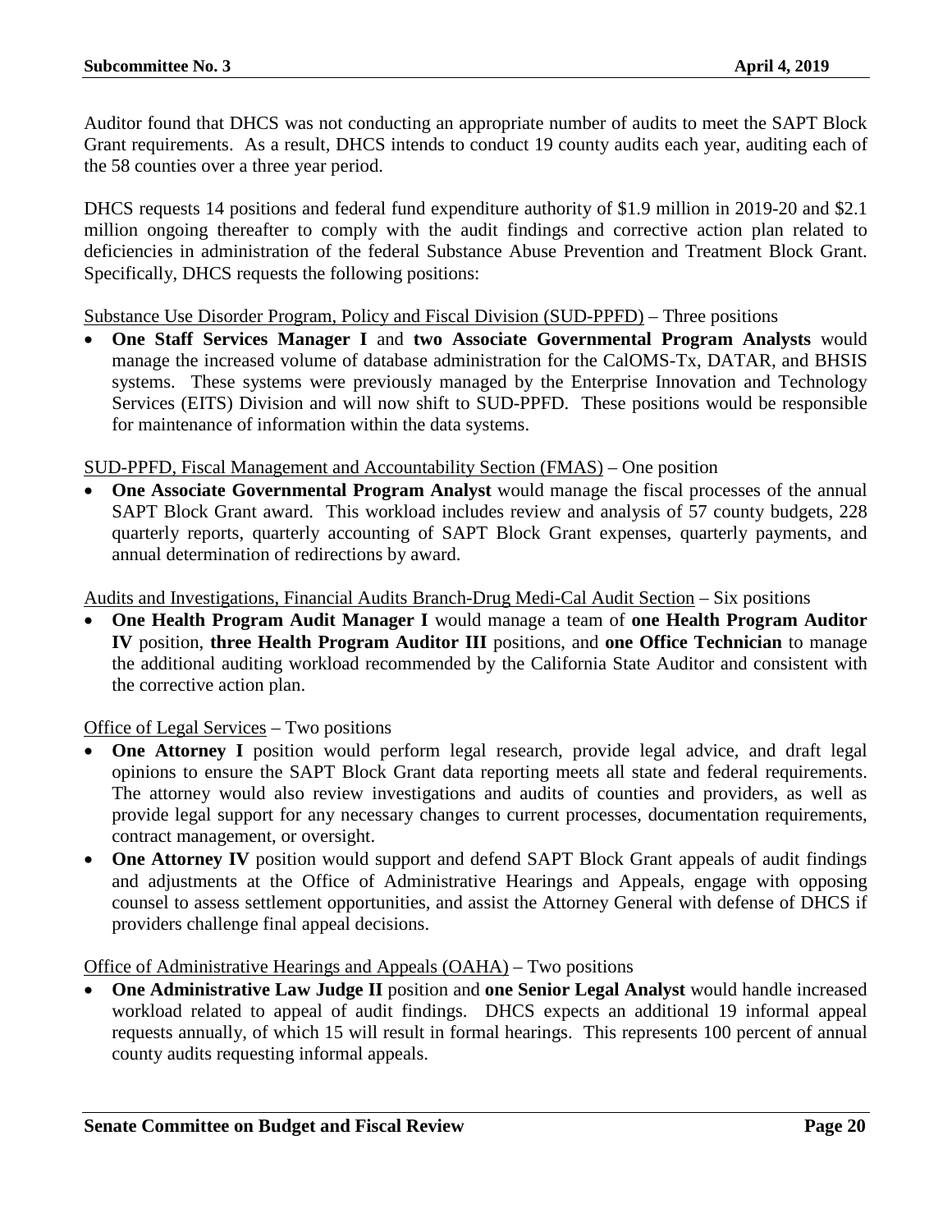Auditor found that DHCS was not conducting an appropriate number of audits to meet the SAPT Block Grant requirements. As a result, DHCS intends to conduct 19 county audits each year, auditing each of the 58 counties over a three year period.

DHCS requests 14 positions and federal fund expenditure authority of $1.9 million in 2019-20 and $2.1 million ongoing thereafter to comply with the audit findings and corrective action plan related to deficiencies in administration of the federal Substance Abuse Prevention and Treatment Block Grant. Specifically, DHCS requests the following positions:

<u>Substance Use Disorder Program, Policy and Fiscal Division (SUD-PPFD)</u> – Three positions

- **One Staff Services Manager I** and **two Associate Governmental Program Analysts** would manage the increased volume of database administration for the CalOMS-Tx, DATAR, and BHSIS systems. These systems were previously managed by the Enterprise Innovation and Technology Services (EITS) Division and will now shift to SUD-PPFD. These positions would be responsible for maintenance of information within the data systems.

<u>SUD-PPFD, Fiscal Management and Accountability Section (FMAS)</u> – One position

- **One Associate Governmental Program Analyst** would manage the fiscal processes of the annual SAPT Block Grant award. This workload includes review and analysis of 57 county budgets, 228 quarterly reports, quarterly accounting of SAPT Block Grant expenses, quarterly payments, and annual determination of redirections by award.

<u>Audits and Investigations, Financial Audits Branch-Drug Medi-Cal Audit Section</u> – Six positions

- **One Health Program Audit Manager I** would manage a team of **one Health Program Auditor IV** position, **three Health Program Auditor III** positions, and **one Office Technician** to manage the additional auditing workload recommended by the California State Auditor and consistent with the corrective action plan.

<u>Office of Legal Services</u> – Two positions

- **One Attorney I** position would perform legal research, provide legal advice, and draft legal opinions to ensure the SAPT Block Grant data reporting meets all state and federal requirements. The attorney would also review investigations and audits of counties and providers, as well as provide legal support for any necessary changes to current processes, documentation requirements, contract management, or oversight.
- **One Attorney IV** position would support and defend SAPT Block Grant appeals of audit findings and adjustments at the Office of Administrative Hearings and Appeals, engage with opposing counsel to assess settlement opportunities, and assist the Attorney General with defense of DHCS if providers challenge final appeal decisions.

<u>Office of Administrative Hearings and Appeals (OAHA)</u> – Two positions

- **One Administrative Law Judge II** position and **one Senior Legal Analyst** would handle increased workload related to appeal of audit findings. DHCS expects an additional 19 informal appeal requests annually, of which 15 will result in formal hearings. This represents 100 percent of annual county audits requesting informal appeals.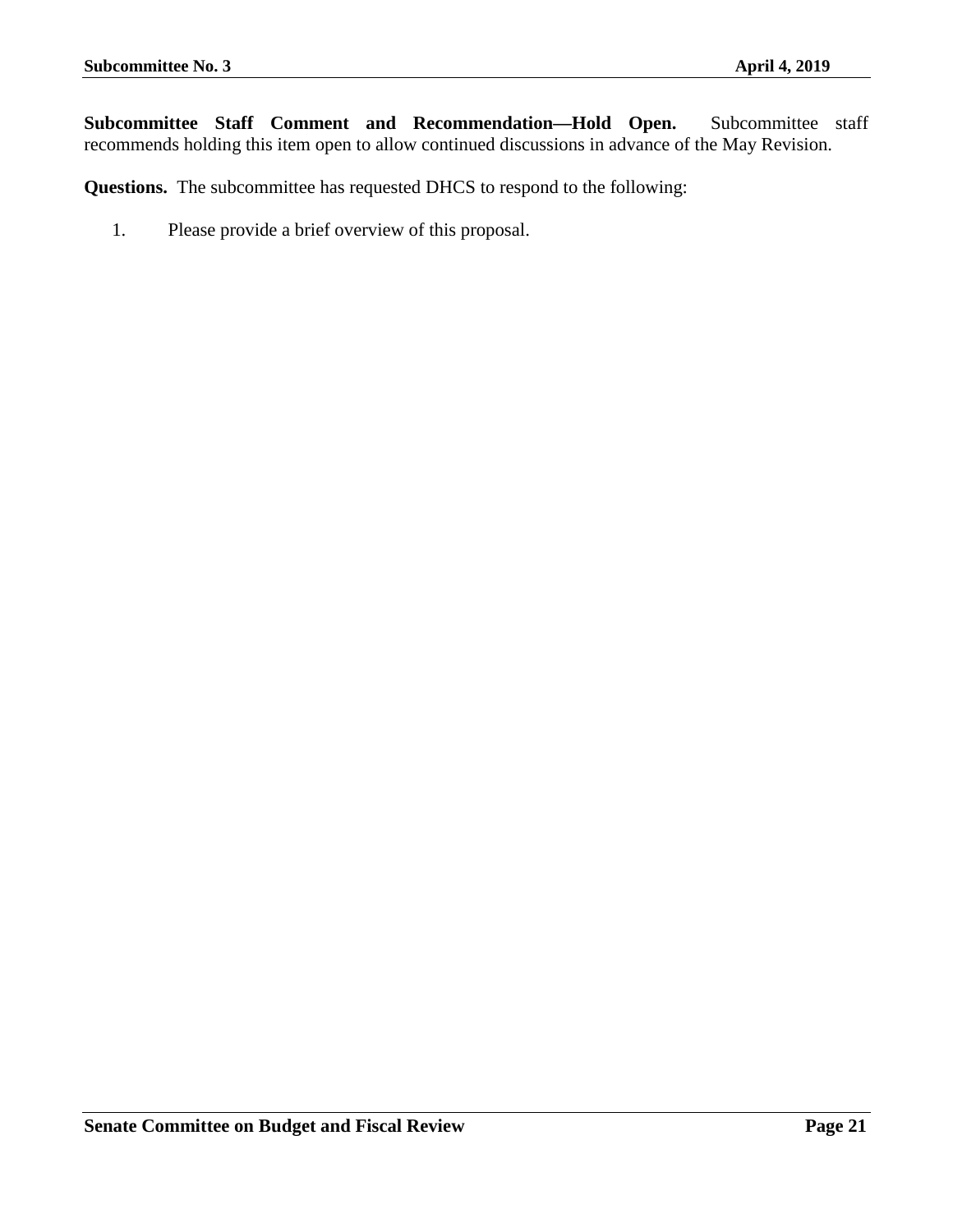**Subcommittee Staff Comment and Recommendation—Hold Open.** Subcommittee staff recommends holding this item open to allow continued discussions in advance of the May Revision.

**Questions.** The subcommittee has requested DHCS to respond to the following:

1. Please provide a brief overview of this proposal.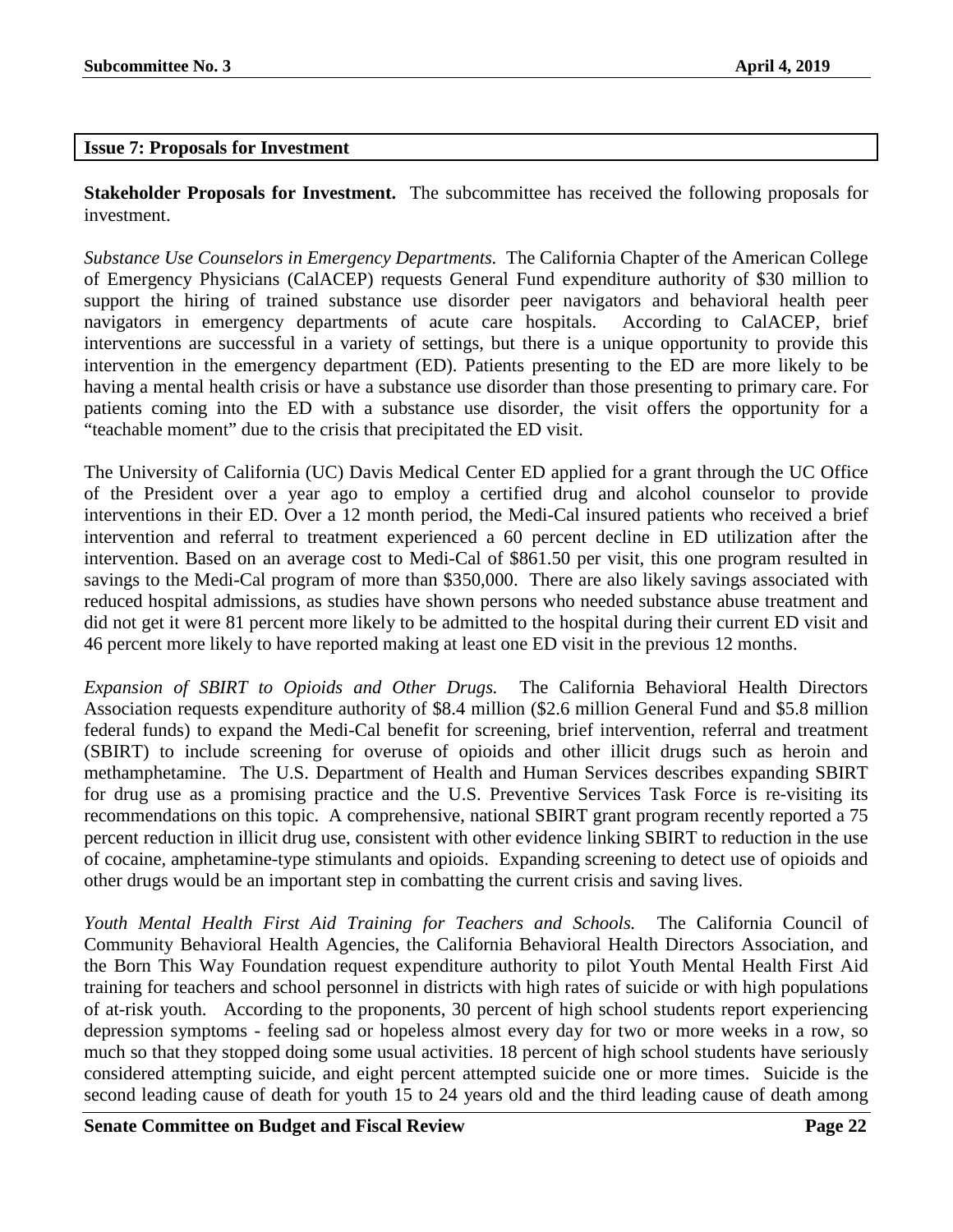## Issue 7: Proposals for Investment

**Stakeholder Proposals for Investment.** The subcommittee has received the following proposals for investment.

*Substance Use Counselors in Emergency Departments.* The California Chapter of the American College of Emergency Physicians (CalACEP) requests General Fund expenditure authority of $30 million to support the hiring of trained substance use disorder peer navigators and behavioral health peer navigators in emergency departments of acute care hospitals. According to CalACEP, brief interventions are successful in a variety of settings, but there is a unique opportunity to provide this intervention in the emergency department (ED). Patients presenting to the ED are more likely to be having a mental health crisis or have a substance use disorder than those presenting to primary care. For patients coming into the ED with a substance use disorder, the visit offers the opportunity for a "teachable moment" due to the crisis that precipitated the ED visit.

The University of California (UC) Davis Medical Center ED applied for a grant through the UC Office of the President over a year ago to employ a certified drug and alcohol counselor to provide interventions in their ED. Over a 12 month period, the Medi-Cal insured patients who received a brief intervention and referral to treatment experienced a 60 percent decline in ED utilization after the intervention. Based on an average cost to Medi-Cal of $861.50 per visit, this one program resulted in savings to the Medi-Cal program of more than $350,000. There are also likely savings associated with reduced hospital admissions, as studies have shown persons who needed substance abuse treatment and did not get it were 81 percent more likely to be admitted to the hospital during their current ED visit and 46 percent more likely to have reported making at least one ED visit in the previous 12 months.

*Expansion of SBIRT to Opioids and Other Drugs.* The California Behavioral Health Directors Association requests expenditure authority of $8.4 million ($2.6 million General Fund and $5.8 million federal funds) to expand the Medi-Cal benefit for screening, brief intervention, referral and treatment (SBIRT) to include screening for overuse of opioids and other illicit drugs such as heroin and methamphetamine. The U.S. Department of Health and Human Services describes expanding SBIRT for drug use as a promising practice and the U.S. Preventive Services Task Force is re-visiting its recommendations on this topic. A comprehensive, national SBIRT grant program recently reported a 75 percent reduction in illicit drug use, consistent with other evidence linking SBIRT to reduction in the use of cocaine, amphetamine-type stimulants and opioids. Expanding screening to detect use of opioids and other drugs would be an important step in combatting the current crisis and saving lives.

*Youth Mental Health First Aid Training for Teachers and Schools.* The California Council of Community Behavioral Health Agencies, the California Behavioral Health Directors Association, and the Born This Way Foundation request expenditure authority to pilot Youth Mental Health First Aid training for teachers and school personnel in districts with high rates of suicide or with high populations of at-risk youth. According to the proponents, 30 percent of high school students report experiencing depression symptoms - feeling sad or hopeless almost every day for two or more weeks in a row, so much so that they stopped doing some usual activities. 18 percent of high school students have seriously considered attempting suicide, and eight percent attempted suicide one or more times. Suicide is the second leading cause of death for youth 15 to 24 years old and the third leading cause of death among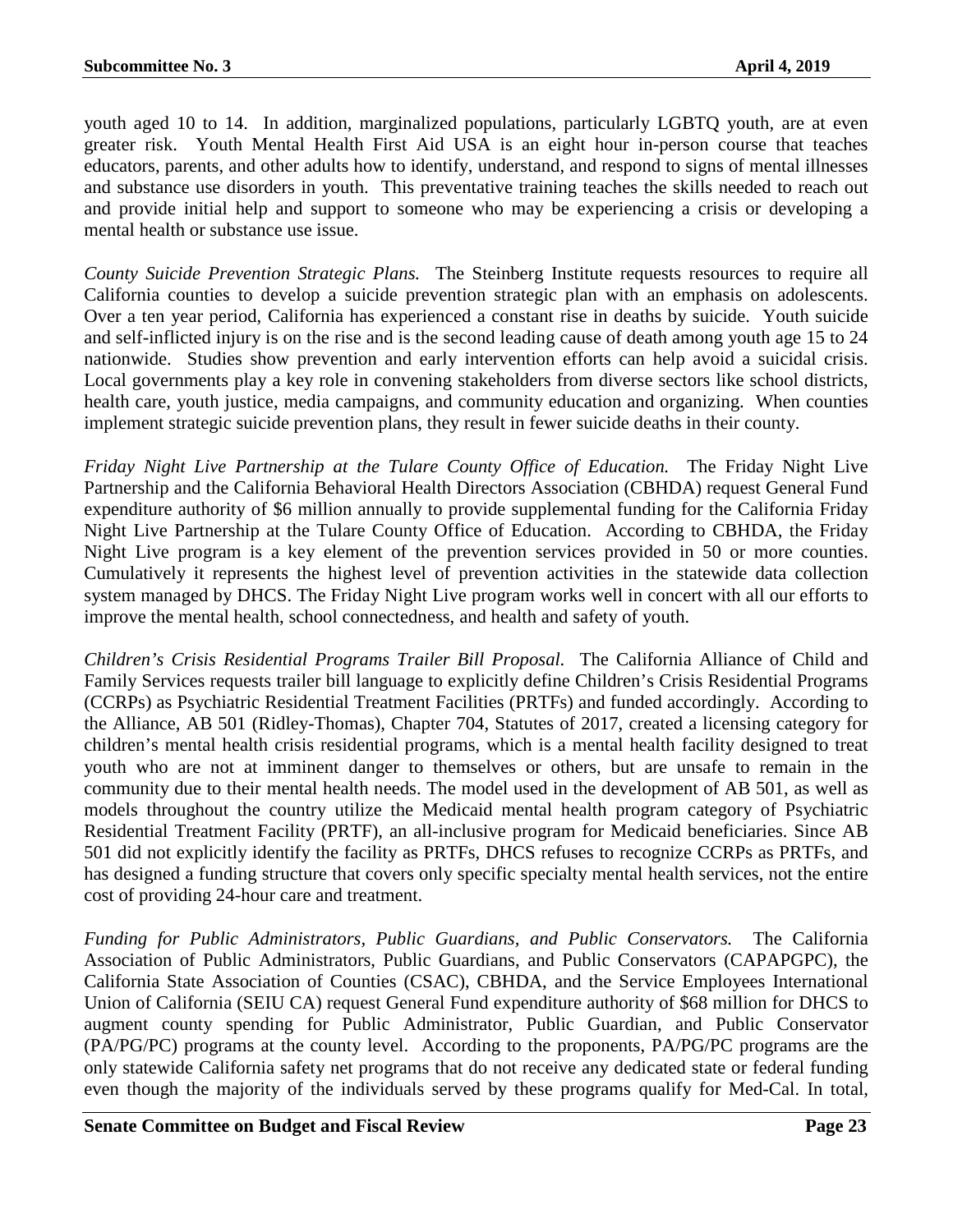youth aged 10 to 14. In addition, marginalized populations, particularly LGBTQ youth, are at even greater risk. Youth Mental Health First Aid USA is an eight hour in-person course that teaches educators, parents, and other adults how to identify, understand, and respond to signs of mental illnesses and substance use disorders in youth. This preventative training teaches the skills needed to reach out and provide initial help and support to someone who may be experiencing a crisis or developing a mental health or substance use issue.

*County Suicide Prevention Strategic Plans.* The Steinberg Institute requests resources to require all California counties to develop a suicide prevention strategic plan with an emphasis on adolescents. Over a ten year period, California has experienced a constant rise in deaths by suicide. Youth suicide and self-inflicted injury is on the rise and is the second leading cause of death among youth age 15 to 24 nationwide. Studies show prevention and early intervention efforts can help avoid a suicidal crisis. Local governments play a key role in convening stakeholders from diverse sectors like school districts, health care, youth justice, media campaigns, and community education and organizing. When counties implement strategic suicide prevention plans, they result in fewer suicide deaths in their county.

*Friday Night Live Partnership at the Tulare County Office of Education.* The Friday Night Live Partnership and the California Behavioral Health Directors Association (CBHDA) request General Fund expenditure authority of $6 million annually to provide supplemental funding for the California Friday Night Live Partnership at the Tulare County Office of Education. According to CBHDA, the Friday Night Live program is a key element of the prevention services provided in 50 or more counties. Cumulatively it represents the highest level of prevention activities in the statewide data collection system managed by DHCS. The Friday Night Live program works well in concert with all our efforts to improve the mental health, school connectedness, and health and safety of youth.

*Children's Crisis Residential Programs Trailer Bill Proposal.* The California Alliance of Child and Family Services requests trailer bill language to explicitly define Children's Crisis Residential Programs (CCRPs) as Psychiatric Residential Treatment Facilities (PRTFs) and funded accordingly. According to the Alliance, AB 501 (Ridley-Thomas), Chapter 704, Statutes of 2017, created a licensing category for children's mental health crisis residential programs, which is a mental health facility designed to treat youth who are not at imminent danger to themselves or others, but are unsafe to remain in the community due to their mental health needs. The model used in the development of AB 501, as well as models throughout the country utilize the Medicaid mental health program category of Psychiatric Residential Treatment Facility (PRTF), an all-inclusive program for Medicaid beneficiaries. Since AB 501 did not explicitly identify the facility as PRTFs, DHCS refuses to recognize CCRPs as PRTFs, and has designed a funding structure that covers only specific specialty mental health services, not the entire cost of providing 24-hour care and treatment.

*Funding for Public Administrators, Public Guardians, and Public Conservators.* The California Association of Public Administrators, Public Guardians, and Public Conservators (CAPAPGPC), the California State Association of Counties (CSAC), CBHDA, and the Service Employees International Union of California (SEIU CA) request General Fund expenditure authority of $68 million for DHCS to augment county spending for Public Administrator, Public Guardian, and Public Conservator (PA/PG/PC) programs at the county level. According to the proponents, PA/PG/PC programs are the only statewide California safety net programs that do not receive any dedicated state or federal funding even though the majority of the individuals served by these programs qualify for Med-Cal. In total,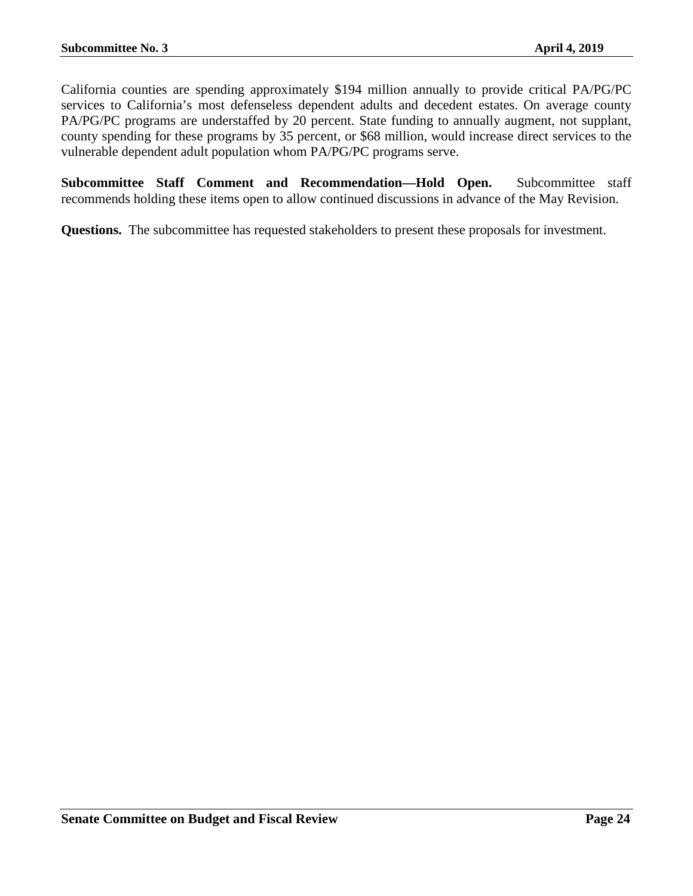California counties are spending approximately $194 million annually to provide critical PA/PG/PC services to California's most defenseless dependent adults and decedent estates. On average county PA/PG/PC programs are understaffed by 20 percent. State funding to annually augment, not supplant, county spending for these programs by 35 percent, or $68 million, would increase direct services to the vulnerable dependent adult population whom PA/PG/PC programs serve.

**Subcommittee Staff Comment and Recommendation—Hold Open.** Subcommittee staff recommends holding these items open to allow continued discussions in advance of the May Revision.

**Questions.** The subcommittee has requested stakeholders to present these proposals for investment.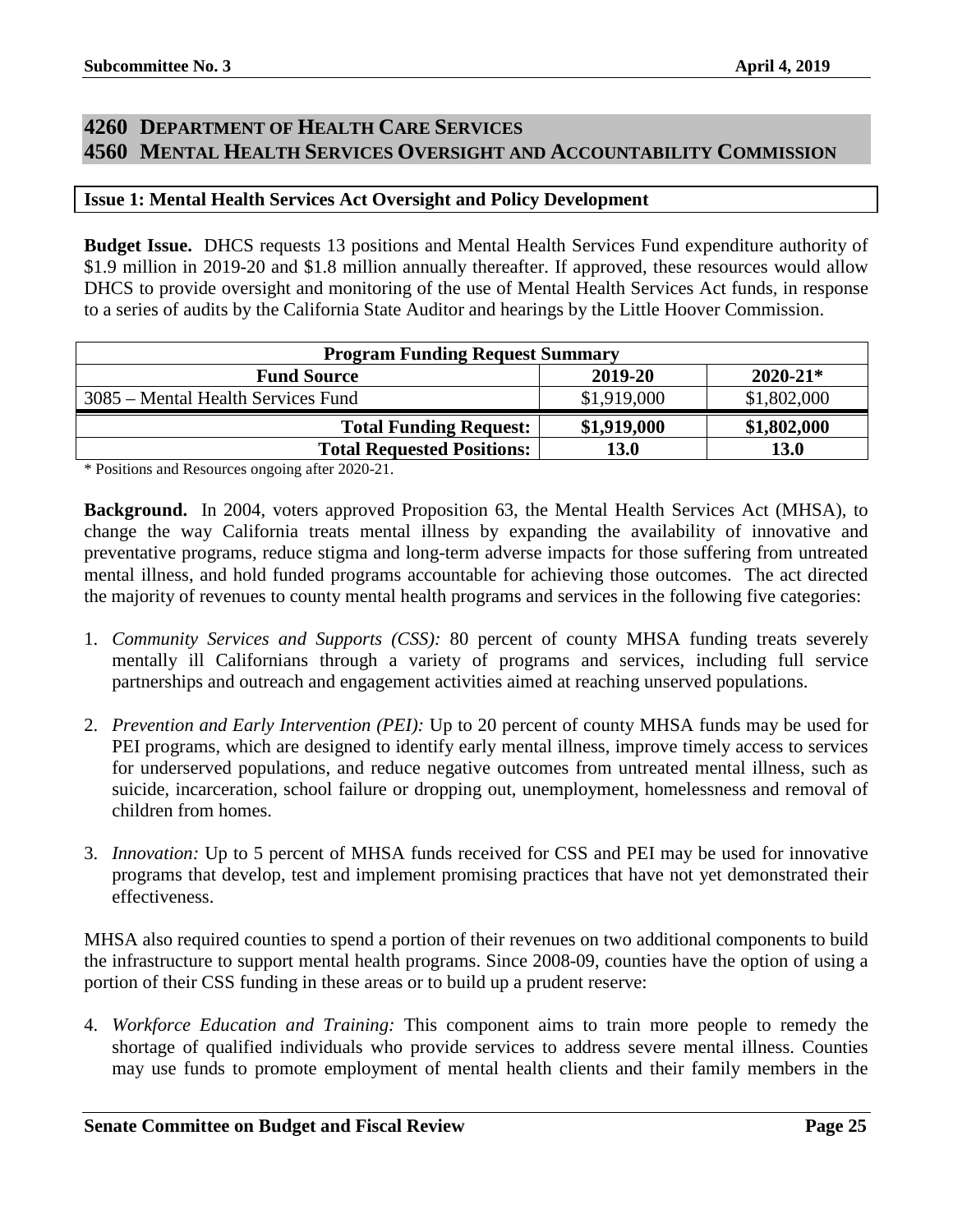## 4260 DEPARTMENT OF HEALTH CARE SERVICES
## 4560 MENTAL HEALTH SERVICES OVERSIGHT AND ACCOUNTABILITY COMMISSION

### Issue 1: Mental Health Services Act Oversight and Policy Development

**Budget Issue.** DHCS requests 13 positions and Mental Health Services Fund expenditure authority of \$1.9 million in 2019-20 and \$1.8 million annually thereafter. If approved, these resources would allow DHCS to provide oversight and monitoring of the use of Mental Health Services Act funds, in response to a series of audits by the California State Auditor and hearings by the Little Hoover Commission.

| Program Funding Request Summary | | |
|---|---|---|
| **Fund Source** | **2019-20** | **2020-21*** |
| 3085 – Mental Health Services Fund | \$1,919,000 | \$1,802,000 |
| **Total Funding Request:** | **\$1,919,000** | **\$1,802,000** |
| **Total Requested Positions:** | **13.0** | **13.0** |

\* Positions and Resources ongoing after 2020-21.

**Background.** In 2004, voters approved Proposition 63, the Mental Health Services Act (MHSA), to change the way California treats mental illness by expanding the availability of innovative and preventative programs, reduce stigma and long-term adverse impacts for those suffering from untreated mental illness, and hold funded programs accountable for achieving those outcomes. The act directed the majority of revenues to county mental health programs and services in the following five categories:

1. *Community Services and Supports (CSS):* 80 percent of county MHSA funding treats severely mentally ill Californians through a variety of programs and services, including full service partnerships and outreach and engagement activities aimed at reaching unserved populations.

2. *Prevention and Early Intervention (PEI):* Up to 20 percent of county MHSA funds may be used for PEI programs, which are designed to identify early mental illness, improve timely access to services for underserved populations, and reduce negative outcomes from untreated mental illness, such as suicide, incarceration, school failure or dropping out, unemployment, homelessness and removal of children from homes.

3. *Innovation:* Up to 5 percent of MHSA funds received for CSS and PEI may be used for innovative programs that develop, test and implement promising practices that have not yet demonstrated their effectiveness.

MHSA also required counties to spend a portion of their revenues on two additional components to build the infrastructure to support mental health programs. Since 2008-09, counties have the option of using a portion of their CSS funding in these areas or to build up a prudent reserve:

4. *Workforce Education and Training:* This component aims to train more people to remedy the shortage of qualified individuals who provide services to address severe mental illness. Counties may use funds to promote employment of mental health clients and their family members in the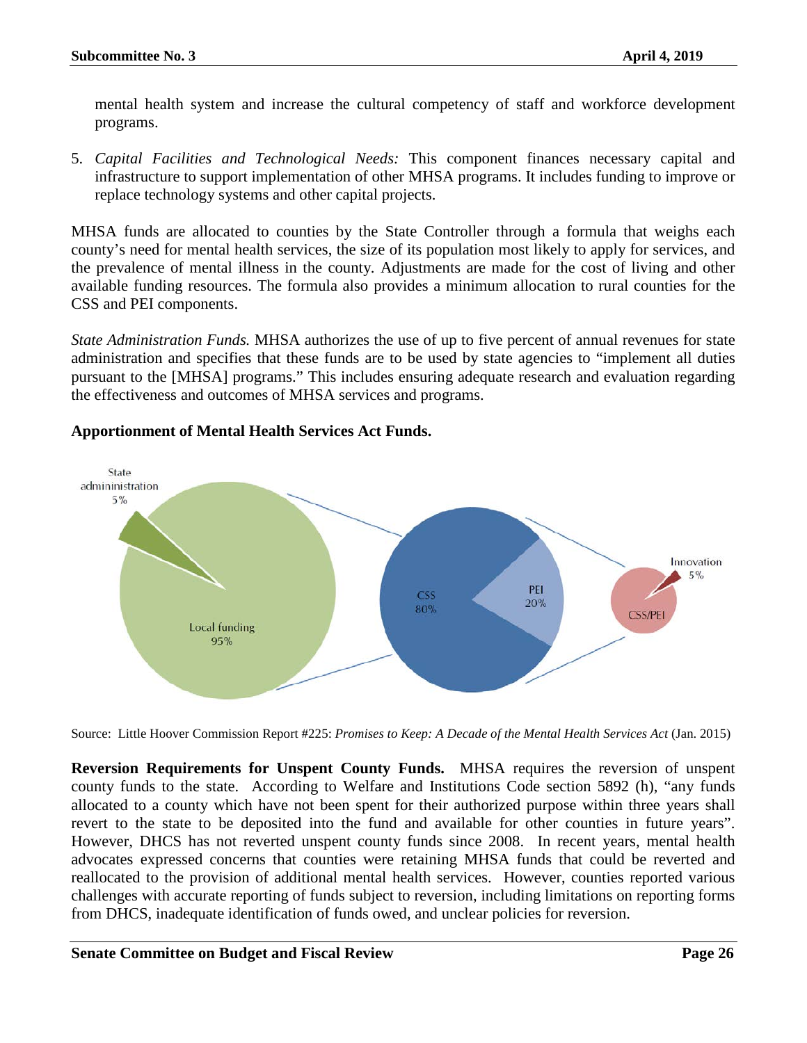mental health system and increase the cultural competency of staff and workforce development programs.

5. *Capital Facilities and Technological Needs:* This component finances necessary capital and infrastructure to support implementation of other MHSA programs. It includes funding to improve or replace technology systems and other capital projects.

MHSA funds are allocated to counties by the State Controller through a formula that weighs each county's need for mental health services, the size of its population most likely to apply for services, and the prevalence of mental illness in the county. Adjustments are made for the cost of living and other available funding resources. The formula also provides a minimum allocation to rural counties for the CSS and PEI components.

*State Administration Funds.* MHSA authorizes the use of up to five percent of annual revenues for state administration and specifies that these funds are to be used by state agencies to "implement all duties pursuant to the [MHSA] programs." This includes ensuring adequate research and evaluation regarding the effectiveness and outcomes of MHSA services and programs.

**Apportionment of Mental Health Services Act Funds.**

State admininistration 5%

Local funding 95%

CSS 80%

PEI 20%

Innovation 5%

CSS/PEI

Source: Little Hoover Commission Report #225: *Promises to Keep: A Decade of the Mental Health Services Act* (Jan. 2015)

**Reversion Requirements for Unspent County Funds.** MHSA requires the reversion of unspent county funds to the state. According to Welfare and Institutions Code section 5892 (h), "any funds allocated to a county which have not been spent for their authorized purpose within three years shall revert to the state to be deposited into the fund and available for other counties in future years". However, DHCS has not reverted unspent county funds since 2008. In recent years, mental health advocates expressed concerns that counties were retaining MHSA funds that could be reverted and reallocated to the provision of additional mental health services. However, counties reported various challenges with accurate reporting of funds subject to reversion, including limitations on reporting forms from DHCS, inadequate identification of funds owed, and unclear policies for reversion.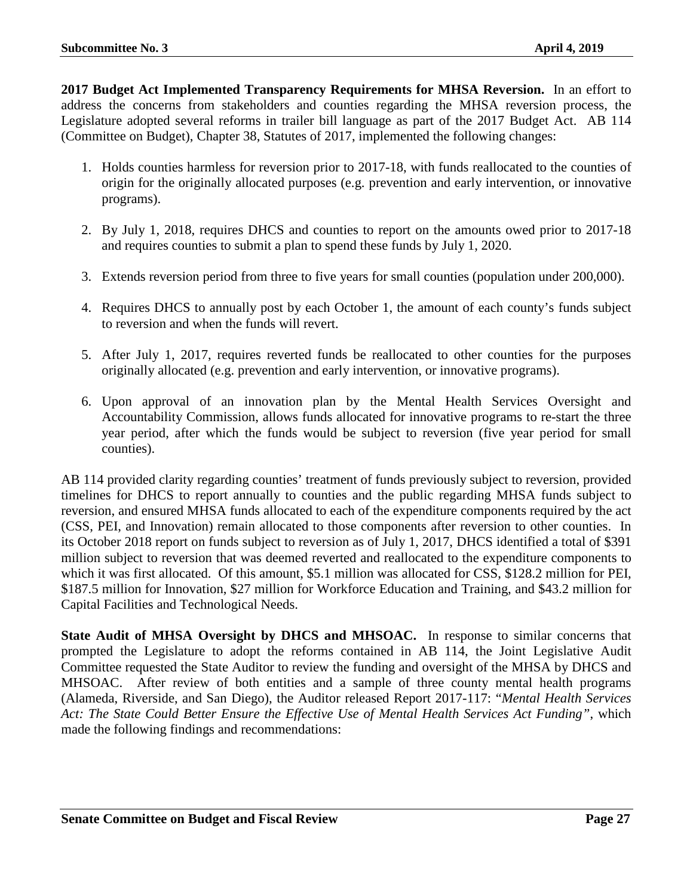**2017 Budget Act Implemented Transparency Requirements for MHSA Reversion.** In an effort to address the concerns from stakeholders and counties regarding the MHSA reversion process, the Legislature adopted several reforms in trailer bill language as part of the 2017 Budget Act. AB 114 (Committee on Budget), Chapter 38, Statutes of 2017, implemented the following changes:

1. Holds counties harmless for reversion prior to 2017-18, with funds reallocated to the counties of origin for the originally allocated purposes (e.g. prevention and early intervention, or innovative programs).

2. By July 1, 2018, requires DHCS and counties to report on the amounts owed prior to 2017-18 and requires counties to submit a plan to spend these funds by July 1, 2020.

3. Extends reversion period from three to five years for small counties (population under 200,000).

4. Requires DHCS to annually post by each October 1, the amount of each county's funds subject to reversion and when the funds will revert.

5. After July 1, 2017, requires reverted funds be reallocated to other counties for the purposes originally allocated (e.g. prevention and early intervention, or innovative programs).

6. Upon approval of an innovation plan by the Mental Health Services Oversight and Accountability Commission, allows funds allocated for innovative programs to re-start the three year period, after which the funds would be subject to reversion (five year period for small counties).

AB 114 provided clarity regarding counties' treatment of funds previously subject to reversion, provided timelines for DHCS to report annually to counties and the public regarding MHSA funds subject to reversion, and ensured MHSA funds allocated to each of the expenditure components required by the act (CSS, PEI, and Innovation) remain allocated to those components after reversion to other counties. In its October 2018 report on funds subject to reversion as of July 1, 2017, DHCS identified a total of $391 million subject to reversion that was deemed reverted and reallocated to the expenditure components to which it was first allocated. Of this amount, $5.1 million was allocated for CSS, $128.2 million for PEI, $187.5 million for Innovation, $27 million for Workforce Education and Training, and $43.2 million for Capital Facilities and Technological Needs.

**State Audit of MHSA Oversight by DHCS and MHSOAC.** In response to similar concerns that prompted the Legislature to adopt the reforms contained in AB 114, the Joint Legislative Audit Committee requested the State Auditor to review the funding and oversight of the MHSA by DHCS and MHSOAC. After review of both entities and a sample of three county mental health programs (Alameda, Riverside, and San Diego), the Auditor released Report 2017-117: "*Mental Health Services Act: The State Could Better Ensure the Effective Use of Mental Health Services Act Funding"*, which made the following findings and recommendations: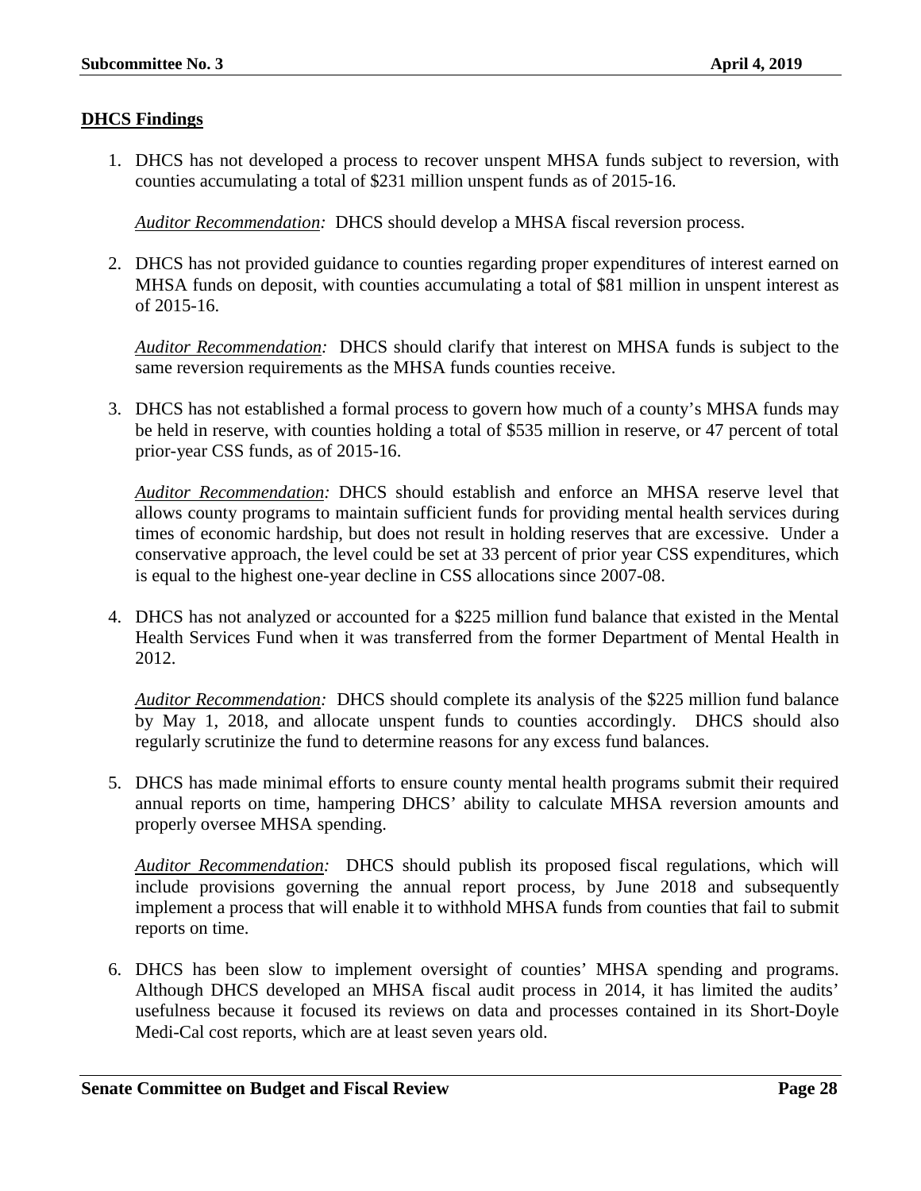**DHCS Findings**

1. DHCS has not developed a process to recover unspent MHSA funds subject to reversion, with counties accumulating a total of $231 million unspent funds as of 2015-16.

   *Auditor Recommendation:* DHCS should develop a MHSA fiscal reversion process.

2. DHCS has not provided guidance to counties regarding proper expenditures of interest earned on MHSA funds on deposit, with counties accumulating a total of $81 million in unspent interest as of 2015-16.

   *Auditor Recommendation:* DHCS should clarify that interest on MHSA funds is subject to the same reversion requirements as the MHSA funds counties receive.

3. DHCS has not established a formal process to govern how much of a county's MHSA funds may be held in reserve, with counties holding a total of $535 million in reserve, or 47 percent of total prior-year CSS funds, as of 2015-16.

   *Auditor Recommendation:* DHCS should establish and enforce an MHSA reserve level that allows county programs to maintain sufficient funds for providing mental health services during times of economic hardship, but does not result in holding reserves that are excessive. Under a conservative approach, the level could be set at 33 percent of prior year CSS expenditures, which is equal to the highest one-year decline in CSS allocations since 2007-08.

4. DHCS has not analyzed or accounted for a $225 million fund balance that existed in the Mental Health Services Fund when it was transferred from the former Department of Mental Health in 2012.

   *Auditor Recommendation:* DHCS should complete its analysis of the $225 million fund balance by May 1, 2018, and allocate unspent funds to counties accordingly. DHCS should also regularly scrutinize the fund to determine reasons for any excess fund balances.

5. DHCS has made minimal efforts to ensure county mental health programs submit their required annual reports on time, hampering DHCS' ability to calculate MHSA reversion amounts and properly oversee MHSA spending.

   *Auditor Recommendation:* DHCS should publish its proposed fiscal regulations, which will include provisions governing the annual report process, by June 2018 and subsequently implement a process that will enable it to withhold MHSA funds from counties that fail to submit reports on time.

6. DHCS has been slow to implement oversight of counties' MHSA spending and programs. Although DHCS developed an MHSA fiscal audit process in 2014, it has limited the audits' usefulness because it focused its reviews on data and processes contained in its Short-Doyle Medi-Cal cost reports, which are at least seven years old.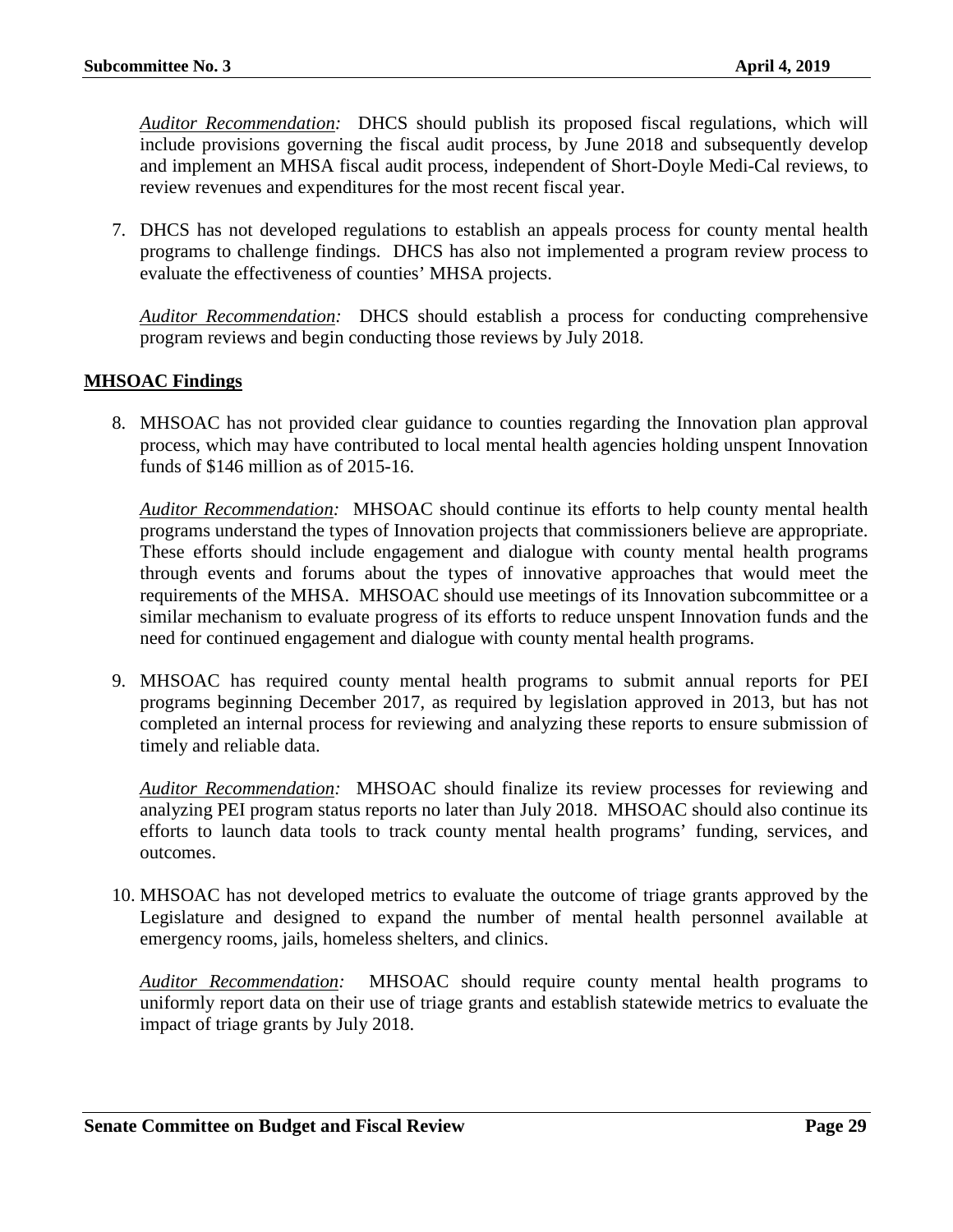*Auditor Recommendation:* DHCS should publish its proposed fiscal regulations, which will include provisions governing the fiscal audit process, by June 2018 and subsequently develop and implement an MHSA fiscal audit process, independent of Short-Doyle Medi-Cal reviews, to review revenues and expenditures for the most recent fiscal year.

7. DHCS has not developed regulations to establish an appeals process for county mental health programs to challenge findings. DHCS has also not implemented a program review process to evaluate the effectiveness of counties' MHSA projects.

   *Auditor Recommendation:* DHCS should establish a process for conducting comprehensive program reviews and begin conducting those reviews by July 2018.

**MHSOAC Findings**

8. MHSOAC has not provided clear guidance to counties regarding the Innovation plan approval process, which may have contributed to local mental health agencies holding unspent Innovation funds of $146 million as of 2015-16.

   *Auditor Recommendation:* MHSOAC should continue its efforts to help county mental health programs understand the types of Innovation projects that commissioners believe are appropriate. These efforts should include engagement and dialogue with county mental health programs through events and forums about the types of innovative approaches that would meet the requirements of the MHSA. MHSOAC should use meetings of its Innovation subcommittee or a similar mechanism to evaluate progress of its efforts to reduce unspent Innovation funds and the need for continued engagement and dialogue with county mental health programs.

9. MHSOAC has required county mental health programs to submit annual reports for PEI programs beginning December 2017, as required by legislation approved in 2013, but has not completed an internal process for reviewing and analyzing these reports to ensure submission of timely and reliable data.

   *Auditor Recommendation:* MHSOAC should finalize its review processes for reviewing and analyzing PEI program status reports no later than July 2018. MHSOAC should also continue its efforts to launch data tools to track county mental health programs' funding, services, and outcomes.

10. MHSOAC has not developed metrics to evaluate the outcome of triage grants approved by the Legislature and designed to expand the number of mental health personnel available at emergency rooms, jails, homeless shelters, and clinics.

    *Auditor Recommendation:* MHSOAC should require county mental health programs to uniformly report data on their use of triage grants and establish statewide metrics to evaluate the impact of triage grants by July 2018.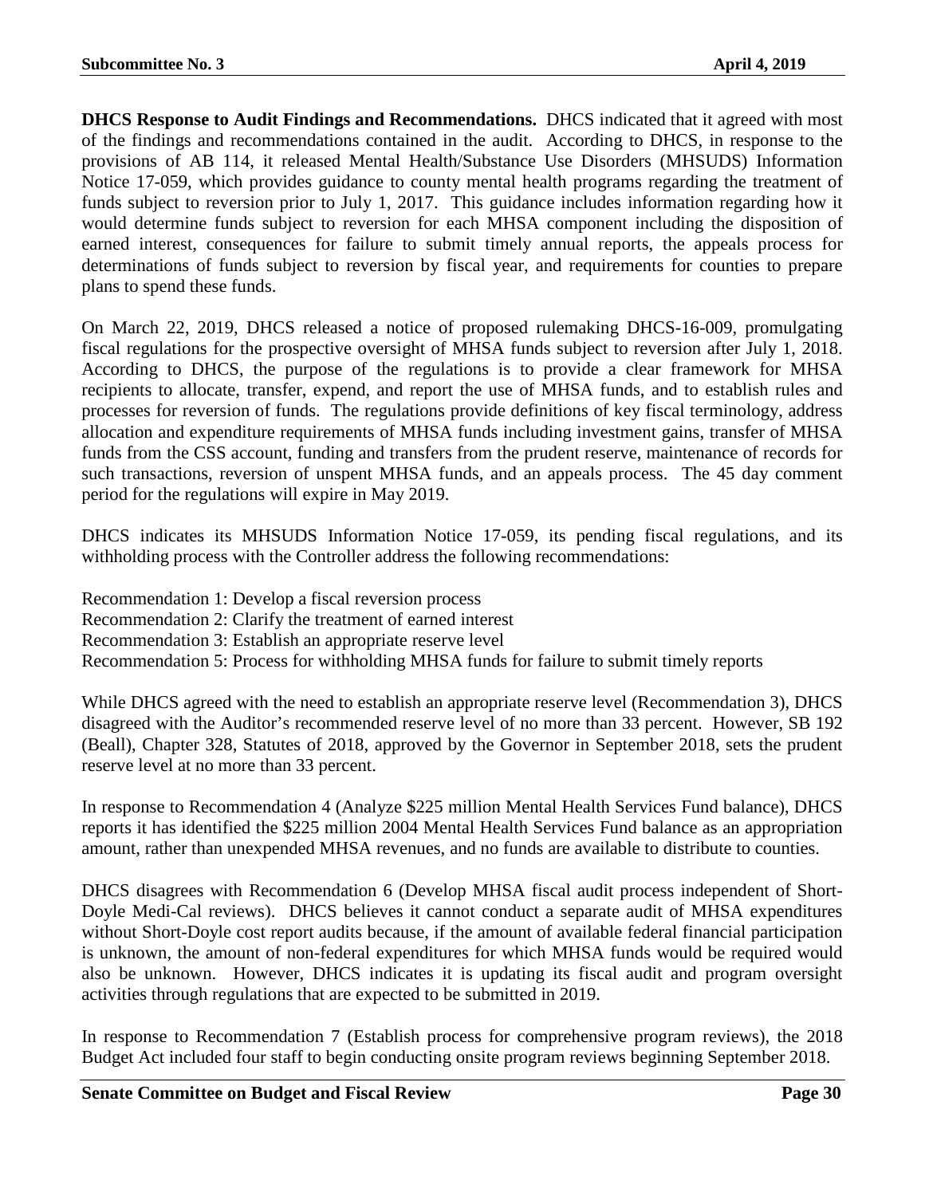**DHCS Response to Audit Findings and Recommendations.** DHCS indicated that it agreed with most of the findings and recommendations contained in the audit. According to DHCS, in response to the provisions of AB 114, it released Mental Health/Substance Use Disorders (MHSUDS) Information Notice 17-059, which provides guidance to county mental health programs regarding the treatment of funds subject to reversion prior to July 1, 2017. This guidance includes information regarding how it would determine funds subject to reversion for each MHSA component including the disposition of earned interest, consequences for failure to submit timely annual reports, the appeals process for determinations of funds subject to reversion by fiscal year, and requirements for counties to prepare plans to spend these funds.

On March 22, 2019, DHCS released a notice of proposed rulemaking DHCS-16-009, promulgating fiscal regulations for the prospective oversight of MHSA funds subject to reversion after July 1, 2018. According to DHCS, the purpose of the regulations is to provide a clear framework for MHSA recipients to allocate, transfer, expend, and report the use of MHSA funds, and to establish rules and processes for reversion of funds. The regulations provide definitions of key fiscal terminology, address allocation and expenditure requirements of MHSA funds including investment gains, transfer of MHSA funds from the CSS account, funding and transfers from the prudent reserve, maintenance of records for such transactions, reversion of unspent MHSA funds, and an appeals process. The 45 day comment period for the regulations will expire in May 2019.

DHCS indicates its MHSUDS Information Notice 17-059, its pending fiscal regulations, and its withholding process with the Controller address the following recommendations:

Recommendation 1: Develop a fiscal reversion process
Recommendation 2: Clarify the treatment of earned interest
Recommendation 3: Establish an appropriate reserve level
Recommendation 5: Process for withholding MHSA funds for failure to submit timely reports

While DHCS agreed with the need to establish an appropriate reserve level (Recommendation 3), DHCS disagreed with the Auditor's recommended reserve level of no more than 33 percent. However, SB 192 (Beall), Chapter 328, Statutes of 2018, approved by the Governor in September 2018, sets the prudent reserve level at no more than 33 percent.

In response to Recommendation 4 (Analyze $225 million Mental Health Services Fund balance), DHCS reports it has identified the $225 million 2004 Mental Health Services Fund balance as an appropriation amount, rather than unexpended MHSA revenues, and no funds are available to distribute to counties.

DHCS disagrees with Recommendation 6 (Develop MHSA fiscal audit process independent of Short-Doyle Medi-Cal reviews). DHCS believes it cannot conduct a separate audit of MHSA expenditures without Short-Doyle cost report audits because, if the amount of available federal financial participation is unknown, the amount of non-federal expenditures for which MHSA funds would be required would also be unknown. However, DHCS indicates it is updating its fiscal audit and program oversight activities through regulations that are expected to be submitted in 2019.

In response to Recommendation 7 (Establish process for comprehensive program reviews), the 2018 Budget Act included four staff to begin conducting onsite program reviews beginning September 2018.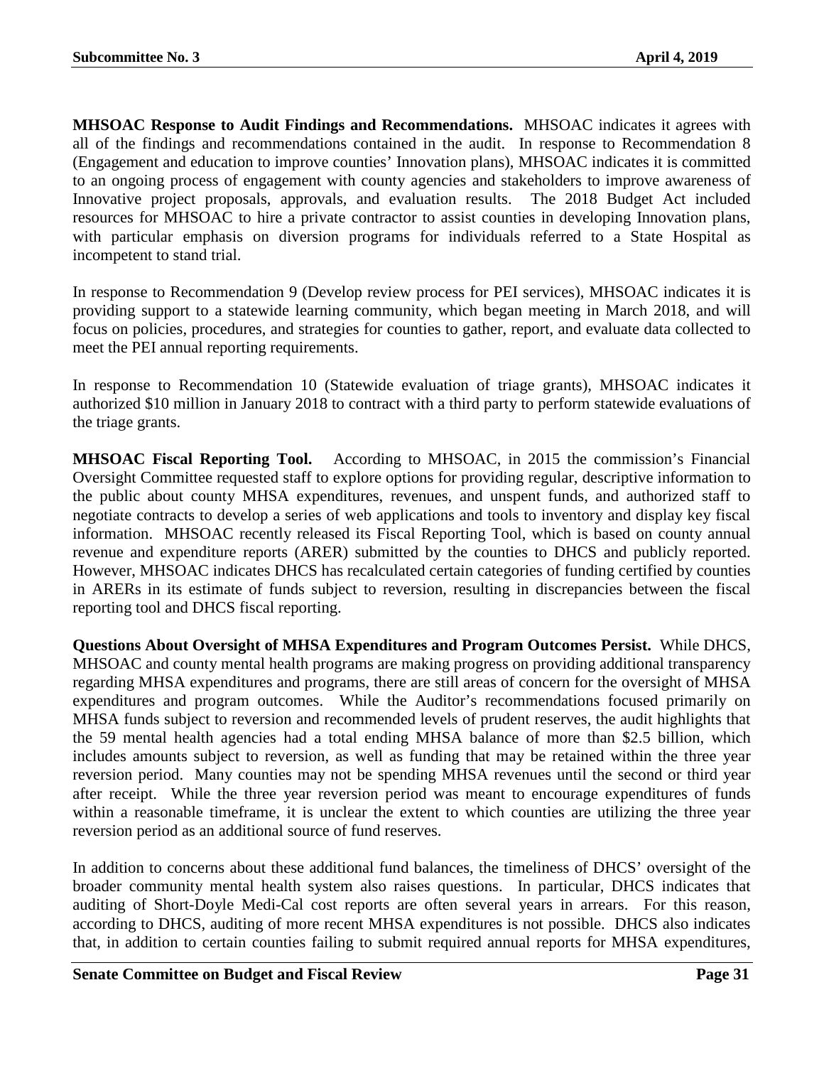**MHSOAC Response to Audit Findings and Recommendations.** MHSOAC indicates it agrees with all of the findings and recommendations contained in the audit. In response to Recommendation 8 (Engagement and education to improve counties' Innovation plans), MHSOAC indicates it is committed to an ongoing process of engagement with county agencies and stakeholders to improve awareness of Innovative project proposals, approvals, and evaluation results. The 2018 Budget Act included resources for MHSOAC to hire a private contractor to assist counties in developing Innovation plans, with particular emphasis on diversion programs for individuals referred to a State Hospital as incompetent to stand trial.

In response to Recommendation 9 (Develop review process for PEI services), MHSOAC indicates it is providing support to a statewide learning community, which began meeting in March 2018, and will focus on policies, procedures, and strategies for counties to gather, report, and evaluate data collected to meet the PEI annual reporting requirements.

In response to Recommendation 10 (Statewide evaluation of triage grants), MHSOAC indicates it authorized $10 million in January 2018 to contract with a third party to perform statewide evaluations of the triage grants.

**MHSOAC Fiscal Reporting Tool.** According to MHSOAC, in 2015 the commission's Financial Oversight Committee requested staff to explore options for providing regular, descriptive information to the public about county MHSA expenditures, revenues, and unspent funds, and authorized staff to negotiate contracts to develop a series of web applications and tools to inventory and display key fiscal information. MHSOAC recently released its Fiscal Reporting Tool, which is based on county annual revenue and expenditure reports (ARER) submitted by the counties to DHCS and publicly reported. However, MHSOAC indicates DHCS has recalculated certain categories of funding certified by counties in ARERs in its estimate of funds subject to reversion, resulting in discrepancies between the fiscal reporting tool and DHCS fiscal reporting.

**Questions About Oversight of MHSA Expenditures and Program Outcomes Persist.** While DHCS, MHSOAC and county mental health programs are making progress on providing additional transparency regarding MHSA expenditures and programs, there are still areas of concern for the oversight of MHSA expenditures and program outcomes. While the Auditor's recommendations focused primarily on MHSA funds subject to reversion and recommended levels of prudent reserves, the audit highlights that the 59 mental health agencies had a total ending MHSA balance of more than $2.5 billion, which includes amounts subject to reversion, as well as funding that may be retained within the three year reversion period. Many counties may not be spending MHSA revenues until the second or third year after receipt. While the three year reversion period was meant to encourage expenditures of funds within a reasonable timeframe, it is unclear the extent to which counties are utilizing the three year reversion period as an additional source of fund reserves.

In addition to concerns about these additional fund balances, the timeliness of DHCS' oversight of the broader community mental health system also raises questions. In particular, DHCS indicates that auditing of Short-Doyle Medi-Cal cost reports are often several years in arrears. For this reason, according to DHCS, auditing of more recent MHSA expenditures is not possible. DHCS also indicates that, in addition to certain counties failing to submit required annual reports for MHSA expenditures,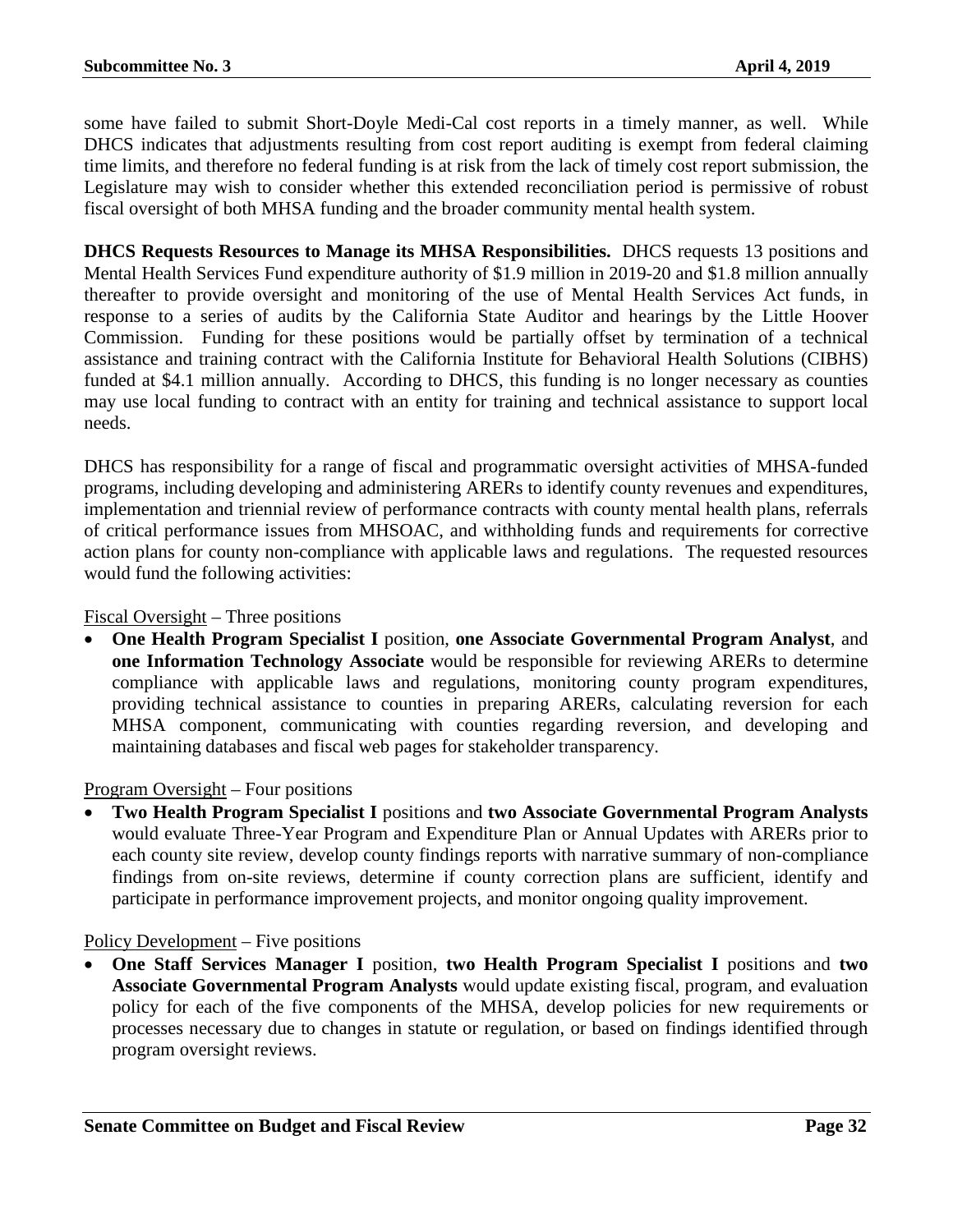some have failed to submit Short-Doyle Medi-Cal cost reports in a timely manner, as well. While DHCS indicates that adjustments resulting from cost report auditing is exempt from federal claiming time limits, and therefore no federal funding is at risk from the lack of timely cost report submission, the Legislature may wish to consider whether this extended reconciliation period is permissive of robust fiscal oversight of both MHSA funding and the broader community mental health system.

**DHCS Requests Resources to Manage its MHSA Responsibilities.** DHCS requests 13 positions and Mental Health Services Fund expenditure authority of $1.9 million in 2019-20 and $1.8 million annually thereafter to provide oversight and monitoring of the use of Mental Health Services Act funds, in response to a series of audits by the California State Auditor and hearings by the Little Hoover Commission. Funding for these positions would be partially offset by termination of a technical assistance and training contract with the California Institute for Behavioral Health Solutions (CIBHS) funded at $4.1 million annually. According to DHCS, this funding is no longer necessary as counties may use local funding to contract with an entity for training and technical assistance to support local needs.

DHCS has responsibility for a range of fiscal and programmatic oversight activities of MHSA-funded programs, including developing and administering ARERs to identify county revenues and expenditures, implementation and triennial review of performance contracts with county mental health plans, referrals of critical performance issues from MHSOAC, and withholding funds and requirements for corrective action plans for county non-compliance with applicable laws and regulations. The requested resources would fund the following activities:

Fiscal Oversight – Three positions

- **One Health Program Specialist I** position, **one Associate Governmental Program Analyst**, and **one Information Technology Associate** would be responsible for reviewing ARERs to determine compliance with applicable laws and regulations, monitoring county program expenditures, providing technical assistance to counties in preparing ARERs, calculating reversion for each MHSA component, communicating with counties regarding reversion, and developing and maintaining databases and fiscal web pages for stakeholder transparency.

Program Oversight – Four positions

- **Two Health Program Specialist I** positions and **two Associate Governmental Program Analysts** would evaluate Three-Year Program and Expenditure Plan or Annual Updates with ARERs prior to each county site review, develop county findings reports with narrative summary of non-compliance findings from on-site reviews, determine if county correction plans are sufficient, identify and participate in performance improvement projects, and monitor ongoing quality improvement.

Policy Development – Five positions

- **One Staff Services Manager I** position, **two Health Program Specialist I** positions and **two Associate Governmental Program Analysts** would update existing fiscal, program, and evaluation policy for each of the five components of the MHSA, develop policies for new requirements or processes necessary due to changes in statute or regulation, or based on findings identified through program oversight reviews.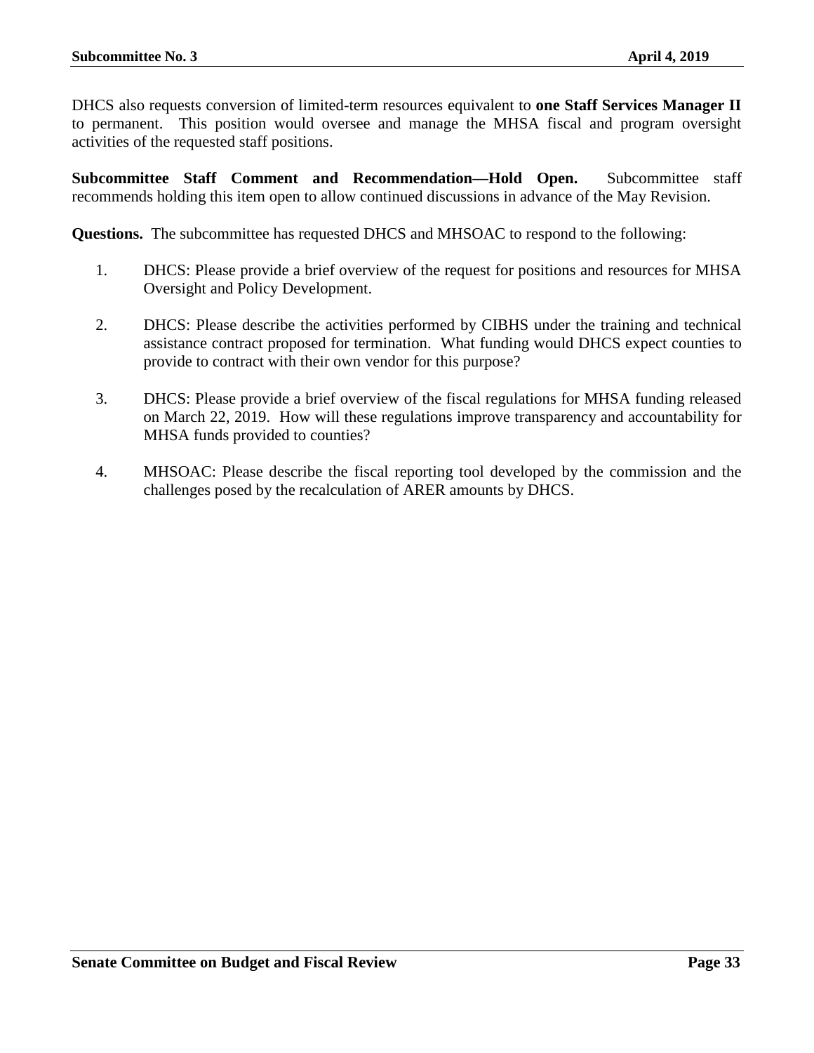DHCS also requests conversion of limited-term resources equivalent to **one Staff Services Manager II** to permanent. This position would oversee and manage the MHSA fiscal and program oversight activities of the requested staff positions.

**Subcommittee Staff Comment and Recommendation—Hold Open.** Subcommittee staff recommends holding this item open to allow continued discussions in advance of the May Revision.

**Questions.** The subcommittee has requested DHCS and MHSOAC to respond to the following:

1. DHCS: Please provide a brief overview of the request for positions and resources for MHSA Oversight and Policy Development.

2. DHCS: Please describe the activities performed by CIBHS under the training and technical assistance contract proposed for termination. What funding would DHCS expect counties to provide to contract with their own vendor for this purpose?

3. DHCS: Please provide a brief overview of the fiscal regulations for MHSA funding released on March 22, 2019. How will these regulations improve transparency and accountability for MHSA funds provided to counties?

4. MHSOAC: Please describe the fiscal reporting tool developed by the commission and the challenges posed by the recalculation of ARER amounts by DHCS.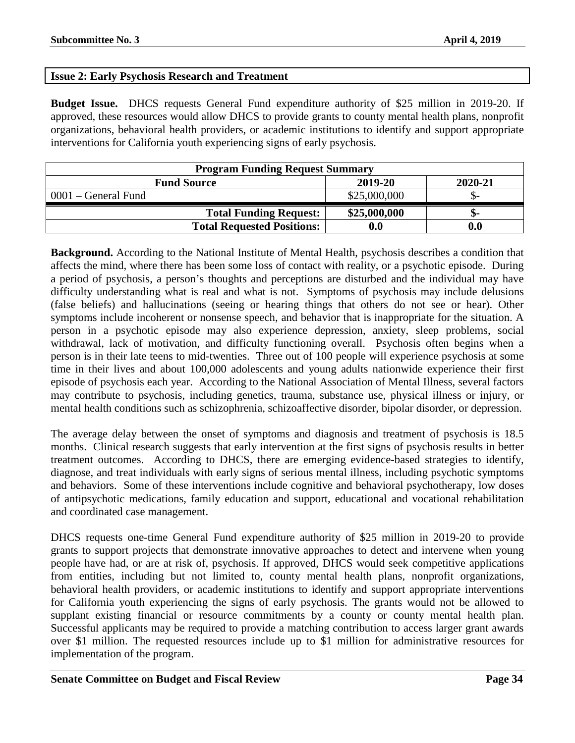## Issue 2: Early Psychosis Research and Treatment

**Budget Issue.** DHCS requests General Fund expenditure authority of $25 million in 2019-20. If approved, these resources would allow DHCS to provide grants to county mental health plans, nonprofit organizations, behavioral health providers, or academic institutions to identify and support appropriate interventions for California youth experiencing signs of early psychosis.

| Program Funding Request Summary | | |
|---|---|---|
| **Fund Source** | **2019-20** | **2020-21** |
| 0001 – General Fund | $25,000,000 | $- |
| **Total Funding Request:** | **$25,000,000** | **$-** |
| **Total Requested Positions:** | **0.0** | **0.0** |

**Background.** According to the National Institute of Mental Health, psychosis describes a condition that affects the mind, where there has been some loss of contact with reality, or a psychotic episode. During a period of psychosis, a person's thoughts and perceptions are disturbed and the individual may have difficulty understanding what is real and what is not. Symptoms of psychosis may include delusions (false beliefs) and hallucinations (seeing or hearing things that others do not see or hear). Other symptoms include incoherent or nonsense speech, and behavior that is inappropriate for the situation. A person in a psychotic episode may also experience depression, anxiety, sleep problems, social withdrawal, lack of motivation, and difficulty functioning overall. Psychosis often begins when a person is in their late teens to mid-twenties. Three out of 100 people will experience psychosis at some time in their lives and about 100,000 adolescents and young adults nationwide experience their first episode of psychosis each year. According to the National Association of Mental Illness, several factors may contribute to psychosis, including genetics, trauma, substance use, physical illness or injury, or mental health conditions such as schizophrenia, schizoaffective disorder, bipolar disorder, or depression.

The average delay between the onset of symptoms and diagnosis and treatment of psychosis is 18.5 months. Clinical research suggests that early intervention at the first signs of psychosis results in better treatment outcomes. According to DHCS, there are emerging evidence-based strategies to identify, diagnose, and treat individuals with early signs of serious mental illness, including psychotic symptoms and behaviors. Some of these interventions include cognitive and behavioral psychotherapy, low doses of antipsychotic medications, family education and support, educational and vocational rehabilitation and coordinated case management.

DHCS requests one-time General Fund expenditure authority of $25 million in 2019-20 to provide grants to support projects that demonstrate innovative approaches to detect and intervene when young people have had, or are at risk of, psychosis. If approved, DHCS would seek competitive applications from entities, including but not limited to, county mental health plans, nonprofit organizations, behavioral health providers, or academic institutions to identify and support appropriate interventions for California youth experiencing the signs of early psychosis. The grants would not be allowed to supplant existing financial or resource commitments by a county or county mental health plan. Successful applicants may be required to provide a matching contribution to access larger grant awards over $1 million. The requested resources include up to $1 million for administrative resources for implementation of the program.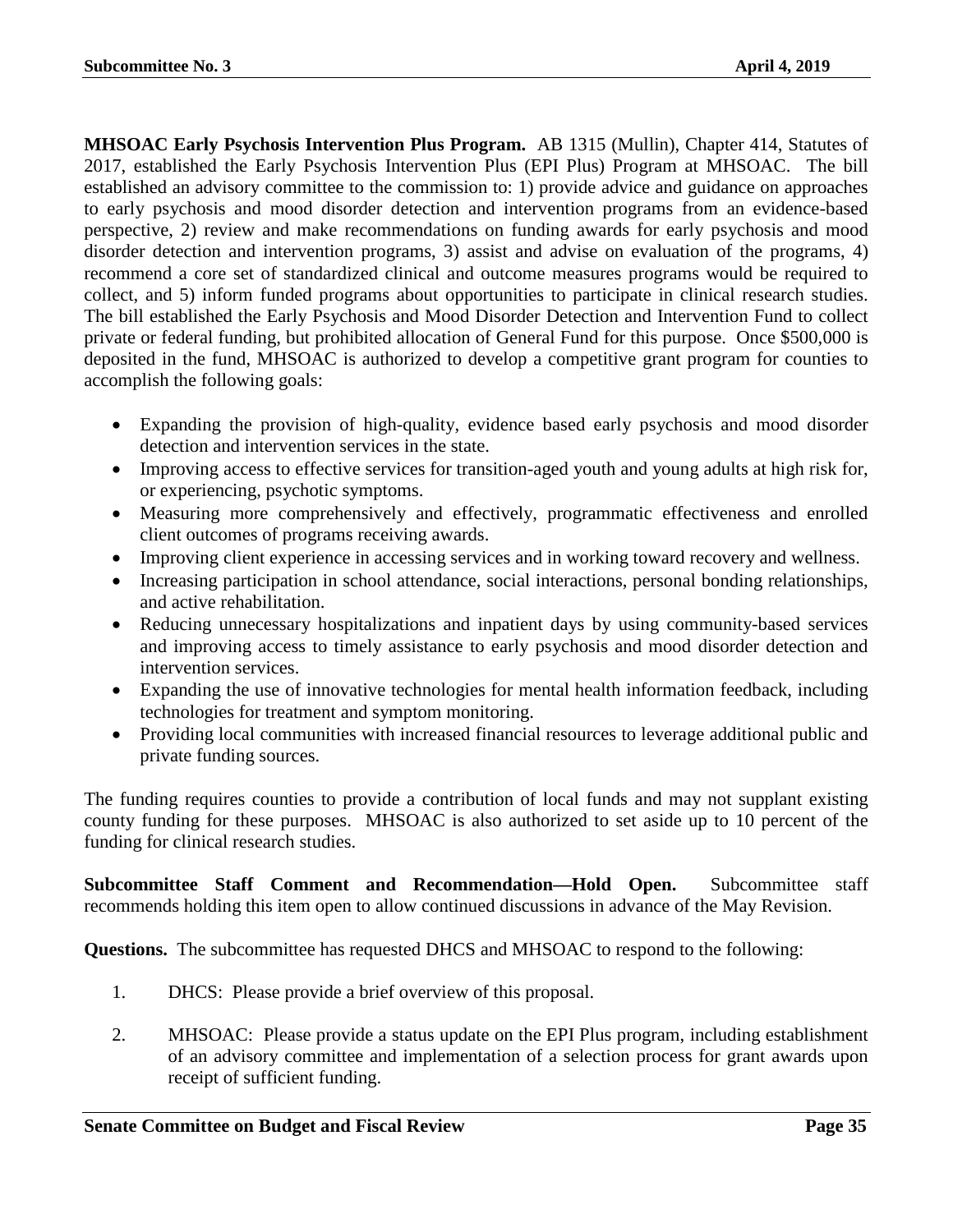**MHSOAC Early Psychosis Intervention Plus Program.** AB 1315 (Mullin), Chapter 414, Statutes of 2017, established the Early Psychosis Intervention Plus (EPI Plus) Program at MHSOAC. The bill established an advisory committee to the commission to: 1) provide advice and guidance on approaches to early psychosis and mood disorder detection and intervention programs from an evidence-based perspective, 2) review and make recommendations on funding awards for early psychosis and mood disorder detection and intervention programs, 3) assist and advise on evaluation of the programs, 4) recommend a core set of standardized clinical and outcome measures programs would be required to collect, and 5) inform funded programs about opportunities to participate in clinical research studies. The bill established the Early Psychosis and Mood Disorder Detection and Intervention Fund to collect private or federal funding, but prohibited allocation of General Fund for this purpose. Once $500,000 is deposited in the fund, MHSOAC is authorized to develop a competitive grant program for counties to accomplish the following goals:

- Expanding the provision of high-quality, evidence based early psychosis and mood disorder detection and intervention services in the state.
- Improving access to effective services for transition-aged youth and young adults at high risk for, or experiencing, psychotic symptoms.
- Measuring more comprehensively and effectively, programmatic effectiveness and enrolled client outcomes of programs receiving awards.
- Improving client experience in accessing services and in working toward recovery and wellness.
- Increasing participation in school attendance, social interactions, personal bonding relationships, and active rehabilitation.
- Reducing unnecessary hospitalizations and inpatient days by using community-based services and improving access to timely assistance to early psychosis and mood disorder detection and intervention services.
- Expanding the use of innovative technologies for mental health information feedback, including technologies for treatment and symptom monitoring.
- Providing local communities with increased financial resources to leverage additional public and private funding sources.

The funding requires counties to provide a contribution of local funds and may not supplant existing county funding for these purposes. MHSOAC is also authorized to set aside up to 10 percent of the funding for clinical research studies.

**Subcommittee Staff Comment and Recommendation—Hold Open.** Subcommittee staff recommends holding this item open to allow continued discussions in advance of the May Revision.

**Questions.** The subcommittee has requested DHCS and MHSOAC to respond to the following:

1. DHCS: Please provide a brief overview of this proposal.
2. MHSOAC: Please provide a status update on the EPI Plus program, including establishment of an advisory committee and implementation of a selection process for grant awards upon receipt of sufficient funding.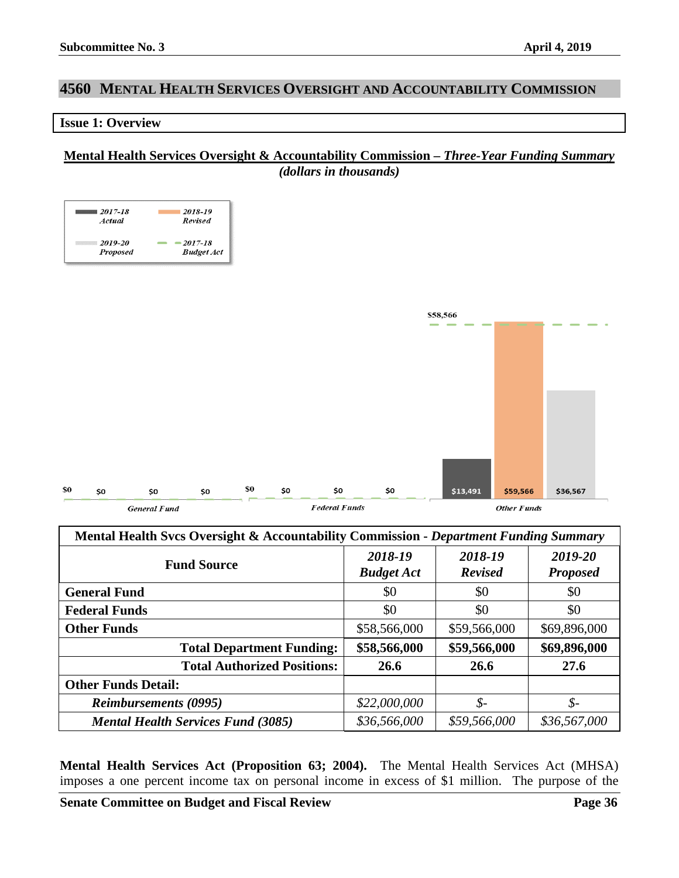# 4560 Mental Health Services Oversight and Accountability Commission

## Issue 1: Overview

**Mental Health Services Oversight & Accountability Commission – *Three-Year Funding Summary***
***(dollars in thousands)***

| Mental Health Svcs Oversight & Accountability Commission - *Department Funding Summary* | | | |
|---|---|---|---|
| **Fund Source** | ***2018-19 Budget Act*** | ***2018-19 Revised*** | ***2019-20 Proposed*** |
| **General Fund** | $0 | $0 | $0 |
| **Federal Funds** | $0 | $0 | $0 |
| **Other Funds** | $58,566,000 | $59,566,000 | $69,896,000 |
| **Total Department Funding:** | **$58,566,000** | **$59,566,000** | **$69,896,000** |
| **Total Authorized Positions:** | **26.6** | **26.6** | **27.6** |
| **Other Funds Detail:** | | | |
| ***Reimbursements (0995)*** | *$22,000,000* | *$-* | *$-* |
| ***Mental Health Services Fund (3085)*** | *$36,566,000* | *$59,566,000* | *$36,567,000* |

**Mental Health Services Act (Proposition 63; 2004).** The Mental Health Services Act (MHSA) imposes a one percent income tax on personal income in excess of $1 million. The purpose of the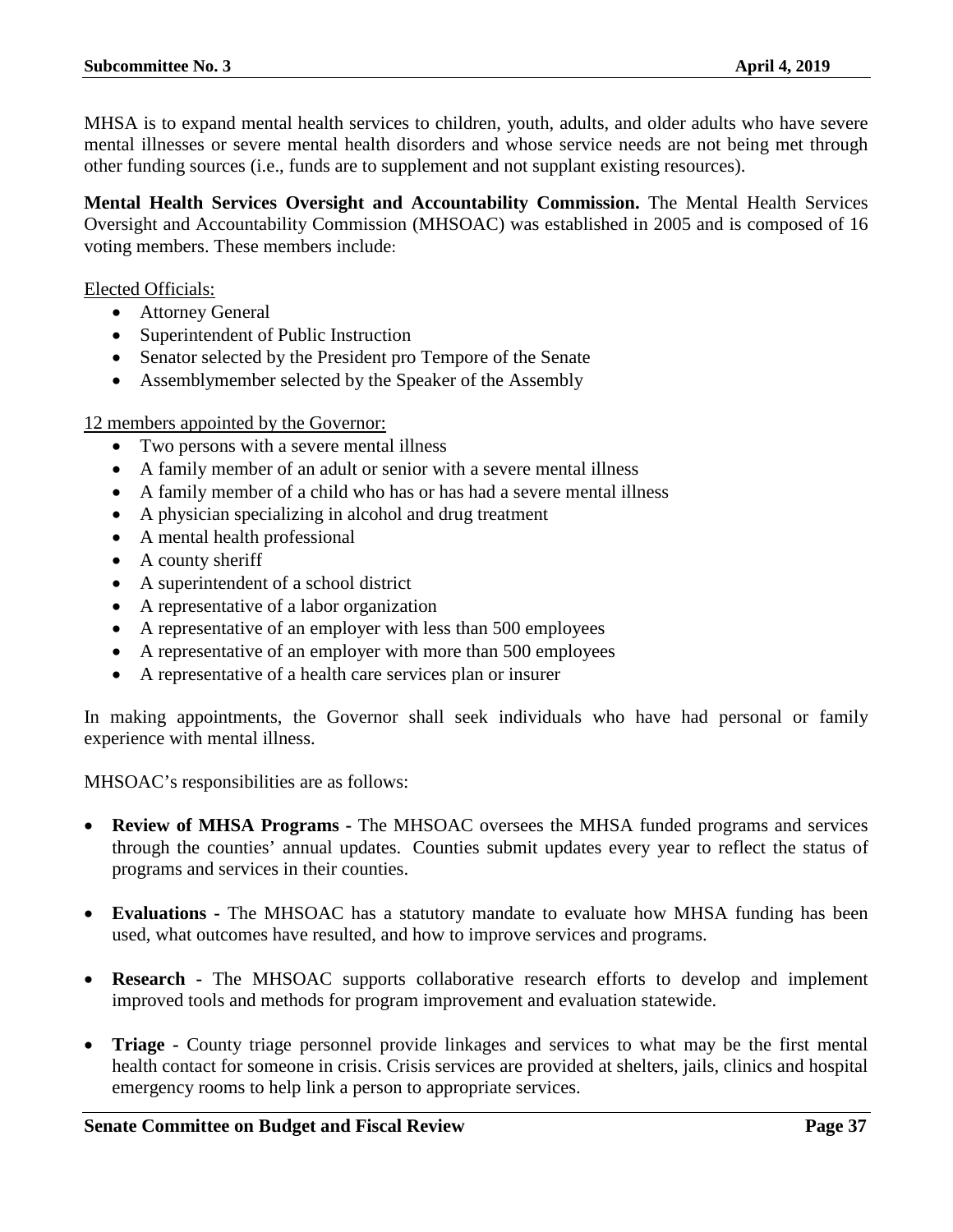MHSA is to expand mental health services to children, youth, adults, and older adults who have severe mental illnesses or severe mental health disorders and whose service needs are not being met through other funding sources (i.e., funds are to supplement and not supplant existing resources).

**Mental Health Services Oversight and Accountability Commission.** The Mental Health Services Oversight and Accountability Commission (MHSOAC) was established in 2005 and is composed of 16 voting members. These members include:

<u>Elected Officials:</u>

- Attorney General
- Superintendent of Public Instruction
- Senator selected by the President pro Tempore of the Senate
- Assemblymember selected by the Speaker of the Assembly

<u>12 members appointed by the Governor:</u>

- Two persons with a severe mental illness
- A family member of an adult or senior with a severe mental illness
- A family member of a child who has or has had a severe mental illness
- A physician specializing in alcohol and drug treatment
- A mental health professional
- A county sheriff
- A superintendent of a school district
- A representative of a labor organization
- A representative of an employer with less than 500 employees
- A representative of an employer with more than 500 employees
- A representative of a health care services plan or insurer

In making appointments, the Governor shall seek individuals who have had personal or family experience with mental illness.

MHSOAC's responsibilities are as follows:

- **Review of MHSA Programs -** The MHSOAC oversees the MHSA funded programs and services through the counties' annual updates. Counties submit updates every year to reflect the status of programs and services in their counties.

- **Evaluations -** The MHSOAC has a statutory mandate to evaluate how MHSA funding has been used, what outcomes have resulted, and how to improve services and programs.

- **Research -** The MHSOAC supports collaborative research efforts to develop and implement improved tools and methods for program improvement and evaluation statewide.

- **Triage -** County triage personnel provide linkages and services to what may be the first mental health contact for someone in crisis. Crisis services are provided at shelters, jails, clinics and hospital emergency rooms to help link a person to appropriate services.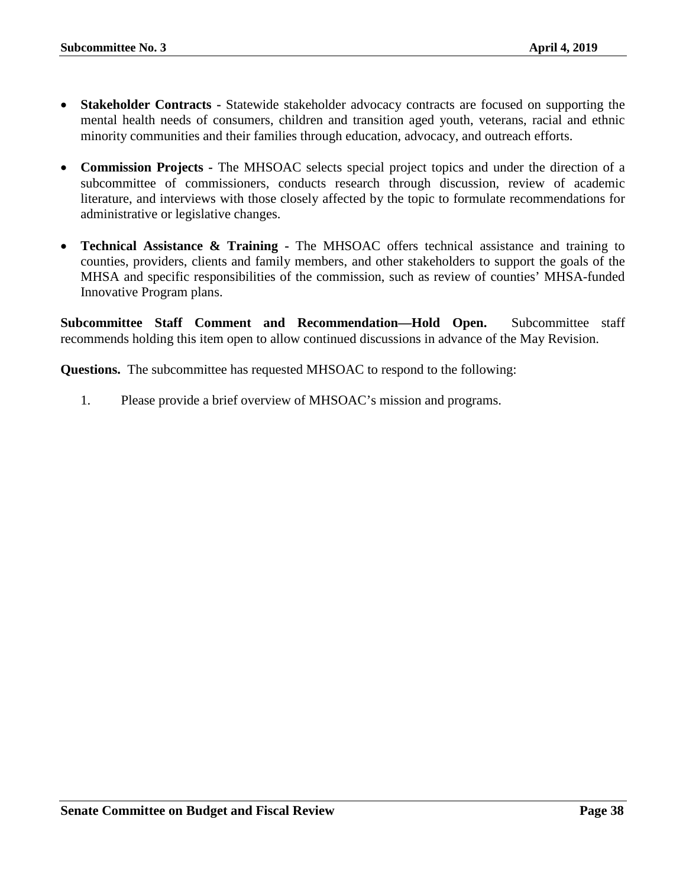- **Stakeholder Contracts -** Statewide stakeholder advocacy contracts are focused on supporting the mental health needs of consumers, children and transition aged youth, veterans, racial and ethnic minority communities and their families through education, advocacy, and outreach efforts.

- **Commission Projects -** The MHSOAC selects special project topics and under the direction of a subcommittee of commissioners, conducts research through discussion, review of academic literature, and interviews with those closely affected by the topic to formulate recommendations for administrative or legislative changes.

- **Technical Assistance & Training -** The MHSOAC offers technical assistance and training to counties, providers, clients and family members, and other stakeholders to support the goals of the MHSA and specific responsibilities of the commission, such as review of counties' MHSA-funded Innovative Program plans.

**Subcommittee Staff Comment and Recommendation—Hold Open.** Subcommittee staff recommends holding this item open to allow continued discussions in advance of the May Revision.

**Questions.** The subcommittee has requested MHSOAC to respond to the following:

1. Please provide a brief overview of MHSOAC's mission and programs.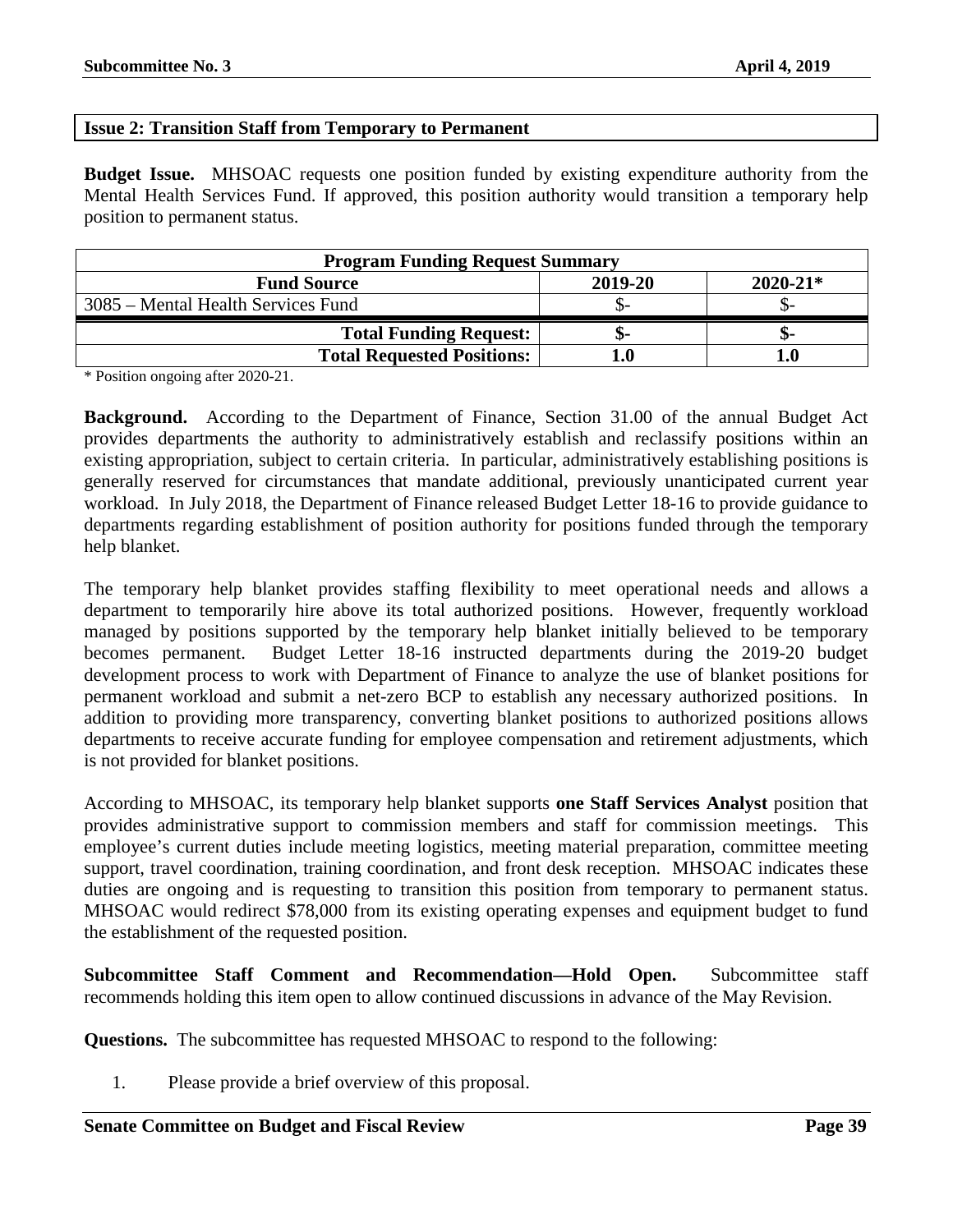## Issue 2: Transition Staff from Temporary to Permanent

**Budget Issue.** MHSOAC requests one position funded by existing expenditure authority from the Mental Health Services Fund. If approved, this position authority would transition a temporary help position to permanent status.

| Program Funding Request Summary | | |
|---|---|---|
| **Fund Source** | **2019-20** | **2020-21*** |
| 3085 – Mental Health Services Fund | $- | $- |
| **Total Funding Request:** | **$-** | **$-** |
| **Total Requested Positions:** | **1.0** | **1.0** |

\* Position ongoing after 2020-21.

**Background.** According to the Department of Finance, Section 31.00 of the annual Budget Act provides departments the authority to administratively establish and reclassify positions within an existing appropriation, subject to certain criteria. In particular, administratively establishing positions is generally reserved for circumstances that mandate additional, previously unanticipated current year workload. In July 2018, the Department of Finance released Budget Letter 18-16 to provide guidance to departments regarding establishment of position authority for positions funded through the temporary help blanket.

The temporary help blanket provides staffing flexibility to meet operational needs and allows a department to temporarily hire above its total authorized positions. However, frequently workload managed by positions supported by the temporary help blanket initially believed to be temporary becomes permanent. Budget Letter 18-16 instructed departments during the 2019-20 budget development process to work with Department of Finance to analyze the use of blanket positions for permanent workload and submit a net-zero BCP to establish any necessary authorized positions. In addition to providing more transparency, converting blanket positions to authorized positions allows departments to receive accurate funding for employee compensation and retirement adjustments, which is not provided for blanket positions.

According to MHSOAC, its temporary help blanket supports **one Staff Services Analyst** position that provides administrative support to commission members and staff for commission meetings. This employee's current duties include meeting logistics, meeting material preparation, committee meeting support, travel coordination, training coordination, and front desk reception. MHSOAC indicates these duties are ongoing and is requesting to transition this position from temporary to permanent status. MHSOAC would redirect $78,000 from its existing operating expenses and equipment budget to fund the establishment of the requested position.

**Subcommittee Staff Comment and Recommendation—Hold Open.** Subcommittee staff recommends holding this item open to allow continued discussions in advance of the May Revision.

**Questions.** The subcommittee has requested MHSOAC to respond to the following:

1. Please provide a brief overview of this proposal.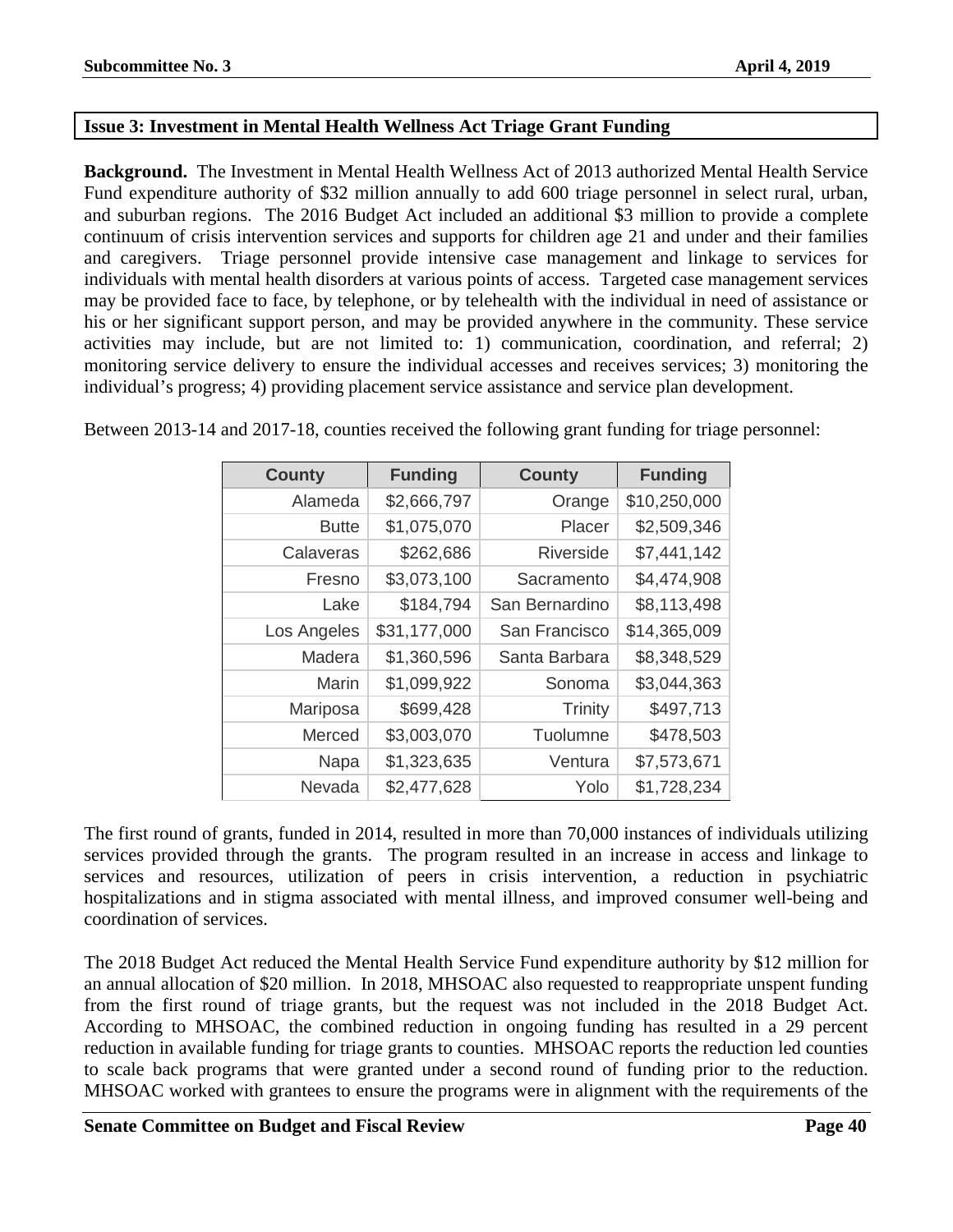## Issue 3: Investment in Mental Health Wellness Act Triage Grant Funding

**Background.** The Investment in Mental Health Wellness Act of 2013 authorized Mental Health Service Fund expenditure authority of $32 million annually to add 600 triage personnel in select rural, urban, and suburban regions. The 2016 Budget Act included an additional $3 million to provide a complete continuum of crisis intervention services and supports for children age 21 and under and their families and caregivers. Triage personnel provide intensive case management and linkage to services for individuals with mental health disorders at various points of access. Targeted case management services may be provided face to face, by telephone, or by telehealth with the individual in need of assistance or his or her significant support person, and may be provided anywhere in the community. These service activities may include, but are not limited to: 1) communication, coordination, and referral; 2) monitoring service delivery to ensure the individual accesses and receives services; 3) monitoring the individual's progress; 4) providing placement service assistance and service plan development.

Between 2013-14 and 2017-18, counties received the following grant funding for triage personnel:

| County | Funding | County | Funding |
|---|---|---|---|
| Alameda | $2,666,797 | Orange | $10,250,000 |
| Butte | $1,075,070 | Placer | $2,509,346 |
| Calaveras | $262,686 | Riverside | $7,441,142 |
| Fresno | $3,073,100 | Sacramento | $4,474,908 |
| Lake | $184,794 | San Bernardino | $8,113,498 |
| Los Angeles | $31,177,000 | San Francisco | $14,365,009 |
| Madera | $1,360,596 | Santa Barbara | $8,348,529 |
| Marin | $1,099,922 | Sonoma | $3,044,363 |
| Mariposa | $699,428 | Trinity | $497,713 |
| Merced | $3,003,070 | Tuolumne | $478,503 |
| Napa | $1,323,635 | Ventura | $7,573,671 |
| Nevada | $2,477,628 | Yolo | $1,728,234 |

The first round of grants, funded in 2014, resulted in more than 70,000 instances of individuals utilizing services provided through the grants. The program resulted in an increase in access and linkage to services and resources, utilization of peers in crisis intervention, a reduction in psychiatric hospitalizations and in stigma associated with mental illness, and improved consumer well-being and coordination of services.

The 2018 Budget Act reduced the Mental Health Service Fund expenditure authority by $12 million for an annual allocation of $20 million. In 2018, MHSOAC also requested to reappropriate unspent funding from the first round of triage grants, but the request was not included in the 2018 Budget Act. According to MHSOAC, the combined reduction in ongoing funding has resulted in a 29 percent reduction in available funding for triage grants to counties. MHSOAC reports the reduction led counties to scale back programs that were granted under a second round of funding prior to the reduction. MHSOAC worked with grantees to ensure the programs were in alignment with the requirements of the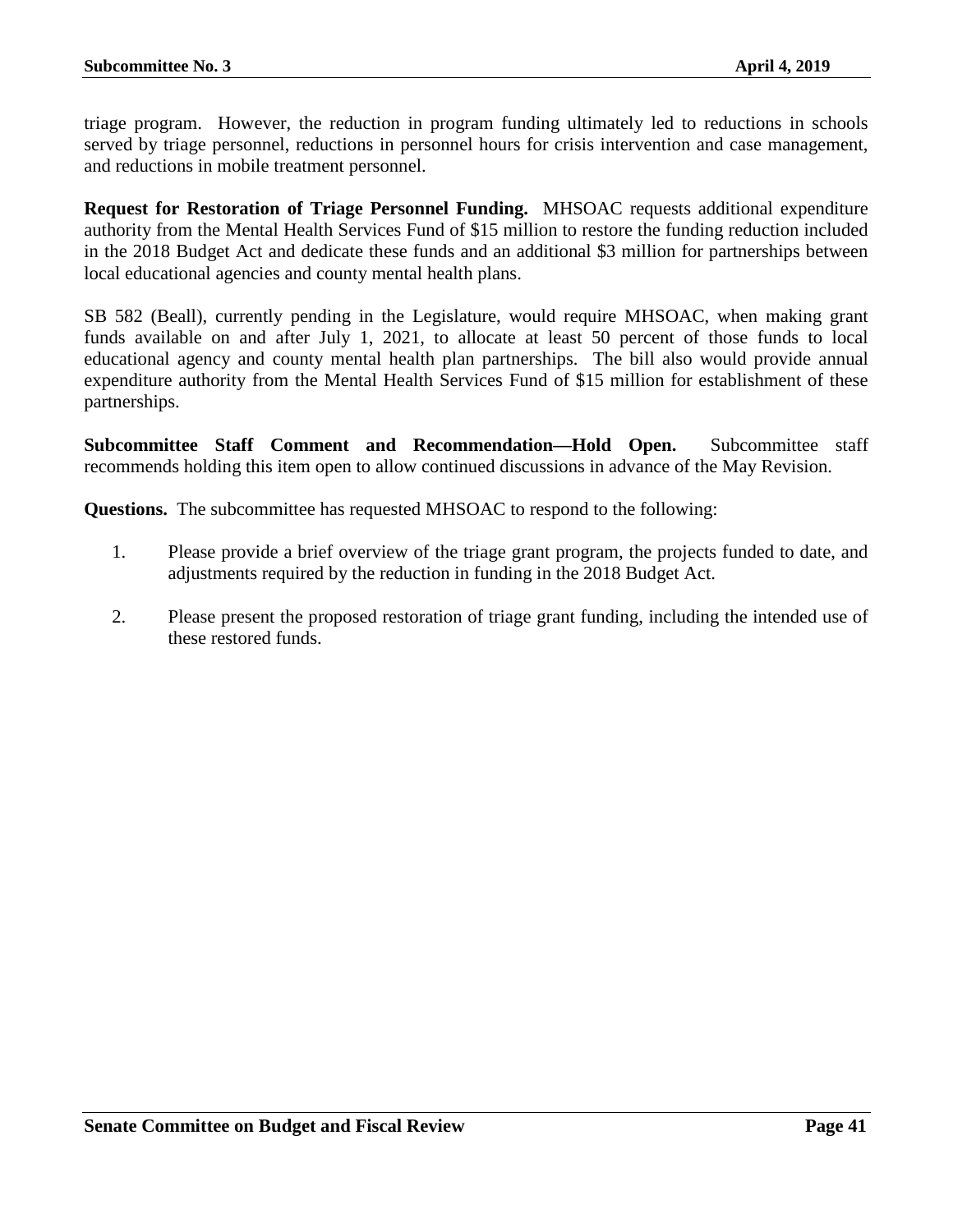triage program. However, the reduction in program funding ultimately led to reductions in schools served by triage personnel, reductions in personnel hours for crisis intervention and case management, and reductions in mobile treatment personnel.

**Request for Restoration of Triage Personnel Funding.** MHSOAC requests additional expenditure authority from the Mental Health Services Fund of $15 million to restore the funding reduction included in the 2018 Budget Act and dedicate these funds and an additional $3 million for partnerships between local educational agencies and county mental health plans.

SB 582 (Beall), currently pending in the Legislature, would require MHSOAC, when making grant funds available on and after July 1, 2021, to allocate at least 50 percent of those funds to local educational agency and county mental health plan partnerships. The bill also would provide annual expenditure authority from the Mental Health Services Fund of $15 million for establishment of these partnerships.

**Subcommittee Staff Comment and Recommendation—Hold Open.** Subcommittee staff recommends holding this item open to allow continued discussions in advance of the May Revision.

**Questions.** The subcommittee has requested MHSOAC to respond to the following:

1. Please provide a brief overview of the triage grant program, the projects funded to date, and adjustments required by the reduction in funding in the 2018 Budget Act.

2. Please present the proposed restoration of triage grant funding, including the intended use of these restored funds.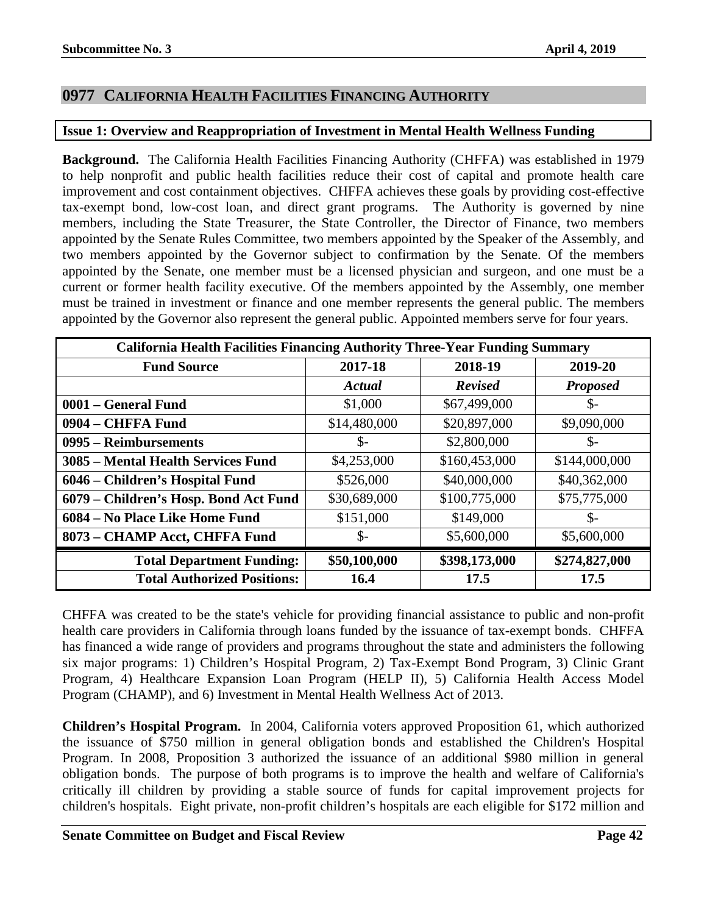## 0977 California Health Facilities Financing Authority

### Issue 1: Overview and Reappropriation of Investment in Mental Health Wellness Funding

**Background.** The California Health Facilities Financing Authority (CHFFA) was established in 1979 to help nonprofit and public health facilities reduce their cost of capital and promote health care improvement and cost containment objectives. CHFFA achieves these goals by providing cost-effective tax-exempt bond, low-cost loan, and direct grant programs. The Authority is governed by nine members, including the State Treasurer, the State Controller, the Director of Finance, two members appointed by the Senate Rules Committee, two members appointed by the Speaker of the Assembly, and two members appointed by the Governor subject to confirmation by the Senate. Of the members appointed by the Senate, one member must be a licensed physician and surgeon, and one must be a current or former health facility executive. Of the members appointed by the Assembly, one member must be trained in investment or finance and one member represents the general public. The members appointed by the Governor also represent the general public. Appointed members serve for four years.

| California Health Facilities Financing Authority Three-Year Funding Summary | | | |
|---|---|---|---|
| **Fund Source** | **2017-18** | **2018-19** | **2019-20** |
| | ***Actual*** | ***Revised*** | ***Proposed*** |
| **0001 – General Fund** | $1,000 | $67,499,000 | $- |
| **0904 – CHFFA Fund** | $14,480,000 | $20,897,000 | $9,090,000 |
| **0995 – Reimbursements** | $- | $2,800,000 | $- |
| **3085 – Mental Health Services Fund** | $4,253,000 | $160,453,000 | $144,000,000 |
| **6046 – Children's Hospital Fund** | $526,000 | $40,000,000 | $40,362,000 |
| **6079 – Children's Hosp. Bond Act Fund** | $30,689,000 | $100,775,000 | $75,775,000 |
| **6084 – No Place Like Home Fund** | $151,000 | $149,000 | $- |
| **8073 – CHAMP Acct, CHFFA Fund** | $- | $5,600,000 | $5,600,000 |
| **Total Department Funding:** | **$50,100,000** | **$398,173,000** | **$274,827,000** |
| **Total Authorized Positions:** | **16.4** | **17.5** | **17.5** |

CHFFA was created to be the state's vehicle for providing financial assistance to public and non-profit health care providers in California through loans funded by the issuance of tax-exempt bonds. CHFFA has financed a wide range of providers and programs throughout the state and administers the following six major programs: 1) Children's Hospital Program, 2) Tax-Exempt Bond Program, 3) Clinic Grant Program, 4) Healthcare Expansion Loan Program (HELP II), 5) California Health Access Model Program (CHAMP), and 6) Investment in Mental Health Wellness Act of 2013.

**Children's Hospital Program.** In 2004, California voters approved Proposition 61, which authorized the issuance of $750 million in general obligation bonds and established the Children's Hospital Program. In 2008, Proposition 3 authorized the issuance of an additional $980 million in general obligation bonds. The purpose of both programs is to improve the health and welfare of California's critically ill children by providing a stable source of funds for capital improvement projects for children's hospitals. Eight private, non-profit children's hospitals are each eligible for $172 million and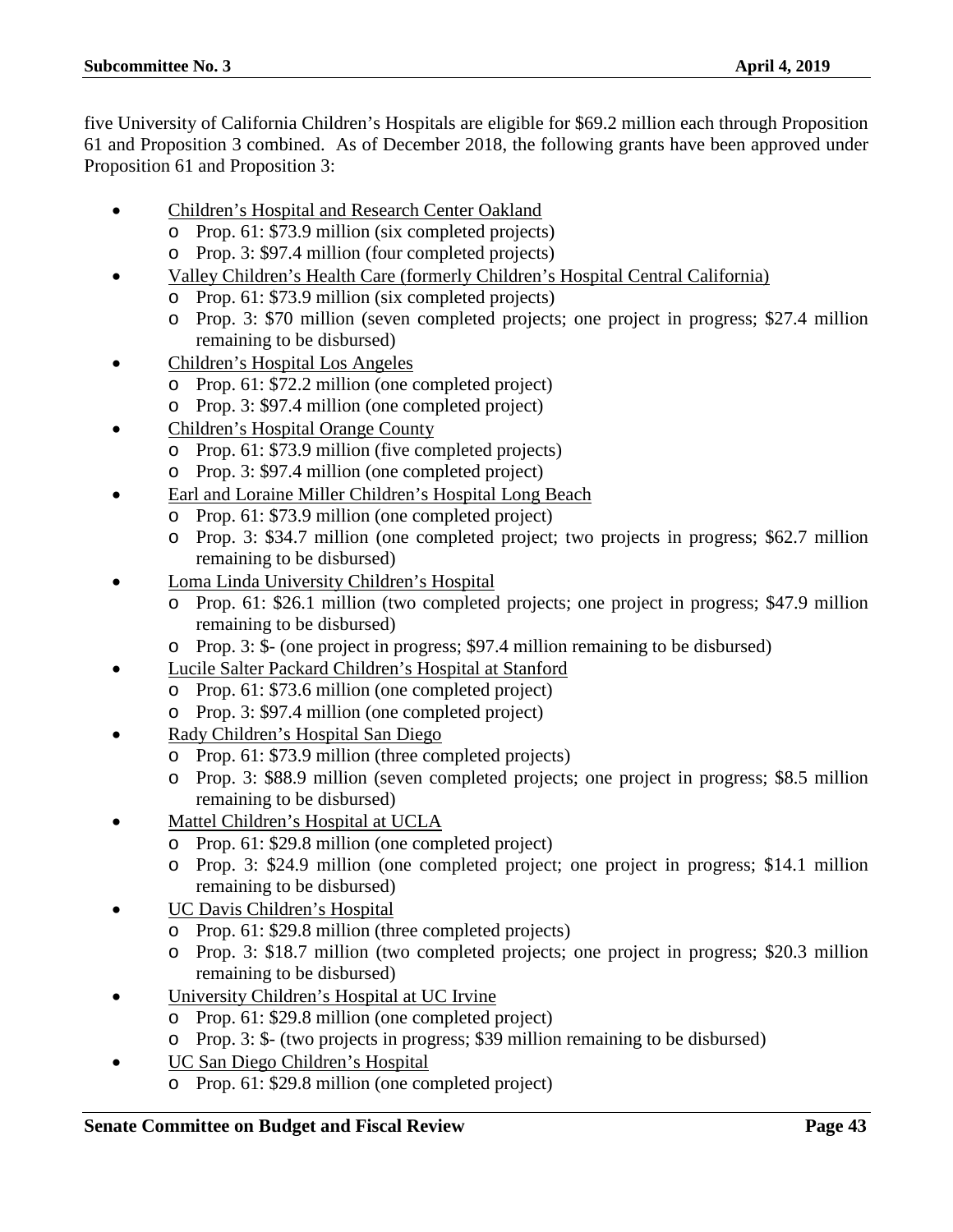five University of California Children's Hospitals are eligible for $69.2 million each through Proposition 61 and Proposition 3 combined. As of December 2018, the following grants have been approved under Proposition 61 and Proposition 3:

- Children's Hospital and Research Center Oakland
  - Prop. 61: $73.9 million (six completed projects)
  - Prop. 3: $97.4 million (four completed projects)
- Valley Children's Health Care (formerly Children's Hospital Central California)
  - Prop. 61: $73.9 million (six completed projects)
  - Prop. 3: $70 million (seven completed projects; one project in progress; $27.4 million remaining to be disbursed)
- Children's Hospital Los Angeles
  - Prop. 61: $72.2 million (one completed project)
  - Prop. 3: $97.4 million (one completed project)
- Children's Hospital Orange County
  - Prop. 61: $73.9 million (five completed projects)
  - Prop. 3: $97.4 million (one completed project)
- Earl and Loraine Miller Children's Hospital Long Beach
  - Prop. 61: $73.9 million (one completed project)
  - Prop. 3: $34.7 million (one completed project; two projects in progress; $62.7 million remaining to be disbursed)
- Loma Linda University Children's Hospital
  - Prop. 61: $26.1 million (two completed projects; one project in progress; $47.9 million remaining to be disbursed)
  - Prop. 3: $- (one project in progress; $97.4 million remaining to be disbursed)
- Lucile Salter Packard Children's Hospital at Stanford
  - Prop. 61: $73.6 million (one completed project)
  - Prop. 3: $97.4 million (one completed project)
- Rady Children's Hospital San Diego
  - Prop. 61: $73.9 million (three completed projects)
  - Prop. 3: $88.9 million (seven completed projects; one project in progress; $8.5 million remaining to be disbursed)
- Mattel Children's Hospital at UCLA
  - Prop. 61: $29.8 million (one completed project)
  - Prop. 3: $24.9 million (one completed project; one project in progress; $14.1 million remaining to be disbursed)
- UC Davis Children's Hospital
  - Prop. 61: $29.8 million (three completed projects)
  - Prop. 3: $18.7 million (two completed projects; one project in progress; $20.3 million remaining to be disbursed)
- University Children's Hospital at UC Irvine
  - Prop. 61: $29.8 million (one completed project)
  - Prop. 3: $- (two projects in progress; $39 million remaining to be disbursed)
- UC San Diego Children's Hospital
  - Prop. 61: $29.8 million (one completed project)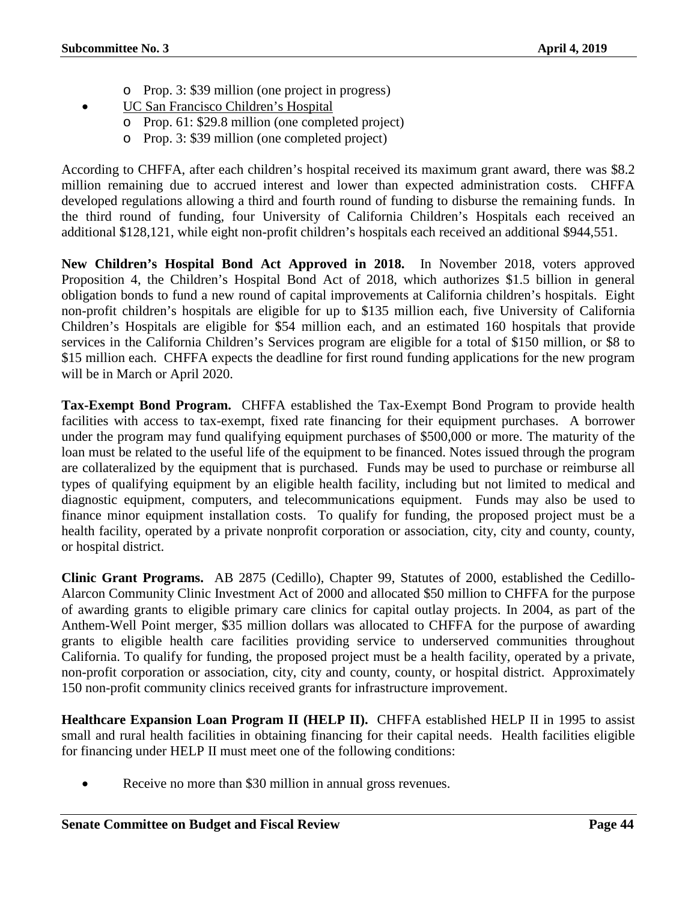- Prop. 3: $39 million (one project in progress)
- UC San Francisco Children's Hospital
    - Prop. 61: $29.8 million (one completed project)
    - Prop. 3: $39 million (one completed project)

According to CHFFA, after each children's hospital received its maximum grant award, there was $8.2 million remaining due to accrued interest and lower than expected administration costs. CHFFA developed regulations allowing a third and fourth round of funding to disburse the remaining funds. In the third round of funding, four University of California Children's Hospitals each received an additional $128,121, while eight non-profit children's hospitals each received an additional $944,551.

**New Children's Hospital Bond Act Approved in 2018.** In November 2018, voters approved Proposition 4, the Children's Hospital Bond Act of 2018, which authorizes $1.5 billion in general obligation bonds to fund a new round of capital improvements at California children's hospitals. Eight non-profit children's hospitals are eligible for up to $135 million each, five University of California Children's Hospitals are eligible for $54 million each, and an estimated 160 hospitals that provide services in the California Children's Services program are eligible for a total of $150 million, or $8 to $15 million each. CHFFA expects the deadline for first round funding applications for the new program will be in March or April 2020.

**Tax-Exempt Bond Program.** CHFFA established the Tax-Exempt Bond Program to provide health facilities with access to tax-exempt, fixed rate financing for their equipment purchases. A borrower under the program may fund qualifying equipment purchases of $500,000 or more. The maturity of the loan must be related to the useful life of the equipment to be financed. Notes issued through the program are collateralized by the equipment that is purchased. Funds may be used to purchase or reimburse all types of qualifying equipment by an eligible health facility, including but not limited to medical and diagnostic equipment, computers, and telecommunications equipment. Funds may also be used to finance minor equipment installation costs. To qualify for funding, the proposed project must be a health facility, operated by a private nonprofit corporation or association, city, city and county, county, or hospital district.

**Clinic Grant Programs.** AB 2875 (Cedillo), Chapter 99, Statutes of 2000, established the Cedillo-Alarcon Community Clinic Investment Act of 2000 and allocated $50 million to CHFFA for the purpose of awarding grants to eligible primary care clinics for capital outlay projects. In 2004, as part of the Anthem-Well Point merger, $35 million dollars was allocated to CHFFA for the purpose of awarding grants to eligible health care facilities providing service to underserved communities throughout California. To qualify for funding, the proposed project must be a health facility, operated by a private, non-profit corporation or association, city, city and county, county, or hospital district. Approximately 150 non-profit community clinics received grants for infrastructure improvement.

**Healthcare Expansion Loan Program II (HELP II).** CHFFA established HELP II in 1995 to assist small and rural health facilities in obtaining financing for their capital needs. Health facilities eligible for financing under HELP II must meet one of the following conditions:

- Receive no more than $30 million in annual gross revenues.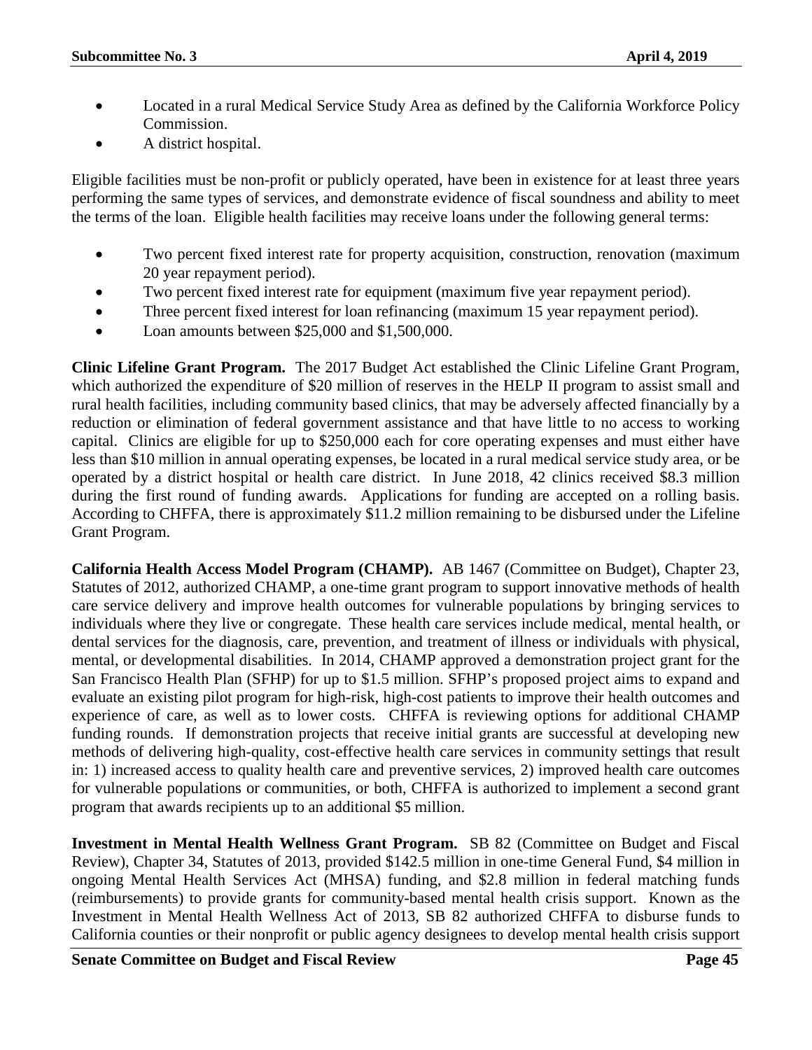- Located in a rural Medical Service Study Area as defined by the California Workforce Policy Commission.
- A district hospital.

Eligible facilities must be non-profit or publicly operated, have been in existence for at least three years performing the same types of services, and demonstrate evidence of fiscal soundness and ability to meet the terms of the loan. Eligible health facilities may receive loans under the following general terms:

- Two percent fixed interest rate for property acquisition, construction, renovation (maximum 20 year repayment period).
- Two percent fixed interest rate for equipment (maximum five year repayment period).
- Three percent fixed interest for loan refinancing (maximum 15 year repayment period).
- Loan amounts between $25,000 and $1,500,000.

**Clinic Lifeline Grant Program.** The 2017 Budget Act established the Clinic Lifeline Grant Program, which authorized the expenditure of $20 million of reserves in the HELP II program to assist small and rural health facilities, including community based clinics, that may be adversely affected financially by a reduction or elimination of federal government assistance and that have little to no access to working capital. Clinics are eligible for up to $250,000 each for core operating expenses and must either have less than $10 million in annual operating expenses, be located in a rural medical service study area, or be operated by a district hospital or health care district. In June 2018, 42 clinics received $8.3 million during the first round of funding awards. Applications for funding are accepted on a rolling basis. According to CHFFA, there is approximately $11.2 million remaining to be disbursed under the Lifeline Grant Program.

**California Health Access Model Program (CHAMP).** AB 1467 (Committee on Budget), Chapter 23, Statutes of 2012, authorized CHAMP, a one-time grant program to support innovative methods of health care service delivery and improve health outcomes for vulnerable populations by bringing services to individuals where they live or congregate. These health care services include medical, mental health, or dental services for the diagnosis, care, prevention, and treatment of illness or individuals with physical, mental, or developmental disabilities. In 2014, CHAMP approved a demonstration project grant for the San Francisco Health Plan (SFHP) for up to $1.5 million. SFHP's proposed project aims to expand and evaluate an existing pilot program for high-risk, high-cost patients to improve their health outcomes and experience of care, as well as to lower costs. CHFFA is reviewing options for additional CHAMP funding rounds. If demonstration projects that receive initial grants are successful at developing new methods of delivering high-quality, cost-effective health care services in community settings that result in: 1) increased access to quality health care and preventive services, 2) improved health care outcomes for vulnerable populations or communities, or both, CHFFA is authorized to implement a second grant program that awards recipients up to an additional $5 million.

**Investment in Mental Health Wellness Grant Program.** SB 82 (Committee on Budget and Fiscal Review), Chapter 34, Statutes of 2013, provided $142.5 million in one-time General Fund, $4 million in ongoing Mental Health Services Act (MHSA) funding, and $2.8 million in federal matching funds (reimbursements) to provide grants for community-based mental health crisis support. Known as the Investment in Mental Health Wellness Act of 2013, SB 82 authorized CHFFA to disburse funds to California counties or their nonprofit or public agency designees to develop mental health crisis support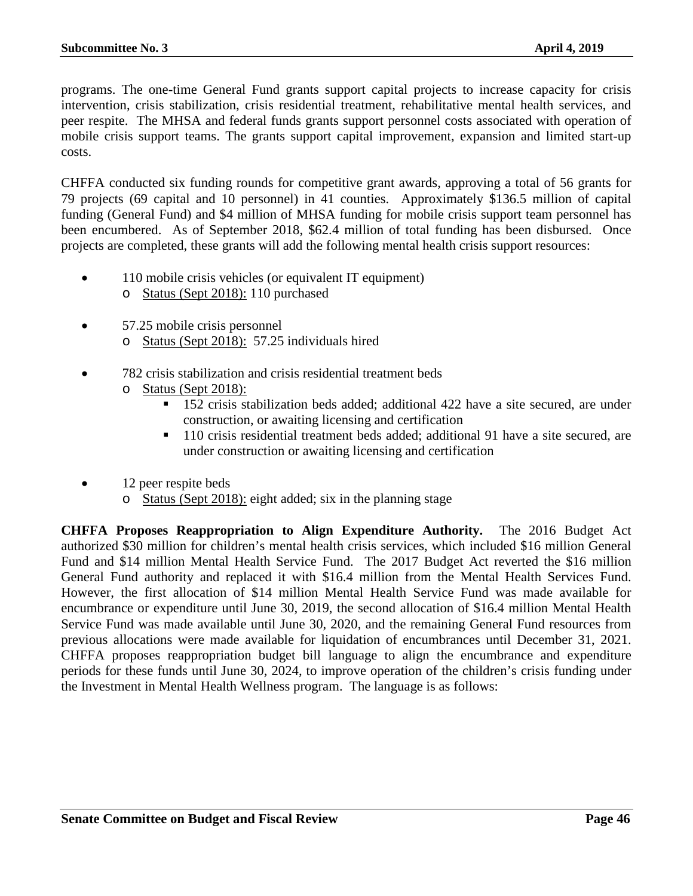programs. The one-time General Fund grants support capital projects to increase capacity for crisis intervention, crisis stabilization, crisis residential treatment, rehabilitative mental health services, and peer respite. The MHSA and federal funds grants support personnel costs associated with operation of mobile crisis support teams. The grants support capital improvement, expansion and limited start-up costs.

CHFFA conducted six funding rounds for competitive grant awards, approving a total of 56 grants for 79 projects (69 capital and 10 personnel) in 41 counties. Approximately $136.5 million of capital funding (General Fund) and $4 million of MHSA funding for mobile crisis support team personnel has been encumbered. As of September 2018, $62.4 million of total funding has been disbursed. Once projects are completed, these grants will add the following mental health crisis support resources:

- 110 mobile crisis vehicles (or equivalent IT equipment)
  - Status (Sept 2018): 110 purchased
- 57.25 mobile crisis personnel
  - Status (Sept 2018): 57.25 individuals hired
- 782 crisis stabilization and crisis residential treatment beds
  - Status (Sept 2018):
    - 152 crisis stabilization beds added; additional 422 have a site secured, are under construction, or awaiting licensing and certification
    - 110 crisis residential treatment beds added; additional 91 have a site secured, are under construction or awaiting licensing and certification
- 12 peer respite beds
  - Status (Sept 2018): eight added; six in the planning stage

**CHFFA Proposes Reappropriation to Align Expenditure Authority.** The 2016 Budget Act authorized $30 million for children's mental health crisis services, which included $16 million General Fund and $14 million Mental Health Service Fund. The 2017 Budget Act reverted the $16 million General Fund authority and replaced it with $16.4 million from the Mental Health Services Fund. However, the first allocation of $14 million Mental Health Service Fund was made available for encumbrance or expenditure until June 30, 2019, the second allocation of $16.4 million Mental Health Service Fund was made available until June 30, 2020, and the remaining General Fund resources from previous allocations were made available for liquidation of encumbrances until December 31, 2021. CHFFA proposes reappropriation budget bill language to align the encumbrance and expenditure periods for these funds until June 30, 2024, to improve operation of the children's crisis funding under the Investment in Mental Health Wellness program. The language is as follows: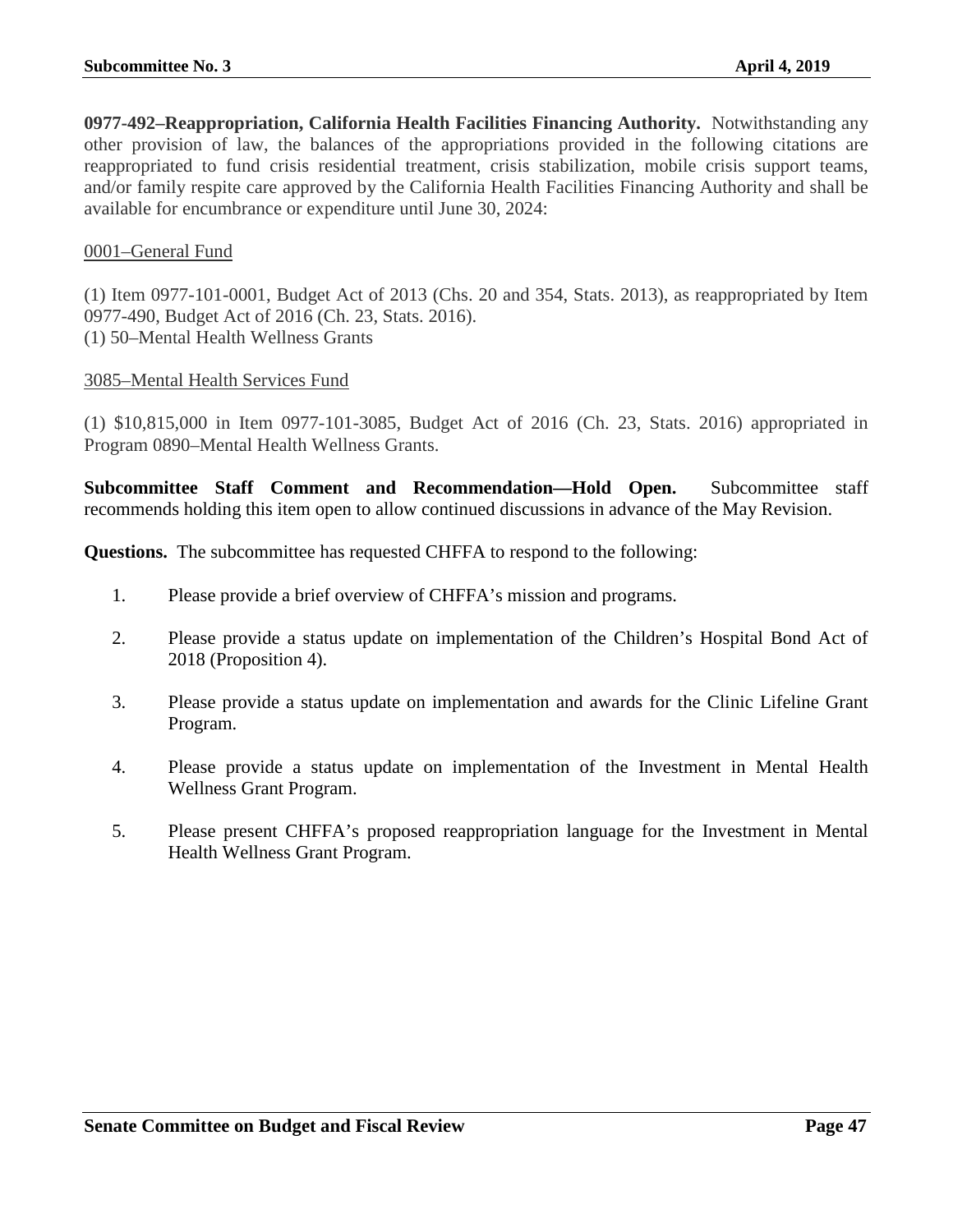**0977-492–Reappropriation, California Health Facilities Financing Authority.** Notwithstanding any other provision of law, the balances of the appropriations provided in the following citations are reappropriated to fund crisis residential treatment, crisis stabilization, mobile crisis support teams, and/or family respite care approved by the California Health Facilities Financing Authority and shall be available for encumbrance or expenditure until June 30, 2024:

<u>0001–General Fund</u>

(1) Item 0977-101-0001, Budget Act of 2013 (Chs. 20 and 354, Stats. 2013), as reappropriated by Item 0977-490, Budget Act of 2016 (Ch. 23, Stats. 2016).
(1) 50–Mental Health Wellness Grants

<u>3085–Mental Health Services Fund</u>

(1) $10,815,000 in Item 0977-101-3085, Budget Act of 2016 (Ch. 23, Stats. 2016) appropriated in Program 0890–Mental Health Wellness Grants.

**Subcommittee Staff Comment and Recommendation—Hold Open.** Subcommittee staff recommends holding this item open to allow continued discussions in advance of the May Revision.

**Questions.** The subcommittee has requested CHFFA to respond to the following:

1. Please provide a brief overview of CHFFA's mission and programs.
2. Please provide a status update on implementation of the Children's Hospital Bond Act of 2018 (Proposition 4).
3. Please provide a status update on implementation and awards for the Clinic Lifeline Grant Program.
4. Please provide a status update on implementation of the Investment in Mental Health Wellness Grant Program.
5. Please present CHFFA's proposed reappropriation language for the Investment in Mental Health Wellness Grant Program.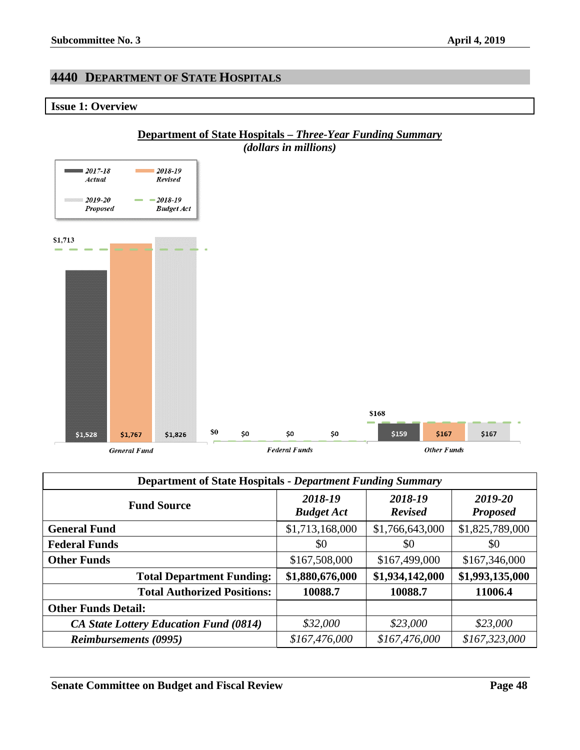## 4440 DEPARTMENT OF STATE HOSPITALS

### Issue 1: Overview

**Department of State Hospitals – *Three-Year Funding Summary***
***(dollars in millions)***

| Fund Source | 2017-18 Actual | 2018-19 Revised | 2019-20 Proposed | 2018-19 Budget Act |
|---|---|---|---|---|
| General Fund | $1,528 | $1,767 | $1,826 | $1,713 |
| Federal Funds | $0 | $0 | $0 | $0 |
| Other Funds | $159 | $167 | $167 | $168 |

| Department of State Hospitals - *Department Funding Summary* | | | |
|---|---|---|---|
| **Fund Source** | ***2018-19 Budget Act*** | ***2018-19 Revised*** | ***2019-20 Proposed*** |
| **General Fund** | $1,713,168,000 | $1,766,643,000 | $1,825,789,000 |
| **Federal Funds** | $0 | $0 | $0 |
| **Other Funds** | $167,508,000 | $167,499,000 | $167,346,000 |
| **Total Department Funding:** | **$1,880,676,000** | **$1,934,142,000** | **$1,993,135,000** |
| **Total Authorized Positions:** | **10088.7** | **10088.7** | **11006.4** |
| **Other Funds Detail:** | | | |
| ***CA State Lottery Education Fund (0814)*** | *$32,000* | *$23,000* | *$23,000* |
| ***Reimbursements (0995)*** | *$167,476,000* | *$167,476,000* | *$167,323,000* |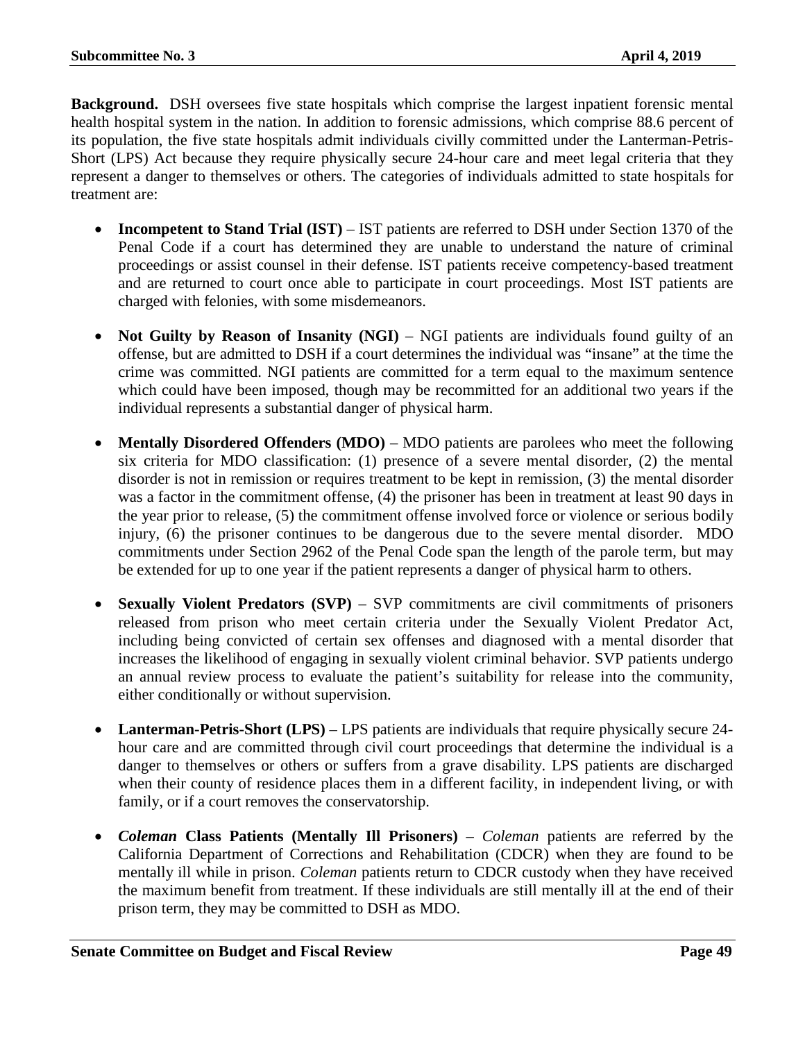**Background.** DSH oversees five state hospitals which comprise the largest inpatient forensic mental health hospital system in the nation. In addition to forensic admissions, which comprise 88.6 percent of its population, the five state hospitals admit individuals civilly committed under the Lanterman-Petris-Short (LPS) Act because they require physically secure 24-hour care and meet legal criteria that they represent a danger to themselves or others. The categories of individuals admitted to state hospitals for treatment are:

- **Incompetent to Stand Trial (IST)** – IST patients are referred to DSH under Section 1370 of the Penal Code if a court has determined they are unable to understand the nature of criminal proceedings or assist counsel in their defense. IST patients receive competency-based treatment and are returned to court once able to participate in court proceedings. Most IST patients are charged with felonies, with some misdemeanors.

- **Not Guilty by Reason of Insanity (NGI)** – NGI patients are individuals found guilty of an offense, but are admitted to DSH if a court determines the individual was "insane" at the time the crime was committed. NGI patients are committed for a term equal to the maximum sentence which could have been imposed, though may be recommitted for an additional two years if the individual represents a substantial danger of physical harm.

- **Mentally Disordered Offenders (MDO)** – MDO patients are parolees who meet the following six criteria for MDO classification: (1) presence of a severe mental disorder, (2) the mental disorder is not in remission or requires treatment to be kept in remission, (3) the mental disorder was a factor in the commitment offense, (4) the prisoner has been in treatment at least 90 days in the year prior to release, (5) the commitment offense involved force or violence or serious bodily injury, (6) the prisoner continues to be dangerous due to the severe mental disorder. MDO commitments under Section 2962 of the Penal Code span the length of the parole term, but may be extended for up to one year if the patient represents a danger of physical harm to others.

- **Sexually Violent Predators (SVP)** – SVP commitments are civil commitments of prisoners released from prison who meet certain criteria under the Sexually Violent Predator Act, including being convicted of certain sex offenses and diagnosed with a mental disorder that increases the likelihood of engaging in sexually violent criminal behavior. SVP patients undergo an annual review process to evaluate the patient's suitability for release into the community, either conditionally or without supervision.

- **Lanterman-Petris-Short (LPS)** – LPS patients are individuals that require physically secure 24-hour care and are committed through civil court proceedings that determine the individual is a danger to themselves or others or suffers from a grave disability. LPS patients are discharged when their county of residence places them in a different facility, in independent living, or with family, or if a court removes the conservatorship.

- ***Coleman* Class Patients (Mentally Ill Prisoners)** – *Coleman* patients are referred by the California Department of Corrections and Rehabilitation (CDCR) when they are found to be mentally ill while in prison. *Coleman* patients return to CDCR custody when they have received the maximum benefit from treatment. If these individuals are still mentally ill at the end of their prison term, they may be committed to DSH as MDO.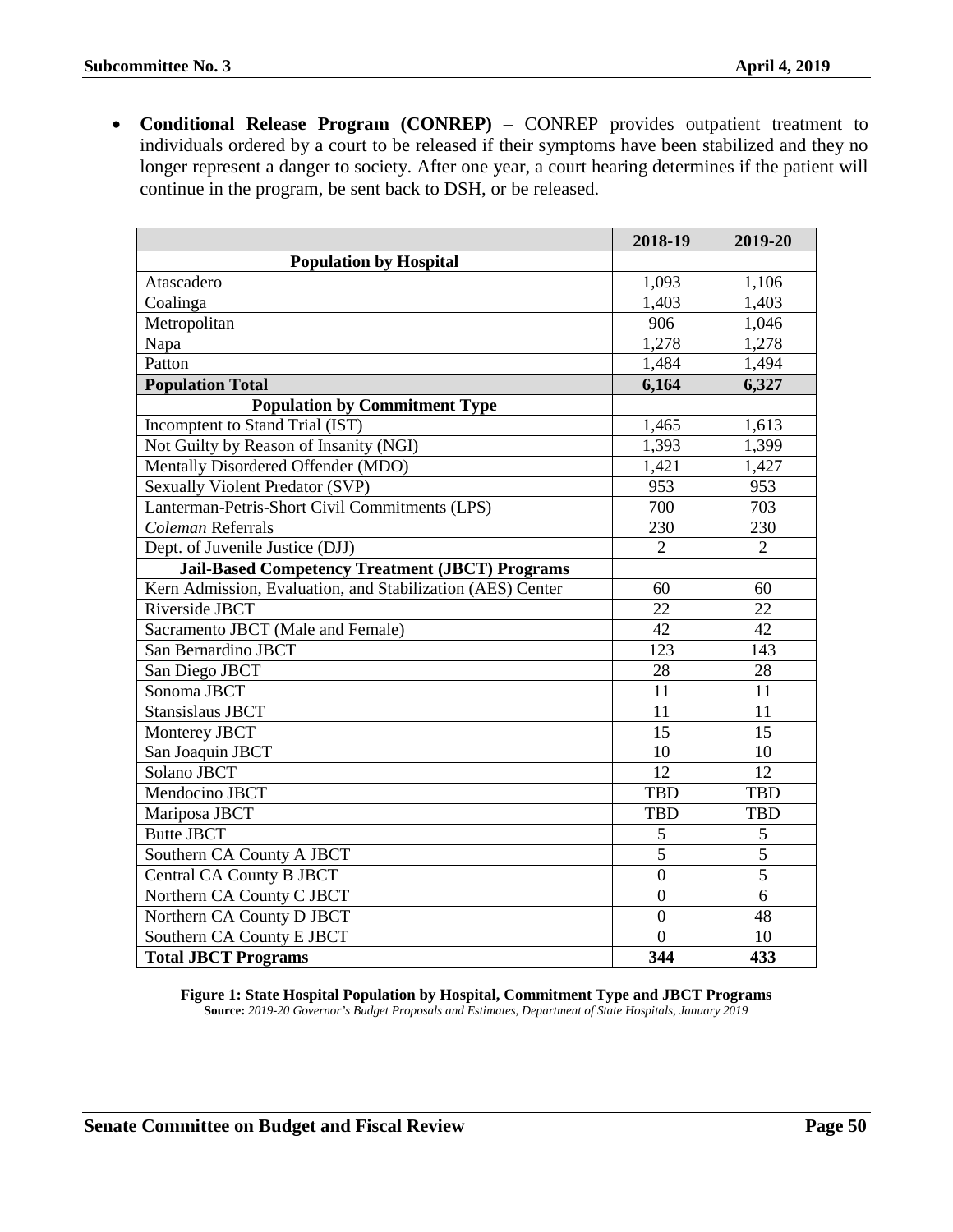- **Conditional Release Program (CONREP)** – CONREP provides outpatient treatment to individuals ordered by a court to be released if their symptoms have been stabilized and they no longer represent a danger to society. After one year, a court hearing determines if the patient will continue in the program, be sent back to DSH, or be released.

| | 2018-19 | 2019-20 |
|---|---|---|
| **Population by Hospital** | | |
| Atascadero | 1,093 | 1,106 |
| Coalinga | 1,403 | 1,403 |
| Metropolitan | 906 | 1,046 |
| Napa | 1,278 | 1,278 |
| Patton | 1,484 | 1,494 |
| **Population Total** | **6,164** | **6,327** |
| **Population by Commitment Type** | | |
| Incomptent to Stand Trial (IST) | 1,465 | 1,613 |
| Not Guilty by Reason of Insanity (NGI) | 1,393 | 1,399 |
| Mentally Disordered Offender (MDO) | 1,421 | 1,427 |
| Sexually Violent Predator (SVP) | 953 | 953 |
| Lanterman-Petris-Short Civil Commitments (LPS) | 700 | 703 |
| *Coleman* Referrals | 230 | 230 |
| Dept. of Juvenile Justice (DJJ) | 2 | 2 |
| **Jail-Based Competency Treatment (JBCT) Programs** | | |
| Kern Admission, Evaluation, and Stabilization (AES) Center | 60 | 60 |
| Riverside JBCT | 22 | 22 |
| Sacramento JBCT (Male and Female) | 42 | 42 |
| San Bernardino JBCT | 123 | 143 |
| San Diego JBCT | 28 | 28 |
| Sonoma JBCT | 11 | 11 |
| Stansislaus JBCT | 11 | 11 |
| Monterey JBCT | 15 | 15 |
| San Joaquin JBCT | 10 | 10 |
| Solano JBCT | 12 | 12 |
| Mendocino JBCT | TBD | TBD |
| Mariposa JBCT | TBD | TBD |
| Butte JBCT | 5 | 5 |
| Southern CA County A JBCT | 5 | 5 |
| Central CA County B JBCT | 0 | 5 |
| Northern CA County C JBCT | 0 | 6 |
| Northern CA County D JBCT | 0 | 48 |
| Southern CA County E JBCT | 0 | 10 |
| **Total JBCT Programs** | **344** | **433** |

**Figure 1: State Hospital Population by Hospital, Commitment Type and JBCT Programs**
**Source:** *2019-20 Governor's Budget Proposals and Estimates, Department of State Hospitals, January 2019*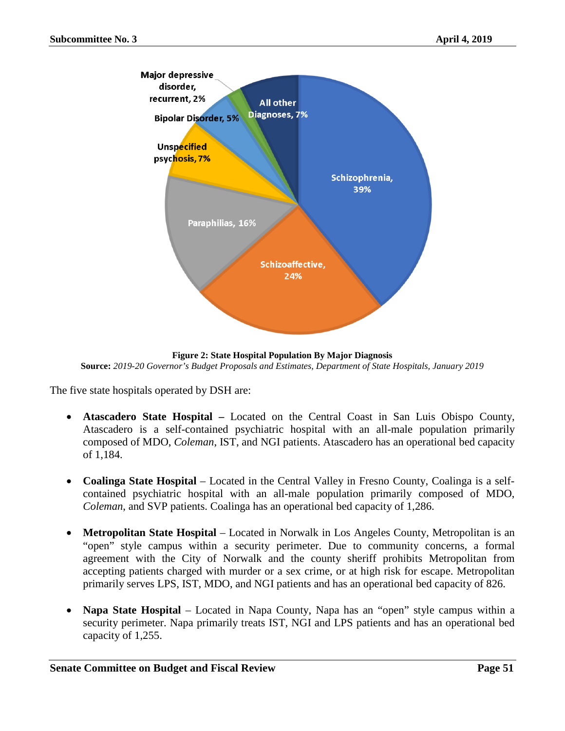**Figure 2: State Hospital Population By Major Diagnosis**

**Source:** *2019-20 Governor's Budget Proposals and Estimates, Department of State Hospitals, January 2019*

The five state hospitals operated by DSH are:

- **Atascadero State Hospital –** Located on the Central Coast in San Luis Obispo County, Atascadero is a self-contained psychiatric hospital with an all-male population primarily composed of MDO, *Coleman*, IST, and NGI patients. Atascadero has an operational bed capacity of 1,184.

- **Coalinga State Hospital** – Located in the Central Valley in Fresno County, Coalinga is a self-contained psychiatric hospital with an all-male population primarily composed of MDO, *Coleman*, and SVP patients. Coalinga has an operational bed capacity of 1,286.

- **Metropolitan State Hospital** – Located in Norwalk in Los Angeles County, Metropolitan is an "open" style campus within a security perimeter. Due to community concerns, a formal agreement with the City of Norwalk and the county sheriff prohibits Metropolitan from accepting patients charged with murder or a sex crime, or at high risk for escape. Metropolitan primarily serves LPS, IST, MDO, and NGI patients and has an operational bed capacity of 826.

- **Napa State Hospital** – Located in Napa County, Napa has an "open" style campus within a security perimeter. Napa primarily treats IST, NGI and LPS patients and has an operational bed capacity of 1,255.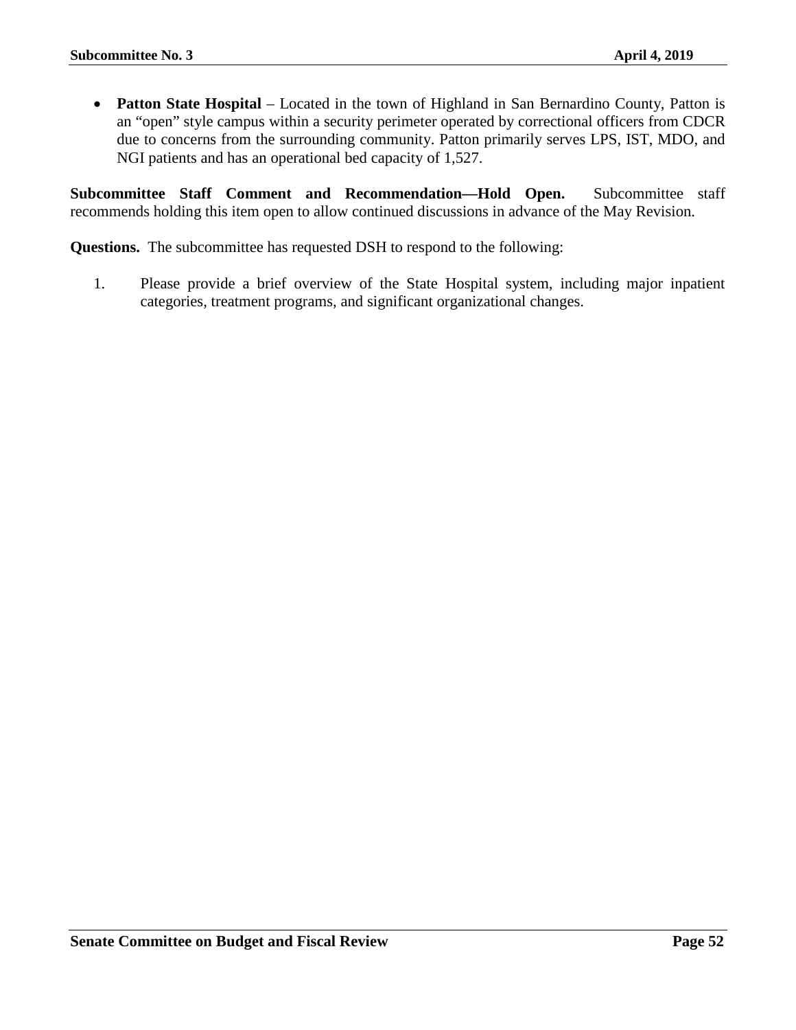- **Patton State Hospital** – Located in the town of Highland in San Bernardino County, Patton is an "open" style campus within a security perimeter operated by correctional officers from CDCR due to concerns from the surrounding community. Patton primarily serves LPS, IST, MDO, and NGI patients and has an operational bed capacity of 1,527.

**Subcommittee Staff Comment and Recommendation—Hold Open.** Subcommittee staff recommends holding this item open to allow continued discussions in advance of the May Revision.

**Questions.** The subcommittee has requested DSH to respond to the following:

1. Please provide a brief overview of the State Hospital system, including major inpatient categories, treatment programs, and significant organizational changes.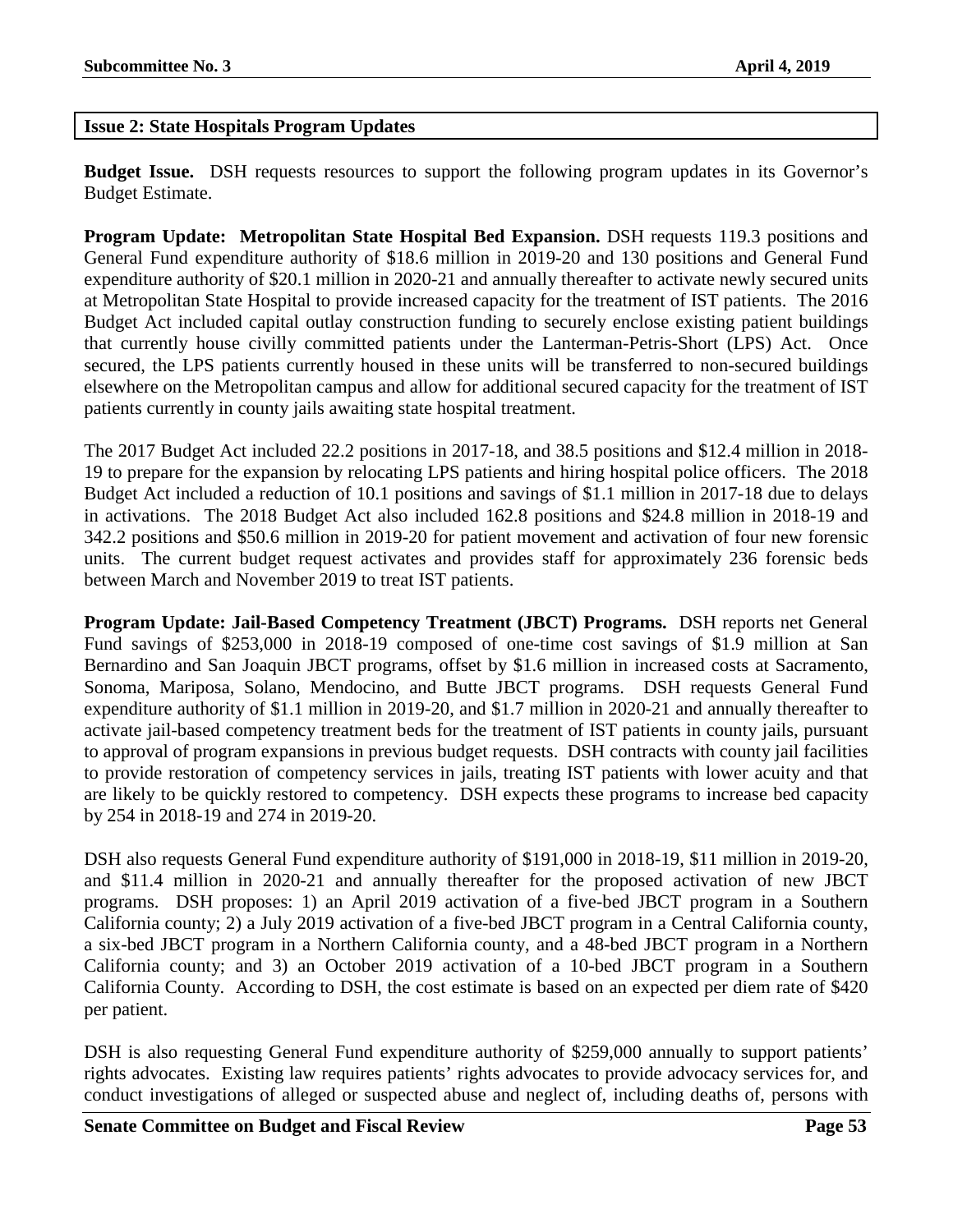## Issue 2: State Hospitals Program Updates

**Budget Issue.** DSH requests resources to support the following program updates in its Governor's Budget Estimate.

**Program Update: Metropolitan State Hospital Bed Expansion.** DSH requests 119.3 positions and General Fund expenditure authority of $18.6 million in 2019-20 and 130 positions and General Fund expenditure authority of $20.1 million in 2020-21 and annually thereafter to activate newly secured units at Metropolitan State Hospital to provide increased capacity for the treatment of IST patients. The 2016 Budget Act included capital outlay construction funding to securely enclose existing patient buildings that currently house civilly committed patients under the Lanterman-Petris-Short (LPS) Act. Once secured, the LPS patients currently housed in these units will be transferred to non-secured buildings elsewhere on the Metropolitan campus and allow for additional secured capacity for the treatment of IST patients currently in county jails awaiting state hospital treatment.

The 2017 Budget Act included 22.2 positions in 2017-18, and 38.5 positions and $12.4 million in 2018-19 to prepare for the expansion by relocating LPS patients and hiring hospital police officers. The 2018 Budget Act included a reduction of 10.1 positions and savings of $1.1 million in 2017-18 due to delays in activations. The 2018 Budget Act also included 162.8 positions and $24.8 million in 2018-19 and 342.2 positions and $50.6 million in 2019-20 for patient movement and activation of four new forensic units. The current budget request activates and provides staff for approximately 236 forensic beds between March and November 2019 to treat IST patients.

**Program Update: Jail-Based Competency Treatment (JBCT) Programs.** DSH reports net General Fund savings of $253,000 in 2018-19 composed of one-time cost savings of $1.9 million at San Bernardino and San Joaquin JBCT programs, offset by $1.6 million in increased costs at Sacramento, Sonoma, Mariposa, Solano, Mendocino, and Butte JBCT programs. DSH requests General Fund expenditure authority of $1.1 million in 2019-20, and $1.7 million in 2020-21 and annually thereafter to activate jail-based competency treatment beds for the treatment of IST patients in county jails, pursuant to approval of program expansions in previous budget requests. DSH contracts with county jail facilities to provide restoration of competency services in jails, treating IST patients with lower acuity and that are likely to be quickly restored to competency. DSH expects these programs to increase bed capacity by 254 in 2018-19 and 274 in 2019-20.

DSH also requests General Fund expenditure authority of $191,000 in 2018-19, $11 million in 2019-20, and $11.4 million in 2020-21 and annually thereafter for the proposed activation of new JBCT programs. DSH proposes: 1) an April 2019 activation of a five-bed JBCT program in a Southern California county; 2) a July 2019 activation of a five-bed JBCT program in a Central California county, a six-bed JBCT program in a Northern California county, and a 48-bed JBCT program in a Northern California county; and 3) an October 2019 activation of a 10-bed JBCT program in a Southern California County. According to DSH, the cost estimate is based on an expected per diem rate of $420 per patient.

DSH is also requesting General Fund expenditure authority of $259,000 annually to support patients' rights advocates. Existing law requires patients' rights advocates to provide advocacy services for, and conduct investigations of alleged or suspected abuse and neglect of, including deaths of, persons with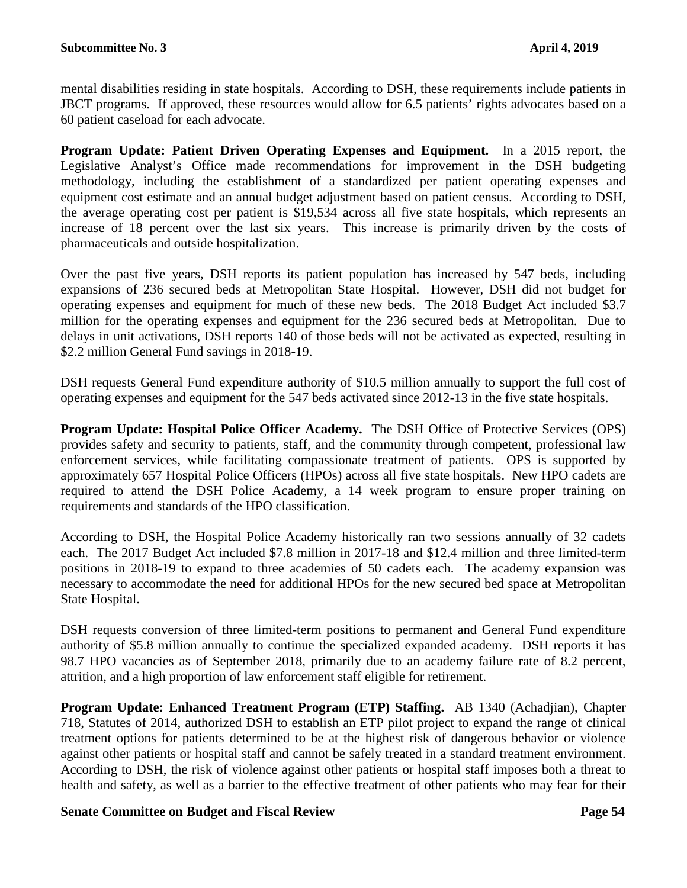mental disabilities residing in state hospitals. According to DSH, these requirements include patients in JBCT programs. If approved, these resources would allow for 6.5 patients' rights advocates based on a 60 patient caseload for each advocate.

**Program Update: Patient Driven Operating Expenses and Equipment.** In a 2015 report, the Legislative Analyst's Office made recommendations for improvement in the DSH budgeting methodology, including the establishment of a standardized per patient operating expenses and equipment cost estimate and an annual budget adjustment based on patient census. According to DSH, the average operating cost per patient is $19,534 across all five state hospitals, which represents an increase of 18 percent over the last six years. This increase is primarily driven by the costs of pharmaceuticals and outside hospitalization.

Over the past five years, DSH reports its patient population has increased by 547 beds, including expansions of 236 secured beds at Metropolitan State Hospital. However, DSH did not budget for operating expenses and equipment for much of these new beds. The 2018 Budget Act included $3.7 million for the operating expenses and equipment for the 236 secured beds at Metropolitan. Due to delays in unit activations, DSH reports 140 of those beds will not be activated as expected, resulting in $2.2 million General Fund savings in 2018-19.

DSH requests General Fund expenditure authority of $10.5 million annually to support the full cost of operating expenses and equipment for the 547 beds activated since 2012-13 in the five state hospitals.

**Program Update: Hospital Police Officer Academy.** The DSH Office of Protective Services (OPS) provides safety and security to patients, staff, and the community through competent, professional law enforcement services, while facilitating compassionate treatment of patients. OPS is supported by approximately 657 Hospital Police Officers (HPOs) across all five state hospitals. New HPO cadets are required to attend the DSH Police Academy, a 14 week program to ensure proper training on requirements and standards of the HPO classification.

According to DSH, the Hospital Police Academy historically ran two sessions annually of 32 cadets each. The 2017 Budget Act included $7.8 million in 2017-18 and $12.4 million and three limited-term positions in 2018-19 to expand to three academies of 50 cadets each. The academy expansion was necessary to accommodate the need for additional HPOs for the new secured bed space at Metropolitan State Hospital.

DSH requests conversion of three limited-term positions to permanent and General Fund expenditure authority of $5.8 million annually to continue the specialized expanded academy. DSH reports it has 98.7 HPO vacancies as of September 2018, primarily due to an academy failure rate of 8.2 percent, attrition, and a high proportion of law enforcement staff eligible for retirement.

**Program Update: Enhanced Treatment Program (ETP) Staffing.** AB 1340 (Achadjian), Chapter 718, Statutes of 2014, authorized DSH to establish an ETP pilot project to expand the range of clinical treatment options for patients determined to be at the highest risk of dangerous behavior or violence against other patients or hospital staff and cannot be safely treated in a standard treatment environment. According to DSH, the risk of violence against other patients or hospital staff imposes both a threat to health and safety, as well as a barrier to the effective treatment of other patients who may fear for their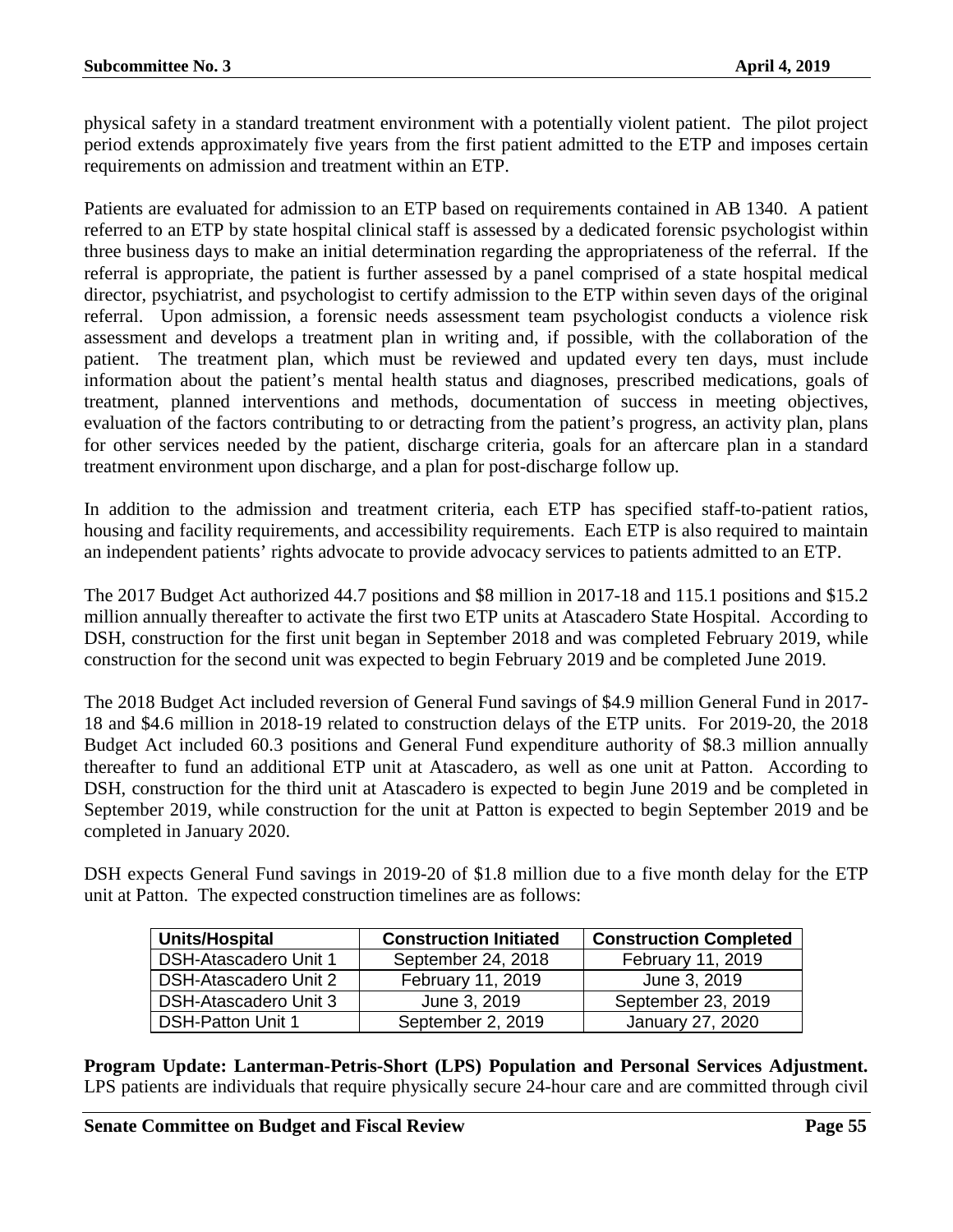physical safety in a standard treatment environment with a potentially violent patient. The pilot project period extends approximately five years from the first patient admitted to the ETP and imposes certain requirements on admission and treatment within an ETP.

Patients are evaluated for admission to an ETP based on requirements contained in AB 1340. A patient referred to an ETP by state hospital clinical staff is assessed by a dedicated forensic psychologist within three business days to make an initial determination regarding the appropriateness of the referral. If the referral is appropriate, the patient is further assessed by a panel comprised of a state hospital medical director, psychiatrist, and psychologist to certify admission to the ETP within seven days of the original referral. Upon admission, a forensic needs assessment team psychologist conducts a violence risk assessment and develops a treatment plan in writing and, if possible, with the collaboration of the patient. The treatment plan, which must be reviewed and updated every ten days, must include information about the patient's mental health status and diagnoses, prescribed medications, goals of treatment, planned interventions and methods, documentation of success in meeting objectives, evaluation of the factors contributing to or detracting from the patient's progress, an activity plan, plans for other services needed by the patient, discharge criteria, goals for an aftercare plan in a standard treatment environment upon discharge, and a plan for post-discharge follow up.

In addition to the admission and treatment criteria, each ETP has specified staff-to-patient ratios, housing and facility requirements, and accessibility requirements. Each ETP is also required to maintain an independent patients' rights advocate to provide advocacy services to patients admitted to an ETP.

The 2017 Budget Act authorized 44.7 positions and $8 million in 2017-18 and 115.1 positions and $15.2 million annually thereafter to activate the first two ETP units at Atascadero State Hospital. According to DSH, construction for the first unit began in September 2018 and was completed February 2019, while construction for the second unit was expected to begin February 2019 and be completed June 2019.

The 2018 Budget Act included reversion of General Fund savings of $4.9 million General Fund in 2017-18 and $4.6 million in 2018-19 related to construction delays of the ETP units. For 2019-20, the 2018 Budget Act included 60.3 positions and General Fund expenditure authority of $8.3 million annually thereafter to fund an additional ETP unit at Atascadero, as well as one unit at Patton. According to DSH, construction for the third unit at Atascadero is expected to begin June 2019 and be completed in September 2019, while construction for the unit at Patton is expected to begin September 2019 and be completed in January 2020.

DSH expects General Fund savings in 2019-20 of $1.8 million due to a five month delay for the ETP unit at Patton. The expected construction timelines are as follows:

| Units/Hospital | Construction Initiated | Construction Completed |
|---|---|---|
| DSH-Atascadero Unit 1 | September 24, 2018 | February 11, 2019 |
| DSH-Atascadero Unit 2 | February 11, 2019 | June 3, 2019 |
| DSH-Atascadero Unit 3 | June 3, 2019 | September 23, 2019 |
| DSH-Patton Unit 1 | September 2, 2019 | January 27, 2020 |

**Program Update: Lanterman-Petris-Short (LPS) Population and Personal Services Adjustment.** LPS patients are individuals that require physically secure 24-hour care and are committed through civil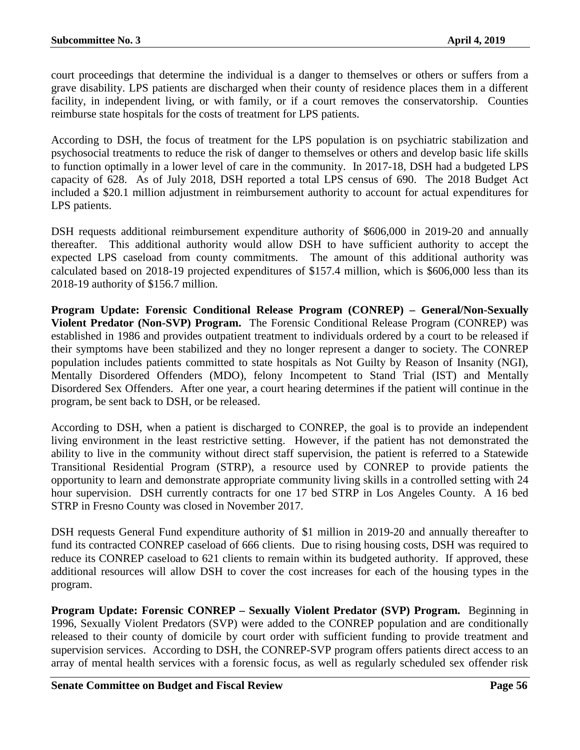court proceedings that determine the individual is a danger to themselves or others or suffers from a grave disability. LPS patients are discharged when their county of residence places them in a different facility, in independent living, or with family, or if a court removes the conservatorship. Counties reimburse state hospitals for the costs of treatment for LPS patients.

According to DSH, the focus of treatment for the LPS population is on psychiatric stabilization and psychosocial treatments to reduce the risk of danger to themselves or others and develop basic life skills to function optimally in a lower level of care in the community. In 2017-18, DSH had a budgeted LPS capacity of 628. As of July 2018, DSH reported a total LPS census of 690. The 2018 Budget Act included a $20.1 million adjustment in reimbursement authority to account for actual expenditures for LPS patients.

DSH requests additional reimbursement expenditure authority of $606,000 in 2019-20 and annually thereafter. This additional authority would allow DSH to have sufficient authority to accept the expected LPS caseload from county commitments. The amount of this additional authority was calculated based on 2018-19 projected expenditures of $157.4 million, which is $606,000 less than its 2018-19 authority of $156.7 million.

**Program Update: Forensic Conditional Release Program (CONREP) – General/Non-Sexually Violent Predator (Non-SVP) Program.** The Forensic Conditional Release Program (CONREP) was established in 1986 and provides outpatient treatment to individuals ordered by a court to be released if their symptoms have been stabilized and they no longer represent a danger to society. The CONREP population includes patients committed to state hospitals as Not Guilty by Reason of Insanity (NGI), Mentally Disordered Offenders (MDO), felony Incompetent to Stand Trial (IST) and Mentally Disordered Sex Offenders. After one year, a court hearing determines if the patient will continue in the program, be sent back to DSH, or be released.

According to DSH, when a patient is discharged to CONREP, the goal is to provide an independent living environment in the least restrictive setting. However, if the patient has not demonstrated the ability to live in the community without direct staff supervision, the patient is referred to a Statewide Transitional Residential Program (STRP), a resource used by CONREP to provide patients the opportunity to learn and demonstrate appropriate community living skills in a controlled setting with 24 hour supervision. DSH currently contracts for one 17 bed STRP in Los Angeles County. A 16 bed STRP in Fresno County was closed in November 2017.

DSH requests General Fund expenditure authority of $1 million in 2019-20 and annually thereafter to fund its contracted CONREP caseload of 666 clients. Due to rising housing costs, DSH was required to reduce its CONREP caseload to 621 clients to remain within its budgeted authority. If approved, these additional resources will allow DSH to cover the cost increases for each of the housing types in the program.

**Program Update: Forensic CONREP – Sexually Violent Predator (SVP) Program.** Beginning in 1996, Sexually Violent Predators (SVP) were added to the CONREP population and are conditionally released to their county of domicile by court order with sufficient funding to provide treatment and supervision services. According to DSH, the CONREP-SVP program offers patients direct access to an array of mental health services with a forensic focus, as well as regularly scheduled sex offender risk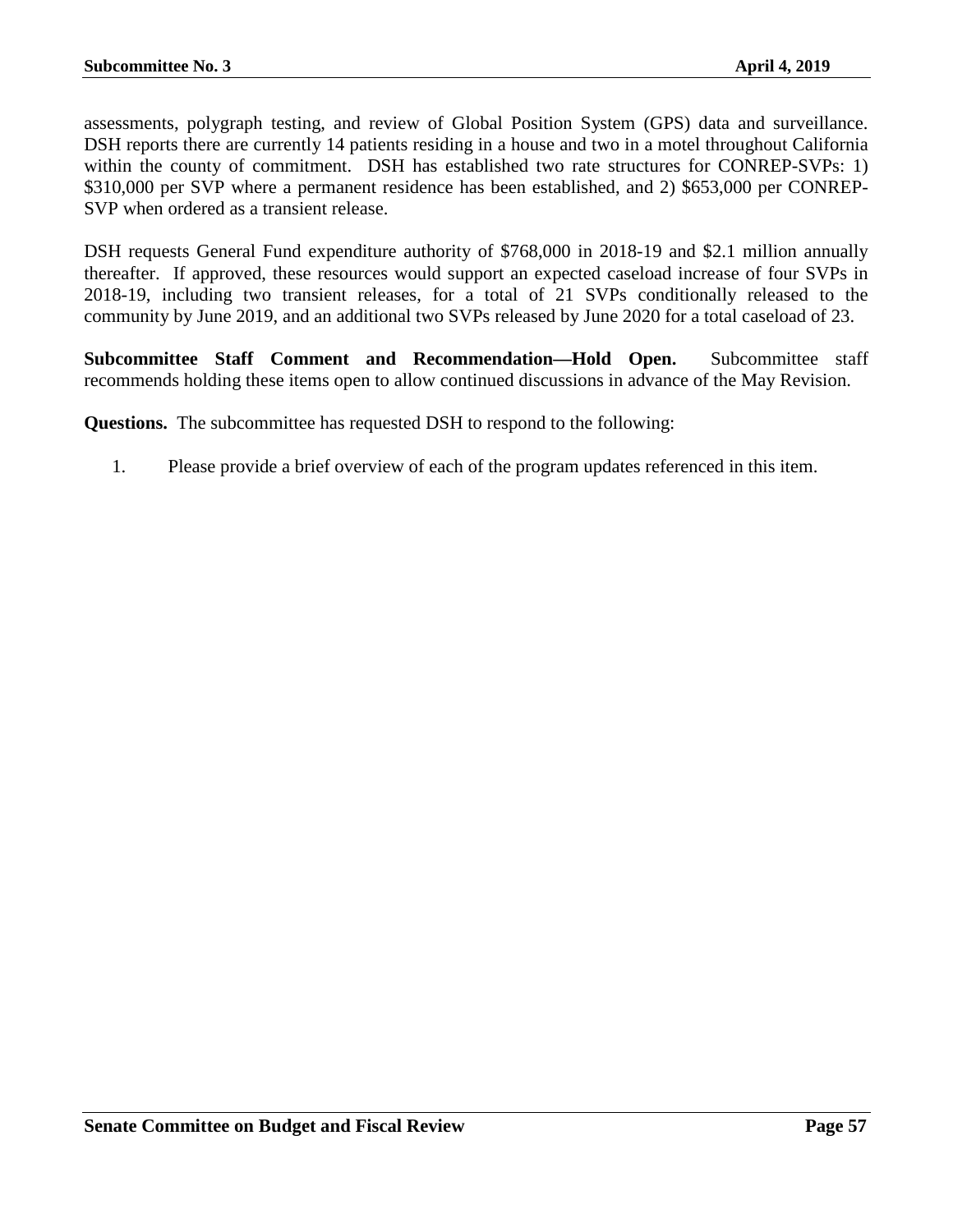assessments, polygraph testing, and review of Global Position System (GPS) data and surveillance. DSH reports there are currently 14 patients residing in a house and two in a motel throughout California within the county of commitment. DSH has established two rate structures for CONREP-SVPs: 1) $310,000 per SVP where a permanent residence has been established, and 2) $653,000 per CONREP-SVP when ordered as a transient release.

DSH requests General Fund expenditure authority of $768,000 in 2018-19 and $2.1 million annually thereafter. If approved, these resources would support an expected caseload increase of four SVPs in 2018-19, including two transient releases, for a total of 21 SVPs conditionally released to the community by June 2019, and an additional two SVPs released by June 2020 for a total caseload of 23.

**Subcommittee Staff Comment and Recommendation—Hold Open.** Subcommittee staff recommends holding these items open to allow continued discussions in advance of the May Revision.

**Questions.** The subcommittee has requested DSH to respond to the following:

1. Please provide a brief overview of each of the program updates referenced in this item.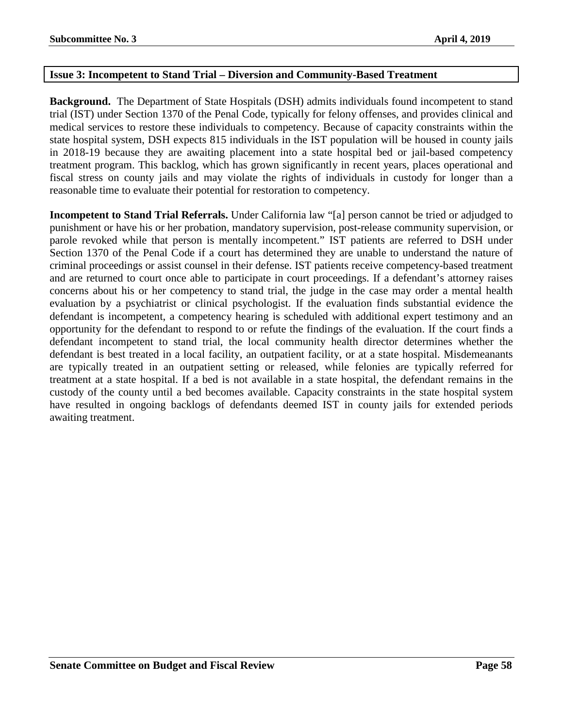## Issue 3: Incompetent to Stand Trial – Diversion and Community-Based Treatment

**Background.** The Department of State Hospitals (DSH) admits individuals found incompetent to stand trial (IST) under Section 1370 of the Penal Code, typically for felony offenses, and provides clinical and medical services to restore these individuals to competency. Because of capacity constraints within the state hospital system, DSH expects 815 individuals in the IST population will be housed in county jails in 2018-19 because they are awaiting placement into a state hospital bed or jail-based competency treatment program. This backlog, which has grown significantly in recent years, places operational and fiscal stress on county jails and may violate the rights of individuals in custody for longer than a reasonable time to evaluate their potential for restoration to competency.

**Incompetent to Stand Trial Referrals.** Under California law "[a] person cannot be tried or adjudged to punishment or have his or her probation, mandatory supervision, post-release community supervision, or parole revoked while that person is mentally incompetent." IST patients are referred to DSH under Section 1370 of the Penal Code if a court has determined they are unable to understand the nature of criminal proceedings or assist counsel in their defense. IST patients receive competency-based treatment and are returned to court once able to participate in court proceedings. If a defendant's attorney raises concerns about his or her competency to stand trial, the judge in the case may order a mental health evaluation by a psychiatrist or clinical psychologist. If the evaluation finds substantial evidence the defendant is incompetent, a competency hearing is scheduled with additional expert testimony and an opportunity for the defendant to respond to or refute the findings of the evaluation. If the court finds a defendant incompetent to stand trial, the local community health director determines whether the defendant is best treated in a local facility, an outpatient facility, or at a state hospital. Misdemeanants are typically treated in an outpatient setting or released, while felonies are typically referred for treatment at a state hospital. If a bed is not available in a state hospital, the defendant remains in the custody of the county until a bed becomes available. Capacity constraints in the state hospital system have resulted in ongoing backlogs of defendants deemed IST in county jails for extended periods awaiting treatment.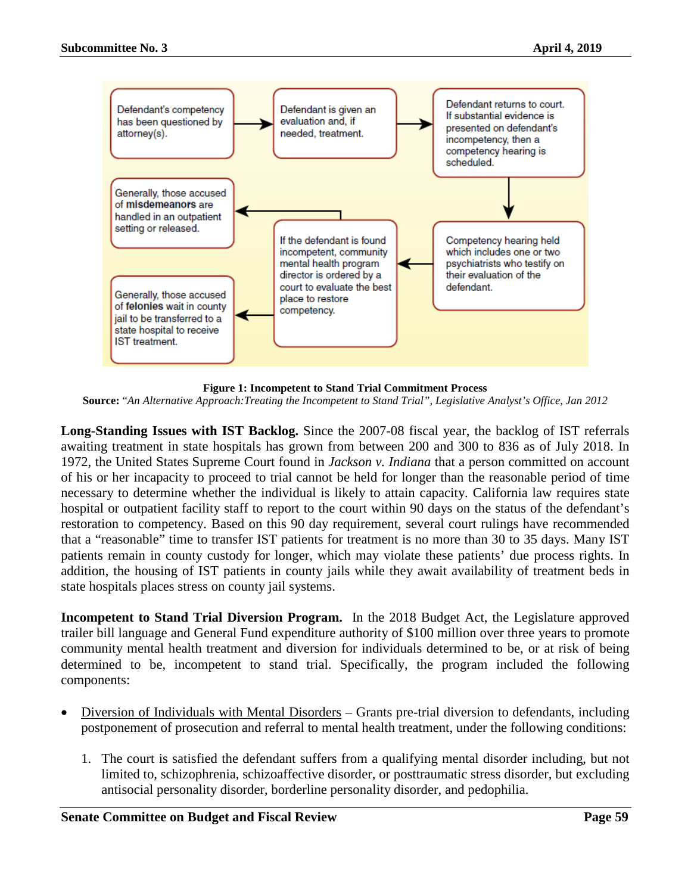Defendant's competency has been questioned by attorney(s).

Defendant is given an evaluation and, if needed, treatment.

Defendant returns to court. If substantial evidence is presented on defendant's incompetency, then a competency hearing is scheduled.

Competency hearing held which includes one or two psychiatrists who testify on their evaluation of the defendant.

If the defendant is found incompetent, community mental health program director is ordered by a court to evaluate the best place to restore competency.

Generally, those accused of **misdemeanors** are handled in an outpatient setting or released.

Generally, those accused of **felonies** wait in county jail to be transferred to a state hospital to receive IST treatment.

**Figure 1: Incompetent to Stand Trial Commitment Process**

**Source:** *"An Alternative Approach:Treating the Incompetent to Stand Trial", Legislative Analyst's Office, Jan 2012*

**Long-Standing Issues with IST Backlog.** Since the 2007-08 fiscal year, the backlog of IST referrals awaiting treatment in state hospitals has grown from between 200 and 300 to 836 as of July 2018. In 1972, the United States Supreme Court found in *Jackson v. Indiana* that a person committed on account of his or her incapacity to proceed to trial cannot be held for longer than the reasonable period of time necessary to determine whether the individual is likely to attain capacity. California law requires state hospital or outpatient facility staff to report to the court within 90 days on the status of the defendant's restoration to competency. Based on this 90 day requirement, several court rulings have recommended that a "reasonable" time to transfer IST patients for treatment is no more than 30 to 35 days. Many IST patients remain in county custody for longer, which may violate these patients' due process rights. In addition, the housing of IST patients in county jails while they await availability of treatment beds in state hospitals places stress on county jail systems.

**Incompetent to Stand Trial Diversion Program.** In the 2018 Budget Act, the Legislature approved trailer bill language and General Fund expenditure authority of $100 million over three years to promote community mental health treatment and diversion for individuals determined to be, or at risk of being determined to be, incompetent to stand trial. Specifically, the program included the following components:

- Diversion of Individuals with Mental Disorders – Grants pre-trial diversion to defendants, including postponement of prosecution and referral to mental health treatment, under the following conditions:

  1. The court is satisfied the defendant suffers from a qualifying mental disorder including, but not limited to, schizophrenia, schizoaffective disorder, or posttraumatic stress disorder, but excluding antisocial personality disorder, borderline personality disorder, and pedophilia.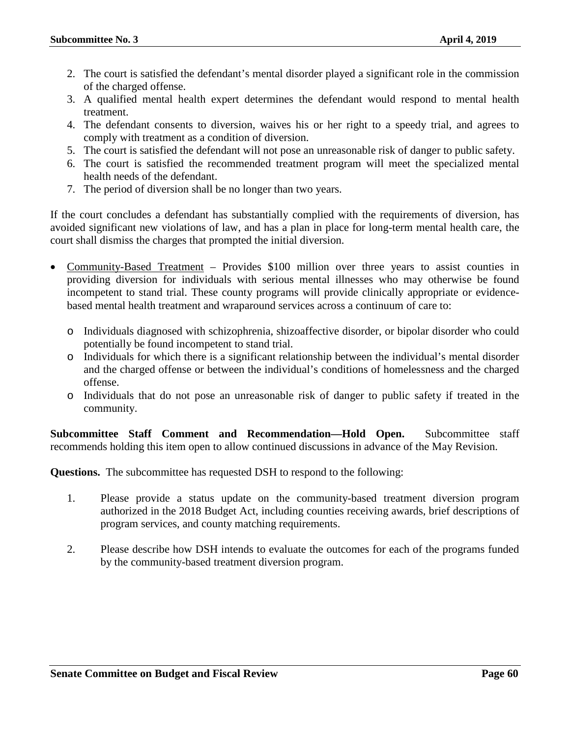2. The court is satisfied the defendant's mental disorder played a significant role in the commission of the charged offense.
3. A qualified mental health expert determines the defendant would respond to mental health treatment.
4. The defendant consents to diversion, waives his or her right to a speedy trial, and agrees to comply with treatment as a condition of diversion.
5. The court is satisfied the defendant will not pose an unreasonable risk of danger to public safety.
6. The court is satisfied the recommended treatment program will meet the specialized mental health needs of the defendant.
7. The period of diversion shall be no longer than two years.

If the court concludes a defendant has substantially complied with the requirements of diversion, has avoided significant new violations of law, and has a plan in place for long-term mental health care, the court shall dismiss the charges that prompted the initial diversion.

- Community-Based Treatment – Provides $100 million over three years to assist counties in providing diversion for individuals with serious mental illnesses who may otherwise be found incompetent to stand trial. These county programs will provide clinically appropriate or evidence-based mental health treatment and wraparound services across a continuum of care to:
  - Individuals diagnosed with schizophrenia, shizoaffective disorder, or bipolar disorder who could potentially be found incompetent to stand trial.
  - Individuals for which there is a significant relationship between the individual's mental disorder and the charged offense or between the individual's conditions of homelessness and the charged offense.
  - Individuals that do not pose an unreasonable risk of danger to public safety if treated in the community.

**Subcommittee Staff Comment and Recommendation—Hold Open.** Subcommittee staff recommends holding this item open to allow continued discussions in advance of the May Revision.

**Questions.** The subcommittee has requested DSH to respond to the following:

1. Please provide a status update on the community-based treatment diversion program authorized in the 2018 Budget Act, including counties receiving awards, brief descriptions of program services, and county matching requirements.

2. Please describe how DSH intends to evaluate the outcomes for each of the programs funded by the community-based treatment diversion program.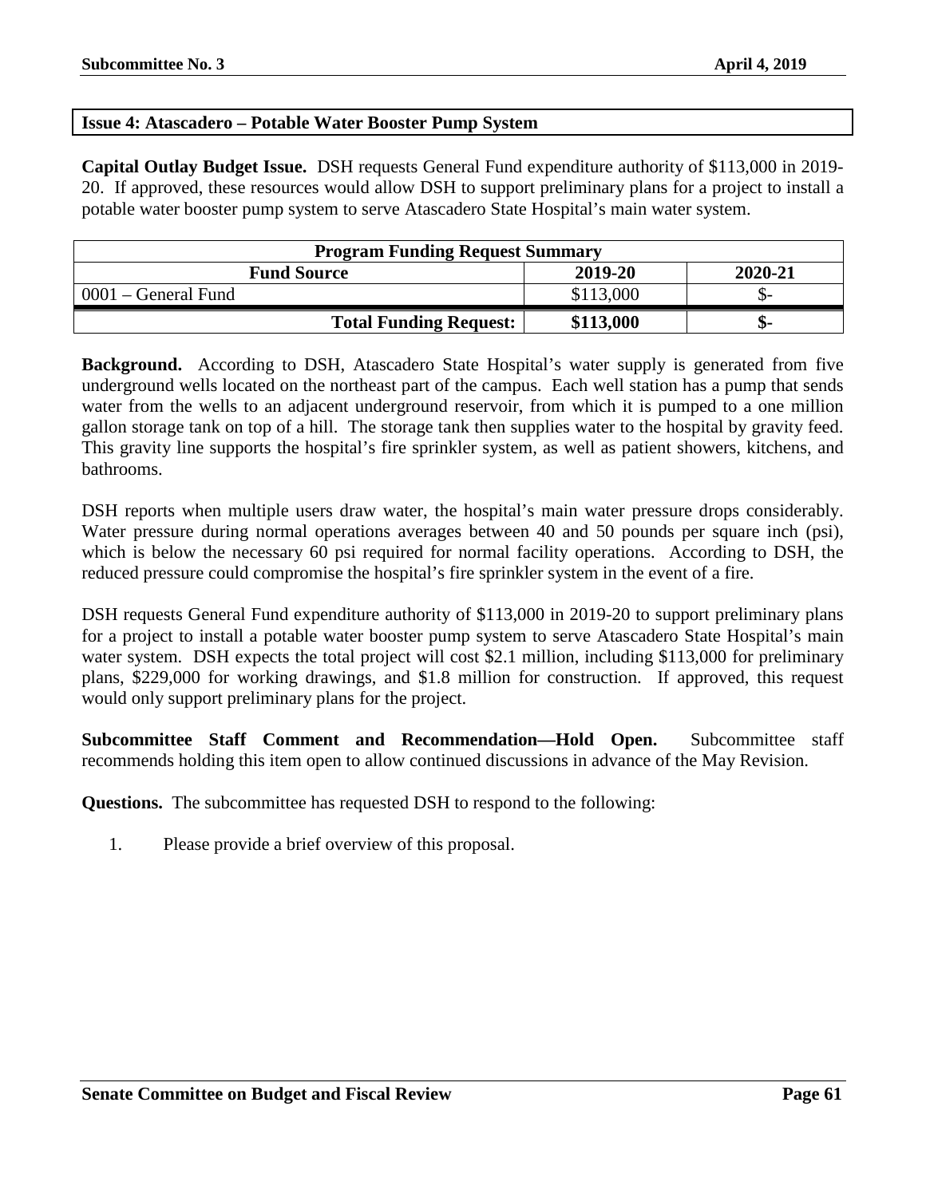## Issue 4: Atascadero – Potable Water Booster Pump System

**Capital Outlay Budget Issue.** DSH requests General Fund expenditure authority of $113,000 in 2019-20. If approved, these resources would allow DSH to support preliminary plans for a project to install a potable water booster pump system to serve Atascadero State Hospital's main water system.

| Program Funding Request Summary | | |
|---|---|---|
| **Fund Source** | **2019-20** | **2020-21** |
| 0001 – General Fund | $113,000 | $- |
| **Total Funding Request:** | **$113,000** | **$-** |

**Background.** According to DSH, Atascadero State Hospital's water supply is generated from five underground wells located on the northeast part of the campus. Each well station has a pump that sends water from the wells to an adjacent underground reservoir, from which it is pumped to a one million gallon storage tank on top of a hill. The storage tank then supplies water to the hospital by gravity feed. This gravity line supports the hospital's fire sprinkler system, as well as patient showers, kitchens, and bathrooms.

DSH reports when multiple users draw water, the hospital's main water pressure drops considerably. Water pressure during normal operations averages between 40 and 50 pounds per square inch (psi), which is below the necessary 60 psi required for normal facility operations. According to DSH, the reduced pressure could compromise the hospital's fire sprinkler system in the event of a fire.

DSH requests General Fund expenditure authority of $113,000 in 2019-20 to support preliminary plans for a project to install a potable water booster pump system to serve Atascadero State Hospital's main water system. DSH expects the total project will cost $2.1 million, including $113,000 for preliminary plans, $229,000 for working drawings, and $1.8 million for construction. If approved, this request would only support preliminary plans for the project.

**Subcommittee Staff Comment and Recommendation—Hold Open.** Subcommittee staff recommends holding this item open to allow continued discussions in advance of the May Revision.

**Questions.** The subcommittee has requested DSH to respond to the following:

1. Please provide a brief overview of this proposal.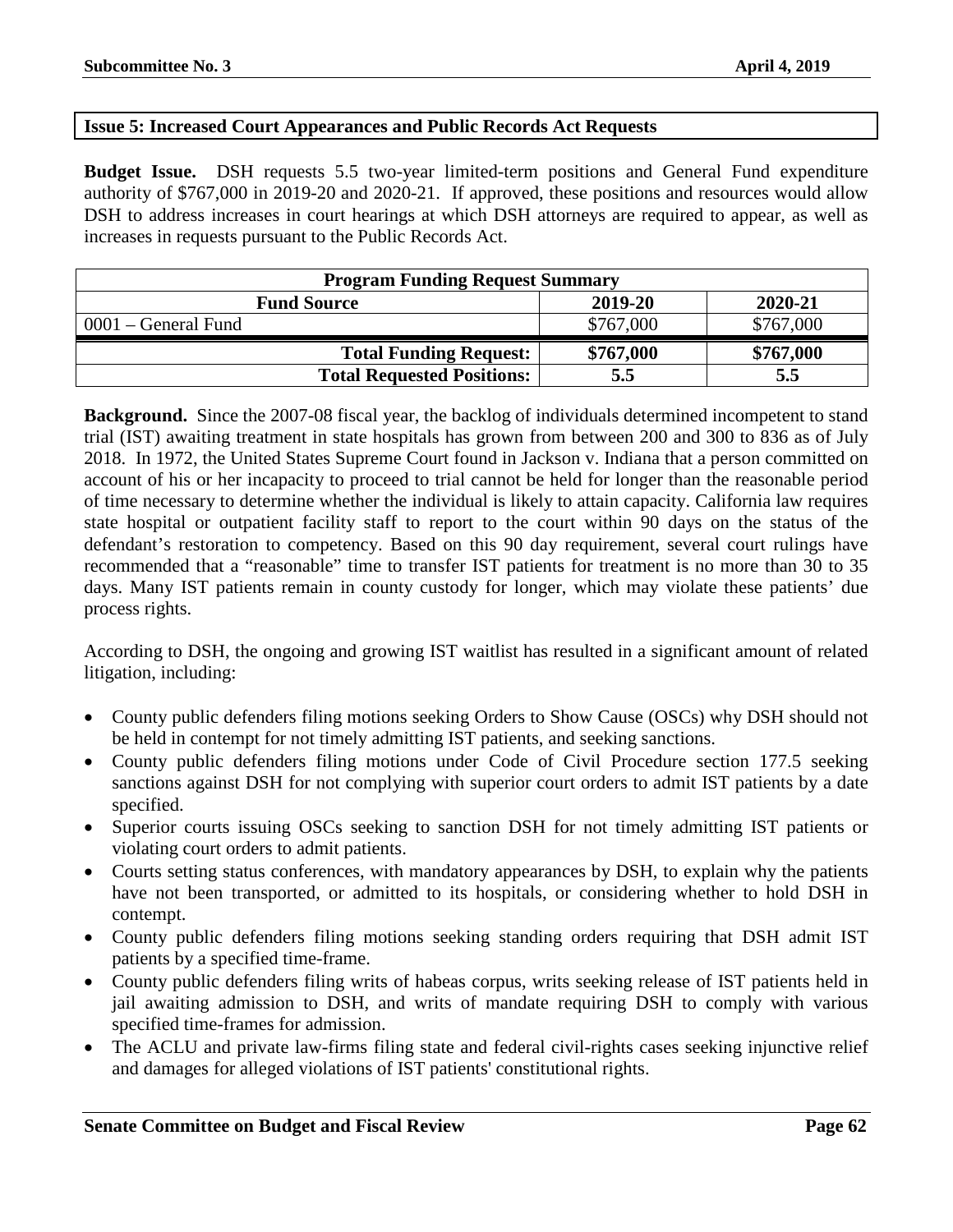## Issue 5: Increased Court Appearances and Public Records Act Requests

**Budget Issue.** DSH requests 5.5 two-year limited-term positions and General Fund expenditure authority of $767,000 in 2019-20 and 2020-21. If approved, these positions and resources would allow DSH to address increases in court hearings at which DSH attorneys are required to appear, as well as increases in requests pursuant to the Public Records Act.

| Program Funding Request Summary | | |
|---|---|---|
| **Fund Source** | **2019-20** | **2020-21** |
| 0001 – General Fund | $767,000 | $767,000 |
| **Total Funding Request:** | **$767,000** | **$767,000** |
| **Total Requested Positions:** | **5.5** | **5.5** |

**Background.** Since the 2007-08 fiscal year, the backlog of individuals determined incompetent to stand trial (IST) awaiting treatment in state hospitals has grown from between 200 and 300 to 836 as of July 2018. In 1972, the United States Supreme Court found in Jackson v. Indiana that a person committed on account of his or her incapacity to proceed to trial cannot be held for longer than the reasonable period of time necessary to determine whether the individual is likely to attain capacity. California law requires state hospital or outpatient facility staff to report to the court within 90 days on the status of the defendant's restoration to competency. Based on this 90 day requirement, several court rulings have recommended that a "reasonable" time to transfer IST patients for treatment is no more than 30 to 35 days. Many IST patients remain in county custody for longer, which may violate these patients' due process rights.

According to DSH, the ongoing and growing IST waitlist has resulted in a significant amount of related litigation, including:

- County public defenders filing motions seeking Orders to Show Cause (OSCs) why DSH should not be held in contempt for not timely admitting IST patients, and seeking sanctions.
- County public defenders filing motions under Code of Civil Procedure section 177.5 seeking sanctions against DSH for not complying with superior court orders to admit IST patients by a date specified.
- Superior courts issuing OSCs seeking to sanction DSH for not timely admitting IST patients or violating court orders to admit patients.
- Courts setting status conferences, with mandatory appearances by DSH, to explain why the patients have not been transported, or admitted to its hospitals, or considering whether to hold DSH in contempt.
- County public defenders filing motions seeking standing orders requiring that DSH admit IST patients by a specified time-frame.
- County public defenders filing writs of habeas corpus, writs seeking release of IST patients held in jail awaiting admission to DSH, and writs of mandate requiring DSH to comply with various specified time-frames for admission.
- The ACLU and private law-firms filing state and federal civil-rights cases seeking injunctive relief and damages for alleged violations of IST patients' constitutional rights.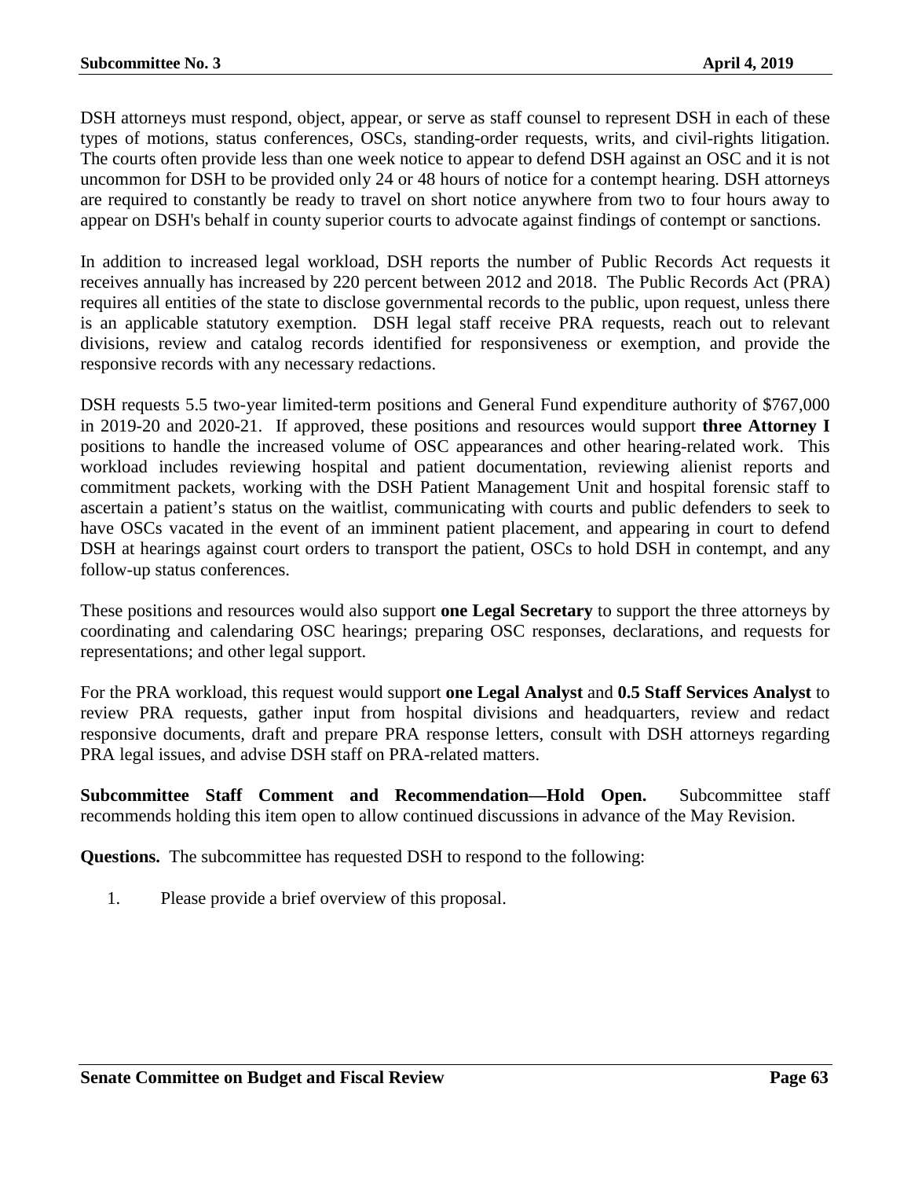DSH attorneys must respond, object, appear, or serve as staff counsel to represent DSH in each of these types of motions, status conferences, OSCs, standing-order requests, writs, and civil-rights litigation. The courts often provide less than one week notice to appear to defend DSH against an OSC and it is not uncommon for DSH to be provided only 24 or 48 hours of notice for a contempt hearing. DSH attorneys are required to constantly be ready to travel on short notice anywhere from two to four hours away to appear on DSH's behalf in county superior courts to advocate against findings of contempt or sanctions.

In addition to increased legal workload, DSH reports the number of Public Records Act requests it receives annually has increased by 220 percent between 2012 and 2018. The Public Records Act (PRA) requires all entities of the state to disclose governmental records to the public, upon request, unless there is an applicable statutory exemption. DSH legal staff receive PRA requests, reach out to relevant divisions, review and catalog records identified for responsiveness or exemption, and provide the responsive records with any necessary redactions.

DSH requests 5.5 two-year limited-term positions and General Fund expenditure authority of $767,000 in 2019-20 and 2020-21. If approved, these positions and resources would support **three Attorney I** positions to handle the increased volume of OSC appearances and other hearing-related work. This workload includes reviewing hospital and patient documentation, reviewing alienist reports and commitment packets, working with the DSH Patient Management Unit and hospital forensic staff to ascertain a patient's status on the waitlist, communicating with courts and public defenders to seek to have OSCs vacated in the event of an imminent patient placement, and appearing in court to defend DSH at hearings against court orders to transport the patient, OSCs to hold DSH in contempt, and any follow-up status conferences.

These positions and resources would also support **one Legal Secretary** to support the three attorneys by coordinating and calendaring OSC hearings; preparing OSC responses, declarations, and requests for representations; and other legal support.

For the PRA workload, this request would support **one Legal Analyst** and **0.5 Staff Services Analyst** to review PRA requests, gather input from hospital divisions and headquarters, review and redact responsive documents, draft and prepare PRA response letters, consult with DSH attorneys regarding PRA legal issues, and advise DSH staff on PRA-related matters.

**Subcommittee Staff Comment and Recommendation—Hold Open.** Subcommittee staff recommends holding this item open to allow continued discussions in advance of the May Revision.

**Questions.** The subcommittee has requested DSH to respond to the following:

1. Please provide a brief overview of this proposal.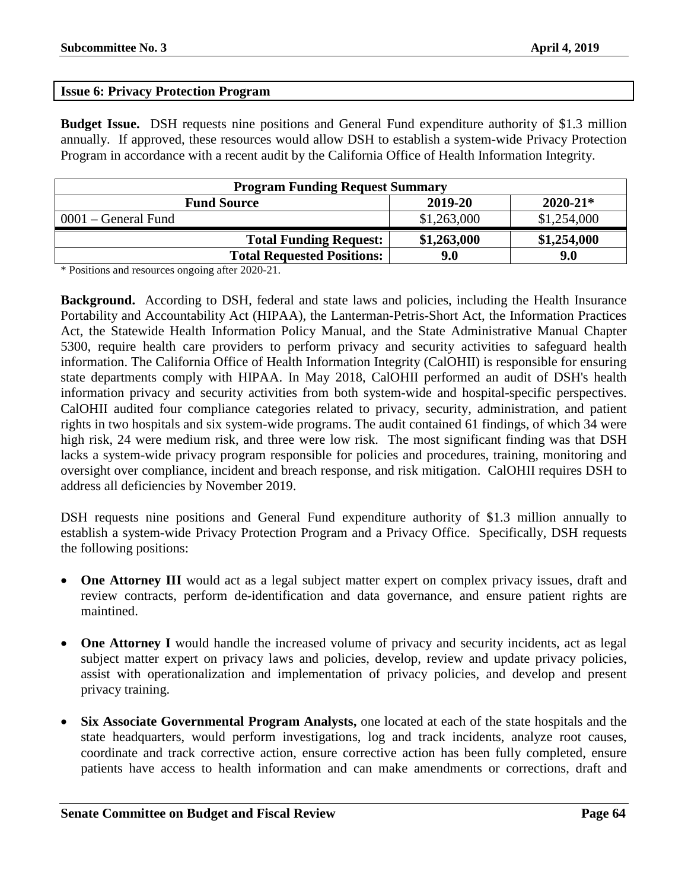## Issue 6: Privacy Protection Program

**Budget Issue.** DSH requests nine positions and General Fund expenditure authority of $1.3 million annually. If approved, these resources would allow DSH to establish a system-wide Privacy Protection Program in accordance with a recent audit by the California Office of Health Information Integrity.

| Program Funding Request Summary | | |
|---|---|---|
| **Fund Source** | **2019-20** | **2020-21*** |
| 0001 – General Fund | $1,263,000 | $1,254,000 |
| **Total Funding Request:** | **$1,263,000** | **$1,254,000** |
| **Total Requested Positions:** | **9.0** | **9.0** |

* Positions and resources ongoing after 2020-21.

**Background.** According to DSH, federal and state laws and policies, including the Health Insurance Portability and Accountability Act (HIPAA), the Lanterman-Petris-Short Act, the Information Practices Act, the Statewide Health Information Policy Manual, and the State Administrative Manual Chapter 5300, require health care providers to perform privacy and security activities to safeguard health information. The California Office of Health Information Integrity (CalOHII) is responsible for ensuring state departments comply with HIPAA. In May 2018, CalOHII performed an audit of DSH's health information privacy and security activities from both system-wide and hospital-specific perspectives. CalOHII audited four compliance categories related to privacy, security, administration, and patient rights in two hospitals and six system-wide programs. The audit contained 61 findings, of which 34 were high risk, 24 were medium risk, and three were low risk. The most significant finding was that DSH lacks a system-wide privacy program responsible for policies and procedures, training, monitoring and oversight over compliance, incident and breach response, and risk mitigation. CalOHII requires DSH to address all deficiencies by November 2019.

DSH requests nine positions and General Fund expenditure authority of $1.3 million annually to establish a system-wide Privacy Protection Program and a Privacy Office. Specifically, DSH requests the following positions:

- **One Attorney III** would act as a legal subject matter expert on complex privacy issues, draft and review contracts, perform de-identification and data governance, and ensure patient rights are maintined.
- **One Attorney I** would handle the increased volume of privacy and security incidents, act as legal subject matter expert on privacy laws and policies, develop, review and update privacy policies, assist with operationalization and implementation of privacy policies, and develop and present privacy training.
- **Six Associate Governmental Program Analysts,** one located at each of the state hospitals and the state headquarters, would perform investigations, log and track incidents, analyze root causes, coordinate and track corrective action, ensure corrective action has been fully completed, ensure patients have access to health information and can make amendments or corrections, draft and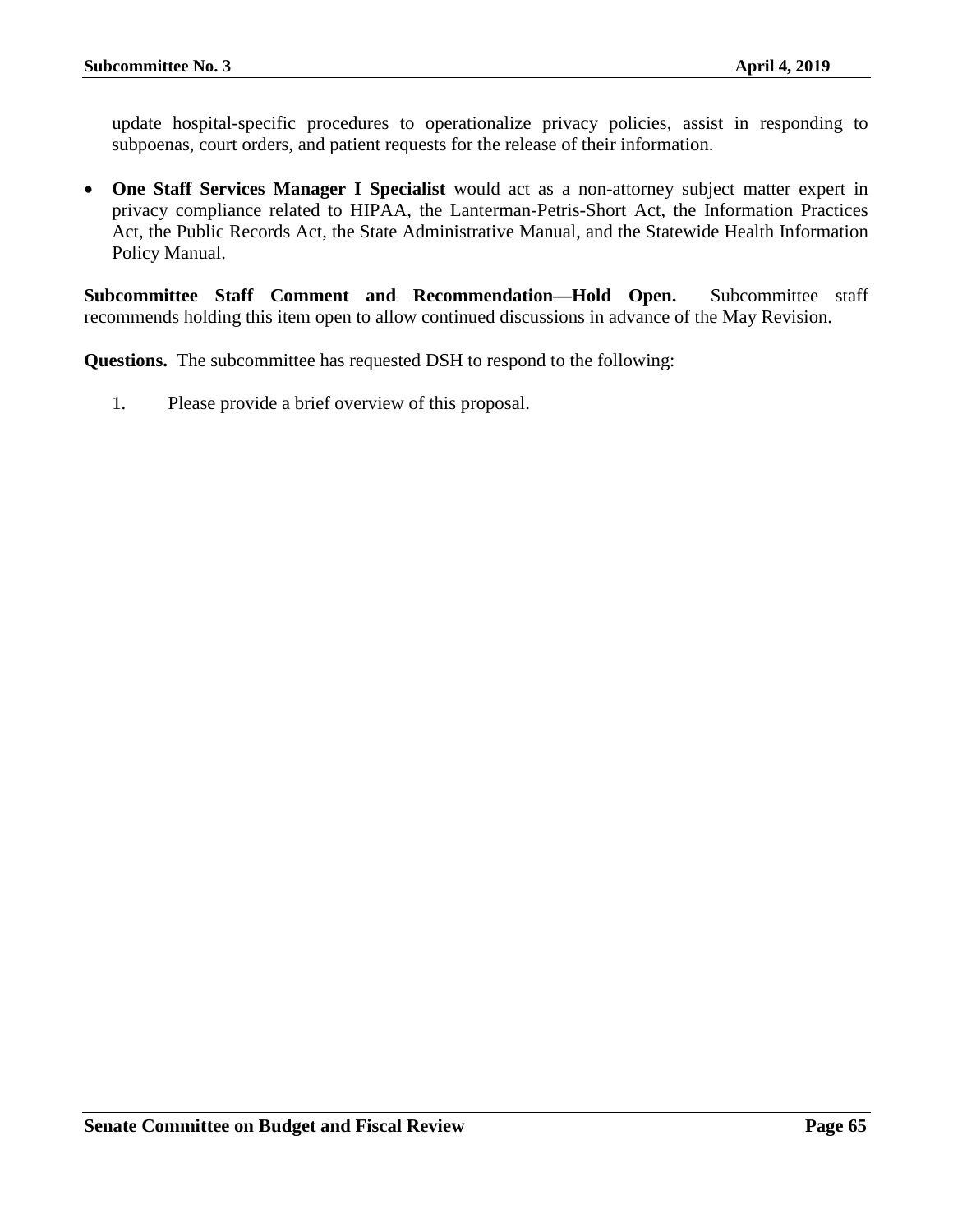update hospital-specific procedures to operationalize privacy policies, assist in responding to subpoenas, court orders, and patient requests for the release of their information.

- **One Staff Services Manager I Specialist** would act as a non-attorney subject matter expert in privacy compliance related to HIPAA, the Lanterman-Petris-Short Act, the Information Practices Act, the Public Records Act, the State Administrative Manual, and the Statewide Health Information Policy Manual.

**Subcommittee Staff Comment and Recommendation—Hold Open.** Subcommittee staff recommends holding this item open to allow continued discussions in advance of the May Revision.

**Questions.** The subcommittee has requested DSH to respond to the following:

1. Please provide a brief overview of this proposal.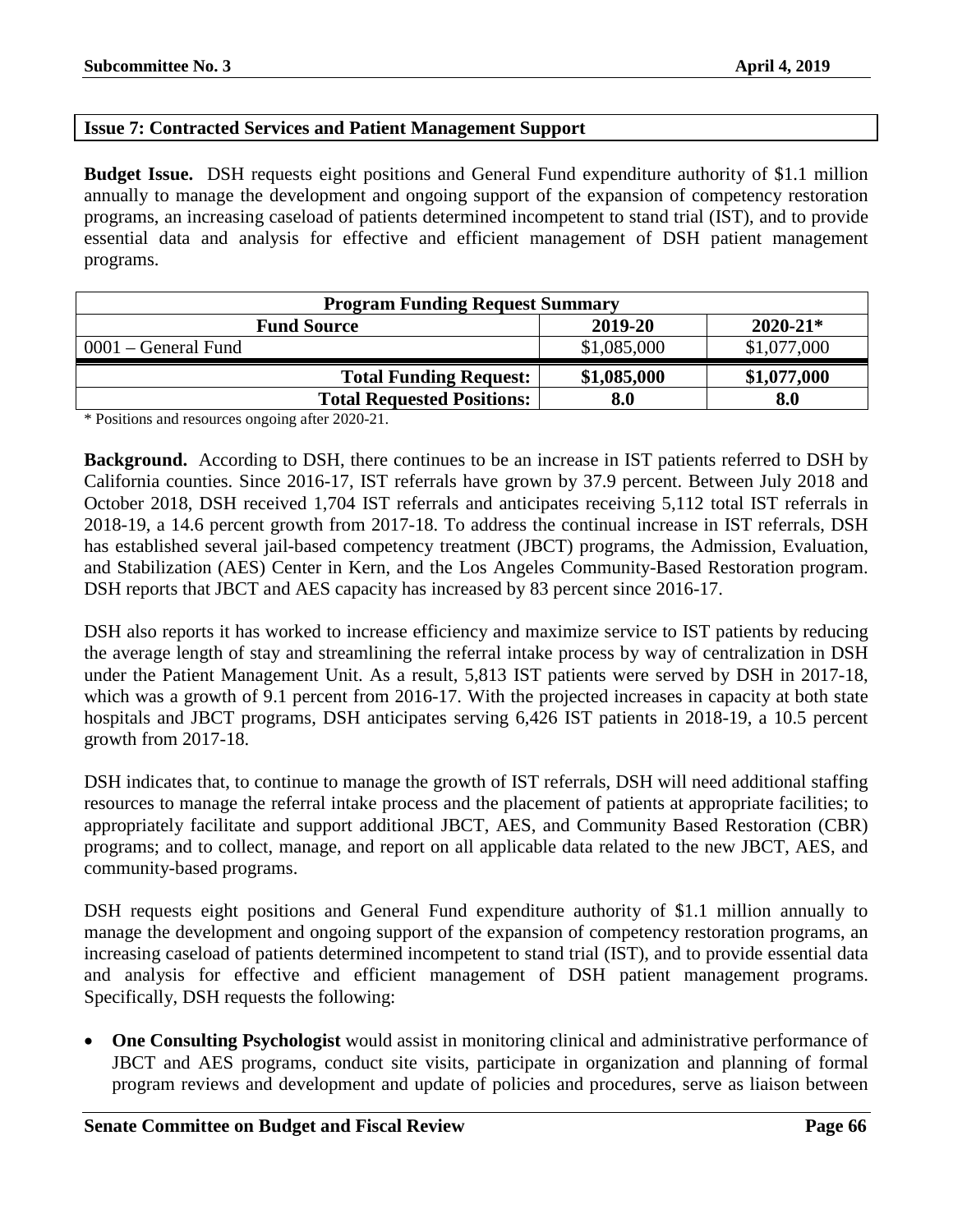## Issue 7: Contracted Services and Patient Management Support

**Budget Issue.** DSH requests eight positions and General Fund expenditure authority of $1.1 million annually to manage the development and ongoing support of the expansion of competency restoration programs, an increasing caseload of patients determined incompetent to stand trial (IST), and to provide essential data and analysis for effective and efficient management of DSH patient management programs.

| Program Funding Request Summary | | |
|---|---|---|
| **Fund Source** | **2019-20** | **2020-21*** |
| 0001 – General Fund | $1,085,000 | $1,077,000 |
| **Total Funding Request:** | **$1,085,000** | **$1,077,000** |
| **Total Requested Positions:** | **8.0** | **8.0** |

\* Positions and resources ongoing after 2020-21.

**Background.** According to DSH, there continues to be an increase in IST patients referred to DSH by California counties. Since 2016-17, IST referrals have grown by 37.9 percent. Between July 2018 and October 2018, DSH received 1,704 IST referrals and anticipates receiving 5,112 total IST referrals in 2018-19, a 14.6 percent growth from 2017-18. To address the continual increase in IST referrals, DSH has established several jail-based competency treatment (JBCT) programs, the Admission, Evaluation, and Stabilization (AES) Center in Kern, and the Los Angeles Community-Based Restoration program. DSH reports that JBCT and AES capacity has increased by 83 percent since 2016-17.

DSH also reports it has worked to increase efficiency and maximize service to IST patients by reducing the average length of stay and streamlining the referral intake process by way of centralization in DSH under the Patient Management Unit. As a result, 5,813 IST patients were served by DSH in 2017-18, which was a growth of 9.1 percent from 2016-17. With the projected increases in capacity at both state hospitals and JBCT programs, DSH anticipates serving 6,426 IST patients in 2018-19, a 10.5 percent growth from 2017-18.

DSH indicates that, to continue to manage the growth of IST referrals, DSH will need additional staffing resources to manage the referral intake process and the placement of patients at appropriate facilities; to appropriately facilitate and support additional JBCT, AES, and Community Based Restoration (CBR) programs; and to collect, manage, and report on all applicable data related to the new JBCT, AES, and community-based programs.

DSH requests eight positions and General Fund expenditure authority of $1.1 million annually to manage the development and ongoing support of the expansion of competency restoration programs, an increasing caseload of patients determined incompetent to stand trial (IST), and to provide essential data and analysis for effective and efficient management of DSH patient management programs. Specifically, DSH requests the following:

- **One Consulting Psychologist** would assist in monitoring clinical and administrative performance of JBCT and AES programs, conduct site visits, participate in organization and planning of formal program reviews and development and update of policies and procedures, serve as liaison between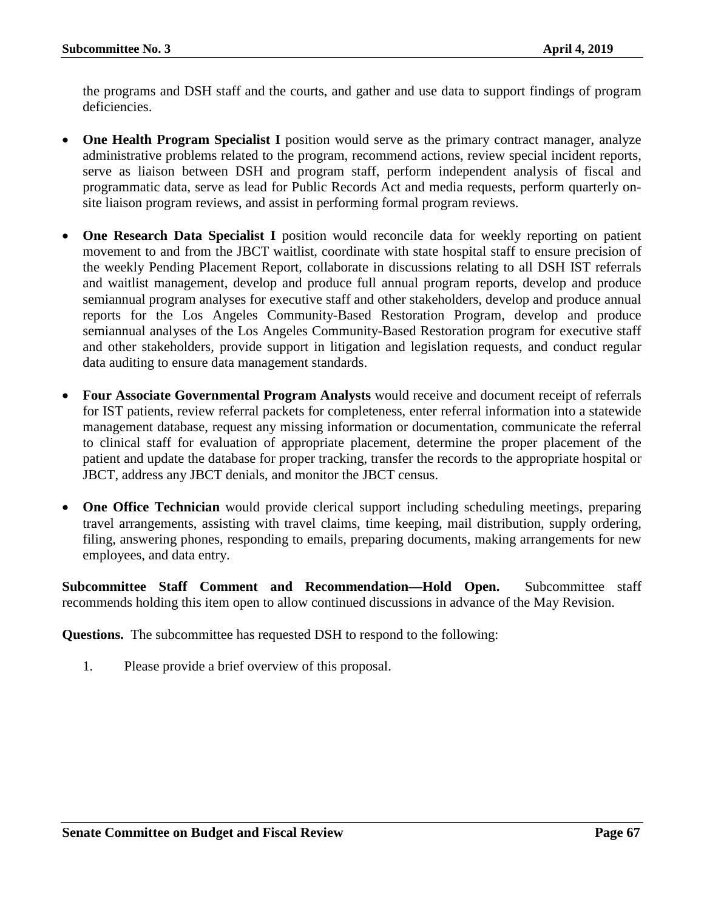the programs and DSH staff and the courts, and gather and use data to support findings of program deficiencies.

- **One Health Program Specialist I** position would serve as the primary contract manager, analyze administrative problems related to the program, recommend actions, review special incident reports, serve as liaison between DSH and program staff, perform independent analysis of fiscal and programmatic data, serve as lead for Public Records Act and media requests, perform quarterly on-site liaison program reviews, and assist in performing formal program reviews.

- **One Research Data Specialist I** position would reconcile data for weekly reporting on patient movement to and from the JBCT waitlist, coordinate with state hospital staff to ensure precision of the weekly Pending Placement Report, collaborate in discussions relating to all DSH IST referrals and waitlist management, develop and produce full annual program reports, develop and produce semiannual program analyses for executive staff and other stakeholders, develop and produce annual reports for the Los Angeles Community-Based Restoration Program, develop and produce semiannual analyses of the Los Angeles Community-Based Restoration program for executive staff and other stakeholders, provide support in litigation and legislation requests, and conduct regular data auditing to ensure data management standards.

- **Four Associate Governmental Program Analysts** would receive and document receipt of referrals for IST patients, review referral packets for completeness, enter referral information into a statewide management database, request any missing information or documentation, communicate the referral to clinical staff for evaluation of appropriate placement, determine the proper placement of the patient and update the database for proper tracking, transfer the records to the appropriate hospital or JBCT, address any JBCT denials, and monitor the JBCT census.

- **One Office Technician** would provide clerical support including scheduling meetings, preparing travel arrangements, assisting with travel claims, time keeping, mail distribution, supply ordering, filing, answering phones, responding to emails, preparing documents, making arrangements for new employees, and data entry.

**Subcommittee Staff Comment and Recommendation—Hold Open.** Subcommittee staff recommends holding this item open to allow continued discussions in advance of the May Revision.

**Questions.** The subcommittee has requested DSH to respond to the following:

1. Please provide a brief overview of this proposal.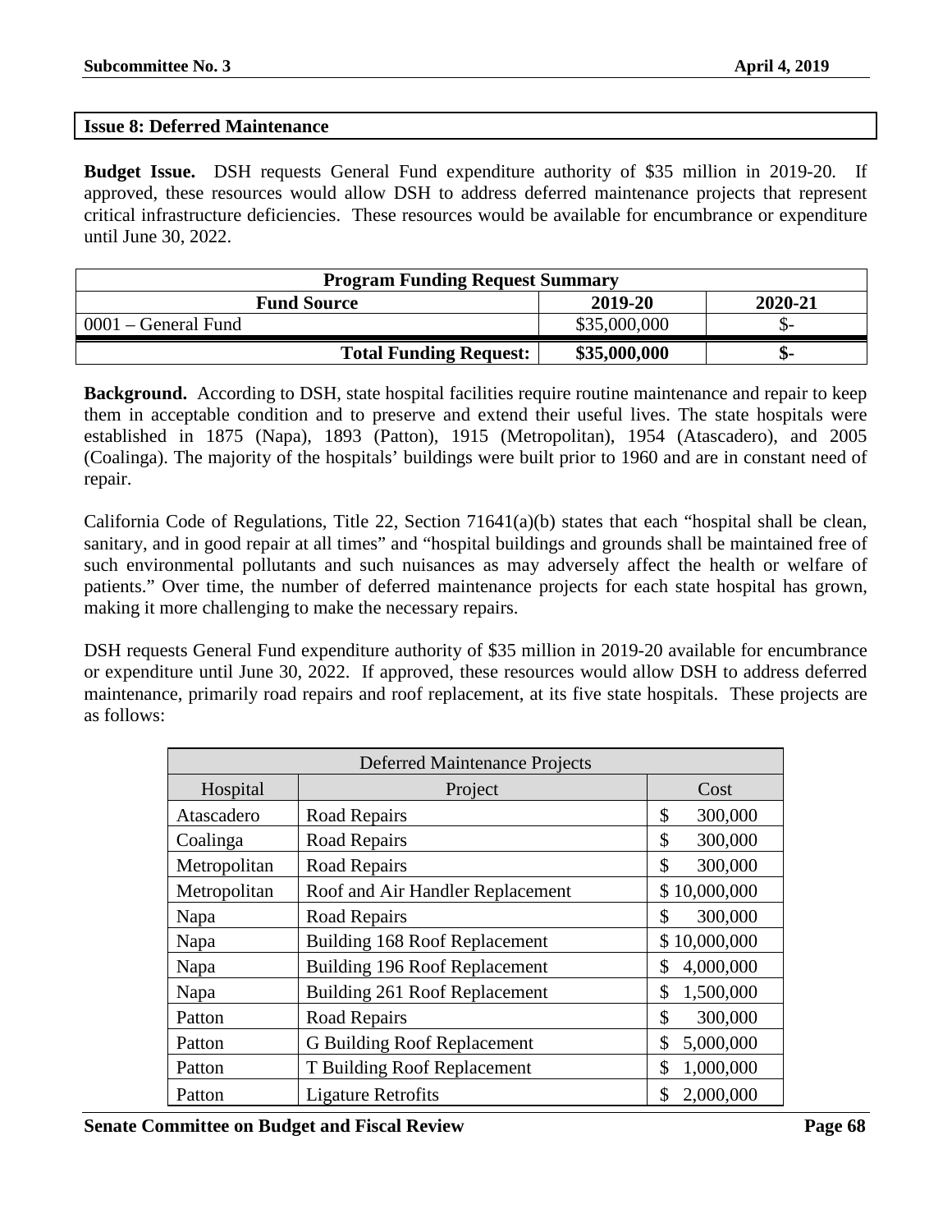## Issue 8: Deferred Maintenance

**Budget Issue.** DSH requests General Fund expenditure authority of $35 million in 2019-20. If approved, these resources would allow DSH to address deferred maintenance projects that represent critical infrastructure deficiencies. These resources would be available for encumbrance or expenditure until June 30, 2022.

| Program Funding Request Summary | | |
|---|---|---|
| **Fund Source** | **2019-20** | **2020-21** |
| 0001 – General Fund | $35,000,000 | $- |
| **Total Funding Request:** | **$35,000,000** | **$-** |

**Background.** According to DSH, state hospital facilities require routine maintenance and repair to keep them in acceptable condition and to preserve and extend their useful lives. The state hospitals were established in 1875 (Napa), 1893 (Patton), 1915 (Metropolitan), 1954 (Atascadero), and 2005 (Coalinga). The majority of the hospitals' buildings were built prior to 1960 and are in constant need of repair.

California Code of Regulations, Title 22, Section 71641(a)(b) states that each "hospital shall be clean, sanitary, and in good repair at all times" and "hospital buildings and grounds shall be maintained free of such environmental pollutants and such nuisances as may adversely affect the health or welfare of patients." Over time, the number of deferred maintenance projects for each state hospital has grown, making it more challenging to make the necessary repairs.

DSH requests General Fund expenditure authority of $35 million in 2019-20 available for encumbrance or expenditure until June 30, 2022. If approved, these resources would allow DSH to address deferred maintenance, primarily road repairs and roof replacement, at its five state hospitals. These projects are as follows:

| Deferred Maintenance Projects | | |
|---|---|---|
| Hospital | Project | Cost |
| Atascadero | Road Repairs | $ 300,000 |
| Coalinga | Road Repairs | $ 300,000 |
| Metropolitan | Road Repairs | $ 300,000 |
| Metropolitan | Roof and Air Handler Replacement | $ 10,000,000 |
| Napa | Road Repairs | $ 300,000 |
| Napa | Building 168 Roof Replacement | $ 10,000,000 |
| Napa | Building 196 Roof Replacement | $ 4,000,000 |
| Napa | Building 261 Roof Replacement | $ 1,500,000 |
| Patton | Road Repairs | $ 300,000 |
| Patton | G Building Roof Replacement | $ 5,000,000 |
| Patton | T Building Roof Replacement | $ 1,000,000 |
| Patton | Ligature Retrofits | $ 2,000,000 |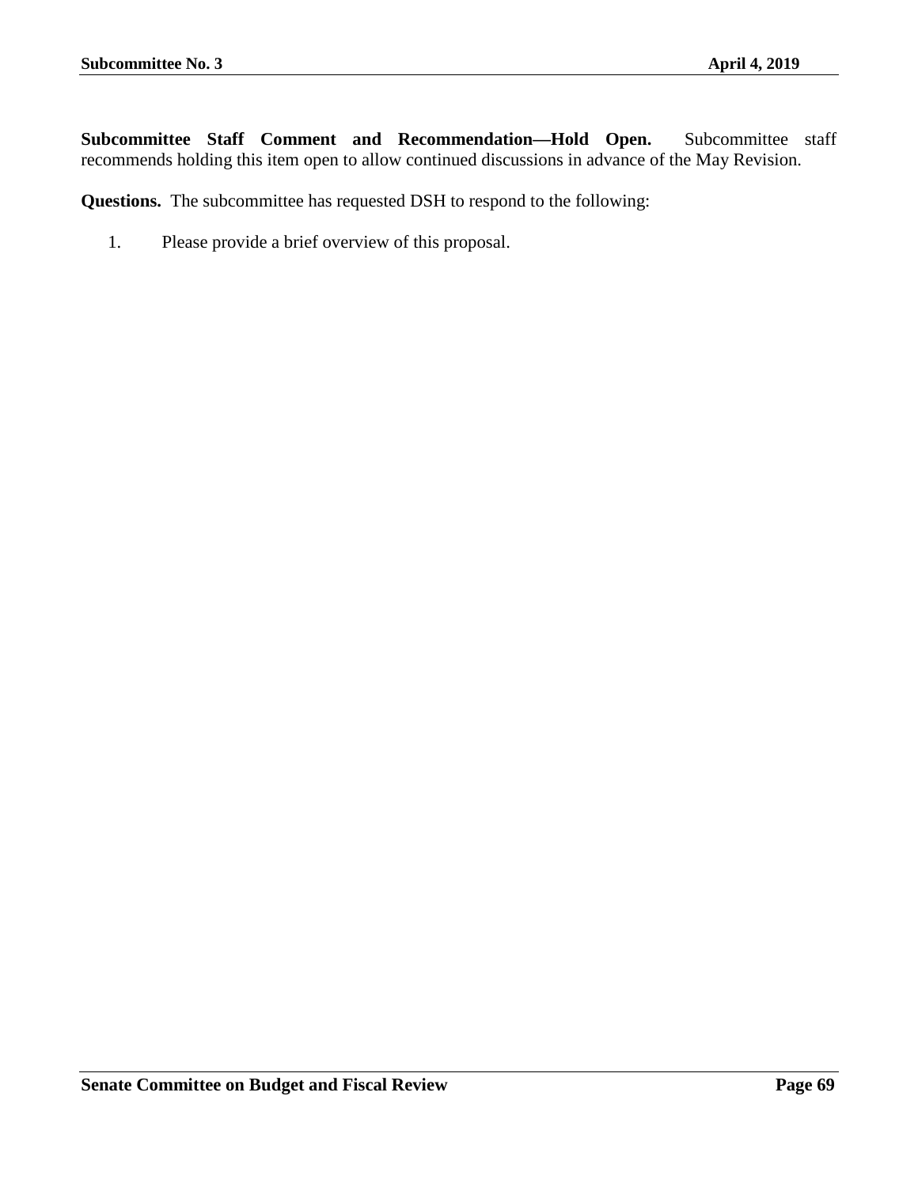**Subcommittee Staff Comment and Recommendation—Hold Open.** Subcommittee staff recommends holding this item open to allow continued discussions in advance of the May Revision.

**Questions.** The subcommittee has requested DSH to respond to the following:

1. Please provide a brief overview of this proposal.